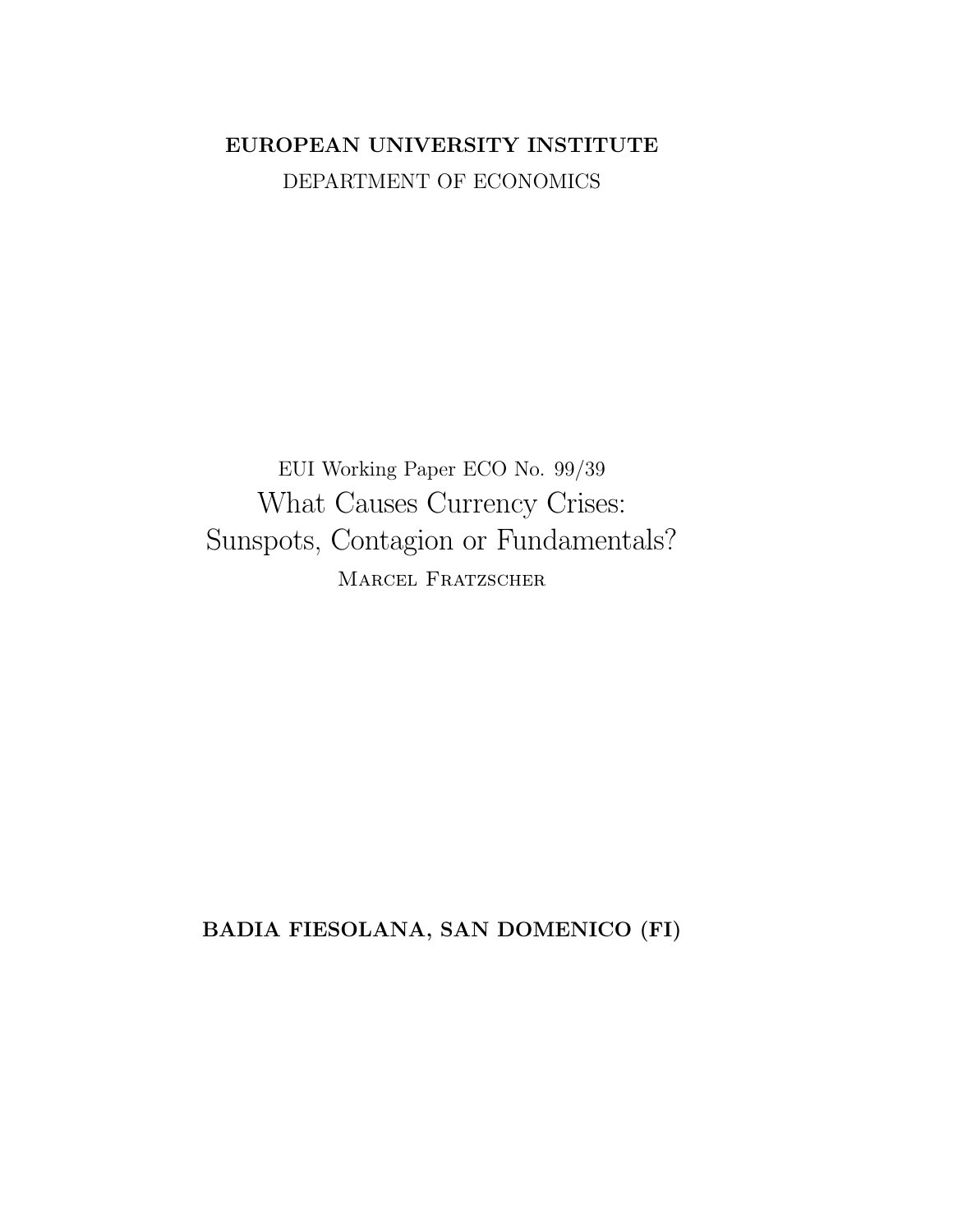**EUROPEAN UNIVERSITY INSTITUTE**

DEPARTMENT OF ECONOMICS

EUI Working Paper ECO No. 99/39

# What Causes Currency Crises: Sunspots, Contagion or Fundamentals?

Marcel Fratzscher

**BADIA FIESOLANA, SAN DOMENICO (FI)**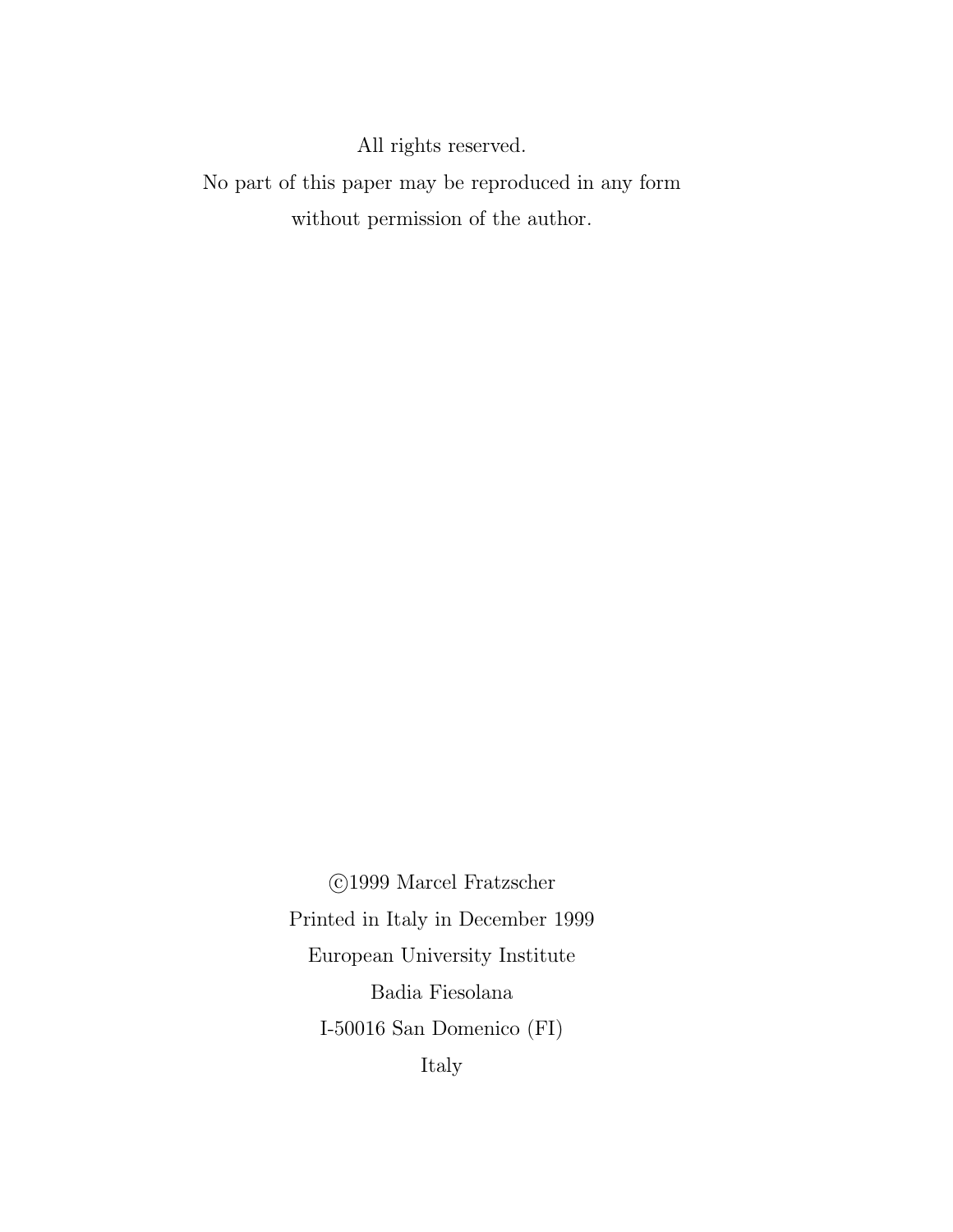All rights reserved.

No part of this paper may be reproduced in any form

without permission of the author.

©1999 Marcel Fratzscher

Printed in Italy in December 1999

European University Institute

Badia Fiesolana

I-50016 San Domenico (FI)

Italy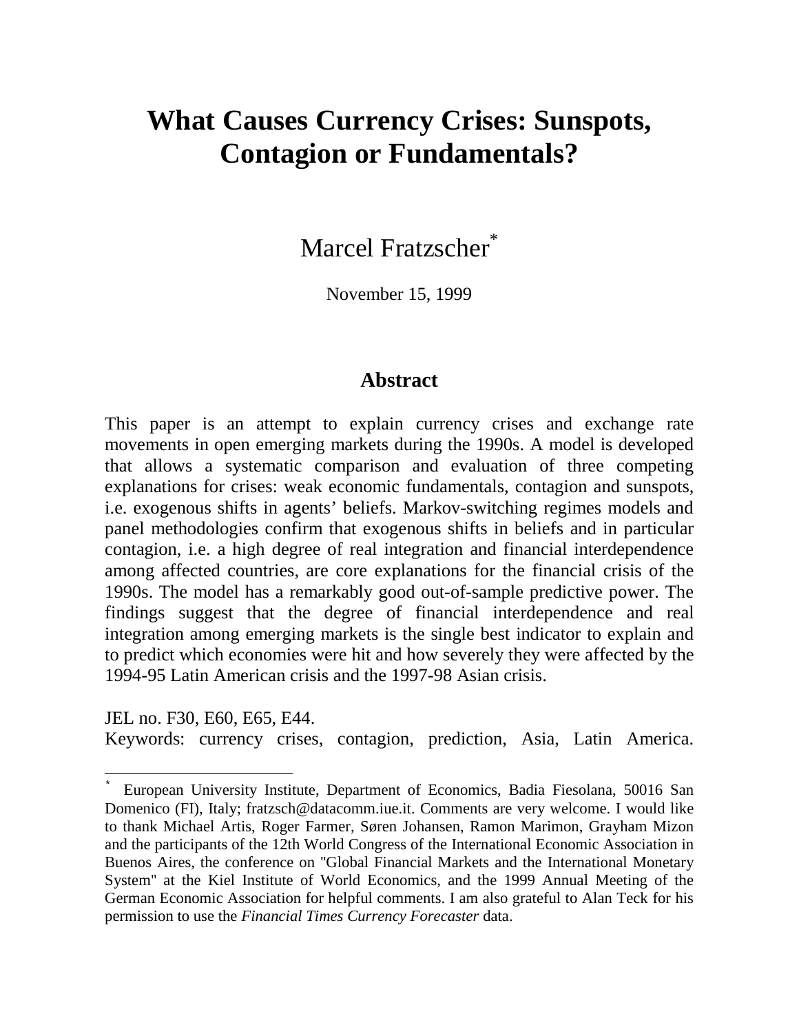# What Causes Currency Crises: Sunspots, Contagion or Fundamentals?

Marcel Fratzscher[*]

November 15, 1999

## Abstract

This paper is an attempt to explain currency crises and exchange rate movements in open emerging markets during the 1990s. A model is developed that allows a systematic comparison and evaluation of three competing explanations for crises: weak economic fundamentals, contagion and sunspots, i.e. exogenous shifts in agents' beliefs. Markov-switching regimes models and panel methodologies confirm that exogenous shifts in beliefs and in particular contagion, i.e. a high degree of real integration and financial interdependence among affected countries, are core explanations for the financial crisis of the 1990s. The model has a remarkably good out-of-sample predictive power. The findings suggest that the degree of financial interdependence and real integration among emerging markets is the single best indicator to explain and to predict which economies were hit and how severely they were affected by the 1994-95 Latin American crisis and the 1997-98 Asian crisis.

JEL no. F30, E60, E65, E44.

Keywords: currency crises, contagion, prediction, Asia, Latin America.

---

[*] European University Institute, Department of Economics, Badia Fiesolana, 50016 San Domenico (FI), Italy; fratzsch@datacomm.iue.it. Comments are very welcome. I would like to thank Michael Artis, Roger Farmer, Søren Johansen, Ramon Marimon, Grayham Mizon and the participants of the 12th World Congress of the International Economic Association in Buenos Aires, the conference on "Global Financial Markets and the International Monetary System" at the Kiel Institute of World Economics, and the 1999 Annual Meeting of the German Economic Association for helpful comments. I am also grateful to Alan Teck for his permission to use the *Financial Times Currency Forecaster* data.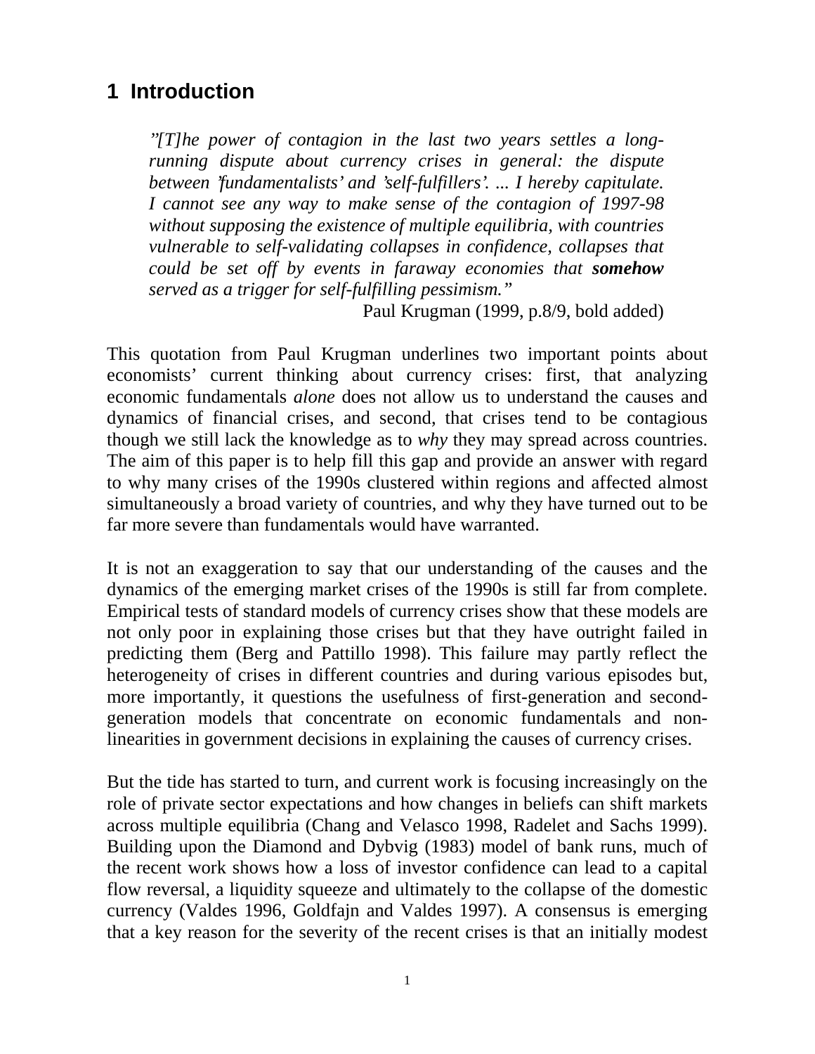# 1 Introduction

> *"[T]he power of contagion in the last two years settles a long-running dispute about currency crises in general: the dispute between 'fundamentalists' and 'self-fulfillers'. ... I hereby capitulate. I cannot see any way to make sense of the contagion of 1997-98 without supposing the existence of multiple equilibria, with countries vulnerable to self-validating collapses in confidence, collapses that could be set off by events in faraway economies that* ***somehow*** *served as a trigger for self-fulfilling pessimism."*
>
> Paul Krugman (1999, p.8/9, bold added)

This quotation from Paul Krugman underlines two important points about economists' current thinking about currency crises: first, that analyzing economic fundamentals *alone* does not allow us to understand the causes and dynamics of financial crises, and second, that crises tend to be contagious though we still lack the knowledge as to *why* they may spread across countries. The aim of this paper is to help fill this gap and provide an answer with regard to why many crises of the 1990s clustered within regions and affected almost simultaneously a broad variety of countries, and why they have turned out to be far more severe than fundamentals would have warranted.

It is not an exaggeration to say that our understanding of the causes and the dynamics of the emerging market crises of the 1990s is still far from complete. Empirical tests of standard models of currency crises show that these models are not only poor in explaining those crises but that they have outright failed in predicting them (Berg and Pattillo 1998). This failure may partly reflect the heterogeneity of crises in different countries and during various episodes but, more importantly, it questions the usefulness of first-generation and second-generation models that concentrate on economic fundamentals and non-linearities in government decisions in explaining the causes of currency crises.

But the tide has started to turn, and current work is focusing increasingly on the role of private sector expectations and how changes in beliefs can shift markets across multiple equilibria (Chang and Velasco 1998, Radelet and Sachs 1999). Building upon the Diamond and Dybvig (1983) model of bank runs, much of the recent work shows how a loss of investor confidence can lead to a capital flow reversal, a liquidity squeeze and ultimately to the collapse of the domestic currency (Valdes 1996, Goldfajn and Valdes 1997). A consensus is emerging that a key reason for the severity of the recent crises is that an initially modest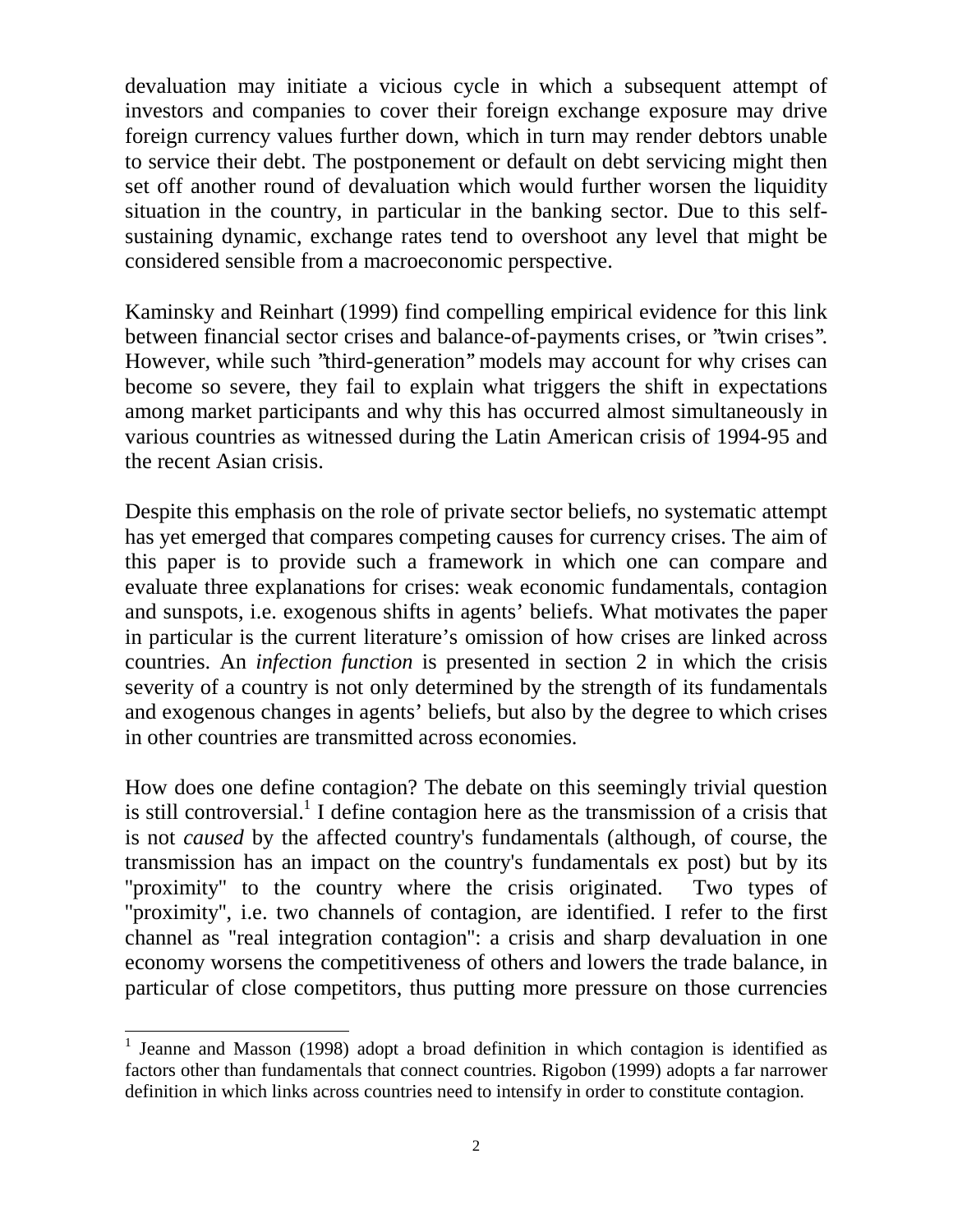devaluation may initiate a vicious cycle in which a subsequent attempt of investors and companies to cover their foreign exchange exposure may drive foreign currency values further down, which in turn may render debtors unable to service their debt. The postponement or default on debt servicing might then set off another round of devaluation which would further worsen the liquidity situation in the country, in particular in the banking sector. Due to this self-sustaining dynamic, exchange rates tend to overshoot any level that might be considered sensible from a macroeconomic perspective.

Kaminsky and Reinhart (1999) find compelling empirical evidence for this link between financial sector crises and balance-of-payments crises, or "twin crises". However, while such "third-generation" models may account for why crises can become so severe, they fail to explain what triggers the shift in expectations among market participants and why this has occurred almost simultaneously in various countries as witnessed during the Latin American crisis of 1994-95 and the recent Asian crisis.

Despite this emphasis on the role of private sector beliefs, no systematic attempt has yet emerged that compares competing causes for currency crises. The aim of this paper is to provide such a framework in which one can compare and evaluate three explanations for crises: weak economic fundamentals, contagion and sunspots, i.e. exogenous shifts in agents' beliefs. What motivates the paper in particular is the current literature's omission of how crises are linked across countries. An *infection function* is presented in section 2 in which the crisis severity of a country is not only determined by the strength of its fundamentals and exogenous changes in agents' beliefs, but also by the degree to which crises in other countries are transmitted across economies.

How does one define contagion? The debate on this seemingly trivial question is still controversial.[1] I define contagion here as the transmission of a crisis that is not *caused* by the affected country's fundamentals (although, of course, the transmission has an impact on the country's fundamentals ex post) but by its "proximity" to the country where the crisis originated. Two types of "proximity", i.e. two channels of contagion, are identified. I refer to the first channel as "real integration contagion": a crisis and sharp devaluation in one economy worsens the competitiveness of others and lowers the trade balance, in particular of close competitors, thus putting more pressure on those currencies

[1] Jeanne and Masson (1998) adopt a broad definition in which contagion is identified as factors other than fundamentals that connect countries. Rigobon (1999) adopts a far narrower definition in which links across countries need to intensify in order to constitute contagion.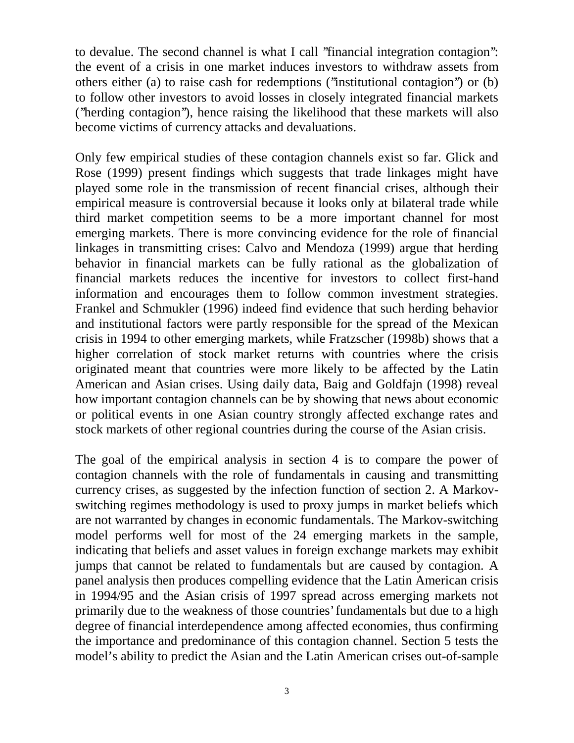to devalue. The second channel is what I call "financial integration contagion": the event of a crisis in one market induces investors to withdraw assets from others either (a) to raise cash for redemptions ("institutional contagion") or (b) to follow other investors to avoid losses in closely integrated financial markets ("herding contagion"), hence raising the likelihood that these markets will also become victims of currency attacks and devaluations.

Only few empirical studies of these contagion channels exist so far. Glick and Rose (1999) present findings which suggests that trade linkages might have played some role in the transmission of recent financial crises, although their empirical measure is controversial because it looks only at bilateral trade while third market competition seems to be a more important channel for most emerging markets. There is more convincing evidence for the role of financial linkages in transmitting crises: Calvo and Mendoza (1999) argue that herding behavior in financial markets can be fully rational as the globalization of financial markets reduces the incentive for investors to collect first-hand information and encourages them to follow common investment strategies. Frankel and Schmukler (1996) indeed find evidence that such herding behavior and institutional factors were partly responsible for the spread of the Mexican crisis in 1994 to other emerging markets, while Fratzscher (1998b) shows that a higher correlation of stock market returns with countries where the crisis originated meant that countries were more likely to be affected by the Latin American and Asian crises. Using daily data, Baig and Goldfajn (1998) reveal how important contagion channels can be by showing that news about economic or political events in one Asian country strongly affected exchange rates and stock markets of other regional countries during the course of the Asian crisis.

The goal of the empirical analysis in section 4 is to compare the power of contagion channels with the role of fundamentals in causing and transmitting currency crises, as suggested by the infection function of section 2. A Markov-switching regimes methodology is used to proxy jumps in market beliefs which are not warranted by changes in economic fundamentals. The Markov-switching model performs well for most of the 24 emerging markets in the sample, indicating that beliefs and asset values in foreign exchange markets may exhibit jumps that cannot be related to fundamentals but are caused by contagion. A panel analysis then produces compelling evidence that the Latin American crisis in 1994/95 and the Asian crisis of 1997 spread across emerging markets not primarily due to the weakness of those countries' fundamentals but due to a high degree of financial interdependence among affected economies, thus confirming the importance and predominance of this contagion channel. Section 5 tests the model's ability to predict the Asian and the Latin American crises out-of-sample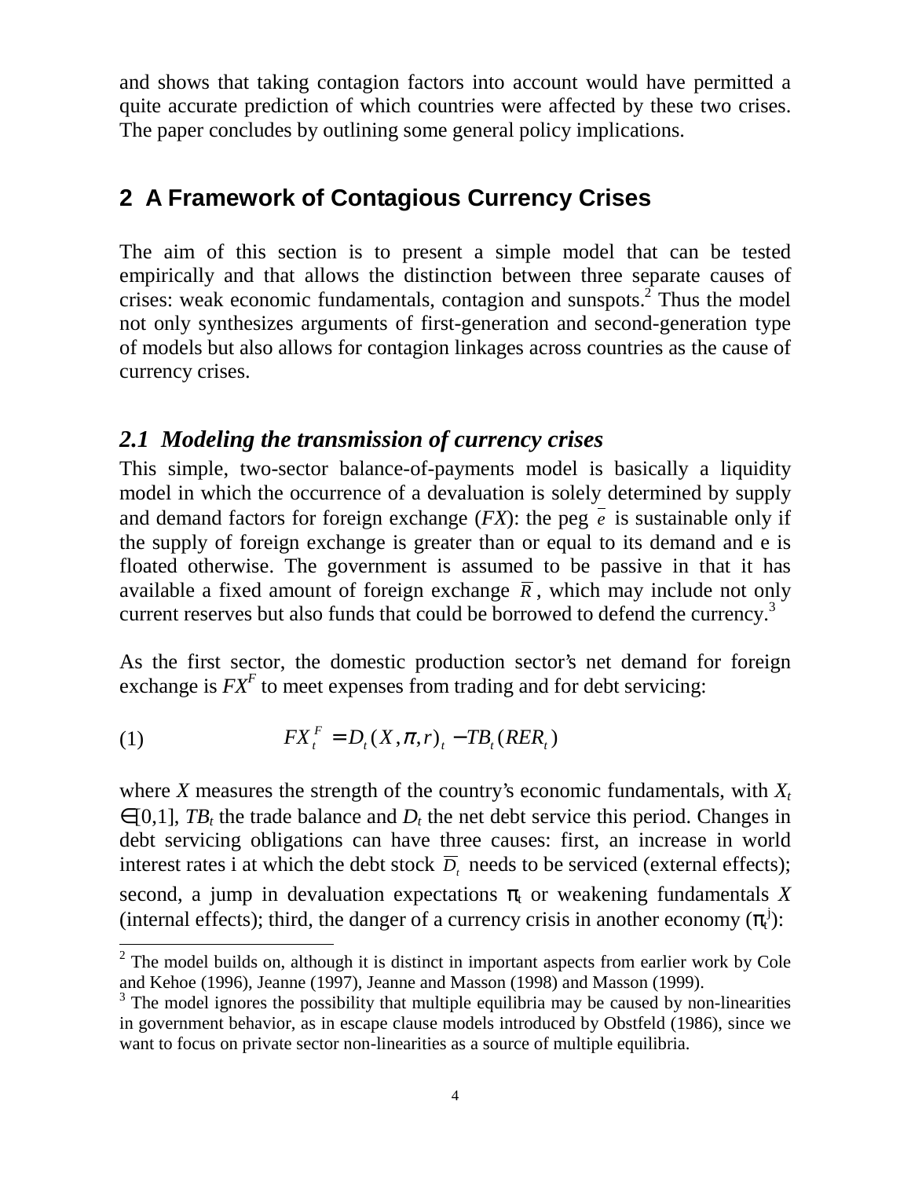and shows that taking contagion factors into account would have permitted a quite accurate prediction of which countries were affected by these two crises. The paper concludes by outlining some general policy implications.

## 2 A Framework of Contagious Currency Crises

The aim of this section is to present a simple model that can be tested empirically and that allows the distinction between three separate causes of crises: weak economic fundamentals, contagion and sunspots.[2] Thus the model not only synthesizes arguments of first-generation and second-generation type of models but also allows for contagion linkages across countries as the cause of currency crises.

### *2.1 Modeling the transmission of currency crises*

This simple, two-sector balance-of-payments model is basically a liquidity model in which the occurrence of a devaluation is solely determined by supply and demand factors for foreign exchange (*FX*): the peg $\overline{e}$ is sustainable only if the supply of foreign exchange is greater than or equal to its demand and e is floated otherwise. The government is assumed to be passive in that it has available a fixed amount of foreign exchange $\overline{R}$, which may include not only current reserves but also funds that could be borrowed to defend the currency.[3]

As the first sector, the domestic production sector's net demand for foreign exchange is $FX^F$ to meet expenses from trading and for debt servicing:

$$FX_t^F = D_t(X, \pi, r)_t - TB_t(RER_t) \tag{1}$$

where *X* measures the strength of the country's economic fundamentals, with $X_t \in [0,1]$, $TB_t$ the trade balance and $D_t$ the net debt service this period. Changes in debt servicing obligations can have three causes: first, an increase in world interest rates i at which the debt stock $\overline{D_t}$ needs to be serviced (external effects); second, a jump in devaluation expectations $\pi_t$ or weakening fundamentals *X* (internal effects); third, the danger of a currency crisis in another economy ($\pi_t^j$):

[2] The model builds on, although it is distinct in important aspects from earlier work by Cole and Kehoe (1996), Jeanne (1997), Jeanne and Masson (1998) and Masson (1999).

[3] The model ignores the possibility that multiple equilibria may be caused by non-linearities in government behavior, as in escape clause models introduced by Obstfeld (1986), since we want to focus on private sector non-linearities as a source of multiple equilibria.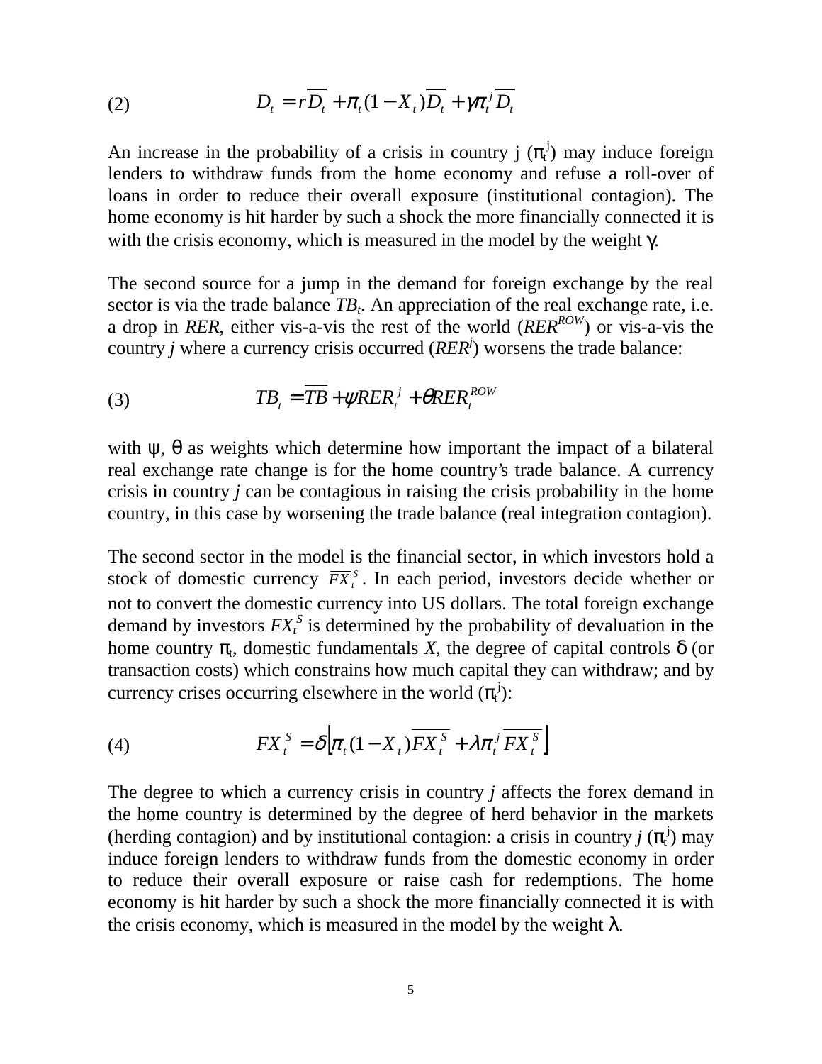$$(2) \qquad D_t = r\overline{D_t} + \pi_t(1 - X_t)\overline{D_t} + \gamma\pi_t^j\overline{D_t}$$

An increase in the probability of a crisis in country j ($\pi_t^j$) may induce foreign lenders to withdraw funds from the home economy and refuse a roll-over of loans in order to reduce their overall exposure (institutional contagion). The home economy is hit harder by such a shock the more financially connected it is with the crisis economy, which is measured in the model by the weight $\gamma$.

The second source for a jump in the demand for foreign exchange by the real sector is via the trade balance $TB_t$. An appreciation of the real exchange rate, i.e. a drop in *RER*, either vis-a-vis the rest of the world ($RER^{ROW}$) or vis-a-vis the country *j* where a currency crisis occurred ($RER^j$) worsens the trade balance:

$$(3) \qquad TB_t = \overline{TB} + \psi RER_t^j + \theta RER_t^{ROW}$$

with $\psi$, $\theta$ as weights which determine how important the impact of a bilateral real exchange rate change is for the home country's trade balance. A currency crisis in country *j* can be contagious in raising the crisis probability in the home country, in this case by worsening the trade balance (real integration contagion).

The second sector in the model is the financial sector, in which investors hold a stock of domestic currency $\overline{FX_t^S}$. In each period, investors decide whether or not to convert the domestic currency into US dollars. The total foreign exchange demand by investors $FX_t^S$ is determined by the probability of devaluation in the home country $\pi_t$, domestic fundamentals *X*, the degree of capital controls $\delta$ (or transaction costs) which constrains how much capital they can withdraw; and by currency crises occurring elsewhere in the world ($\pi_t^j$):

$$(4) \qquad FX_t^S = \delta\left[\pi_t(1 - X_t)\overline{FX_t^S} + \lambda\pi_t^j\overline{FX_t^S}\right]$$

The degree to which a currency crisis in country *j* affects the forex demand in the home country is determined by the degree of herd behavior in the markets (herding contagion) and by institutional contagion: a crisis in country *j* ($\pi_t^j$) may induce foreign lenders to withdraw funds from the domestic economy in order to reduce their overall exposure or raise cash for redemptions. The home economy is hit harder by such a shock the more financially connected it is with the crisis economy, which is measured in the model by the weight $\lambda$.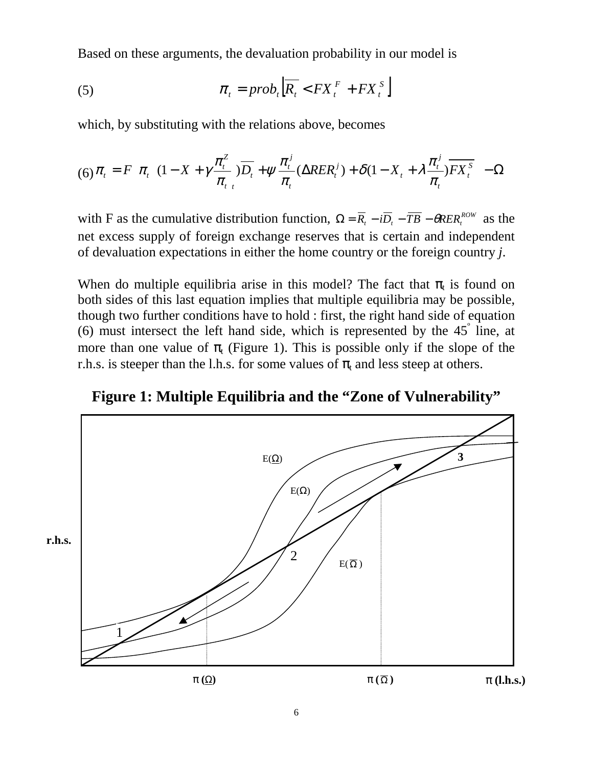Based on these arguments, the devaluation probability in our model is

$$(5) \qquad \pi_t = prob_t \left[ \overline{R_t} < FX_t^F + FX_t^S \right]$$

which, by substituting with the relations above, becomes

$$(6) \quad \pi_t = F\left[\pi_t \left( (1 - X_t + \gamma \frac{\pi_t^Z}{\pi_t}) \overline{D_t} + \psi \frac{\pi_t^j}{\pi_t} (\Delta RER_t^j) + \delta (1 - X_t + \lambda \frac{\pi_t^j}{\pi_t}) \overline{FX_t^S} \right) - \Omega \right]$$

with F as the cumulative distribution function, $\Omega = \overline{R_t} - i\overline{D_t} - \overline{TB} - \theta RER_t^{ROW}$ as the net excess supply of foreign exchange reserves that is certain and independent of devaluation expectations in either the home country or the foreign country *j*.

When do multiple equilibria arise in this model? The fact that $\pi_t$ is found on both sides of this last equation implies that multiple equilibria may be possible, though two further conditions have to hold : first, the right hand side of equation (6) must intersect the left hand side, which is represented by the 45° line, at more than one value of $\pi_t$ (Figure 1). This is possible only if the slope of the r.h.s. is steeper than the l.h.s. for some values of $\pi_t$ and less steep at others.

**Figure 1: Multiple Equilibria and the "Zone of Vulnerability"**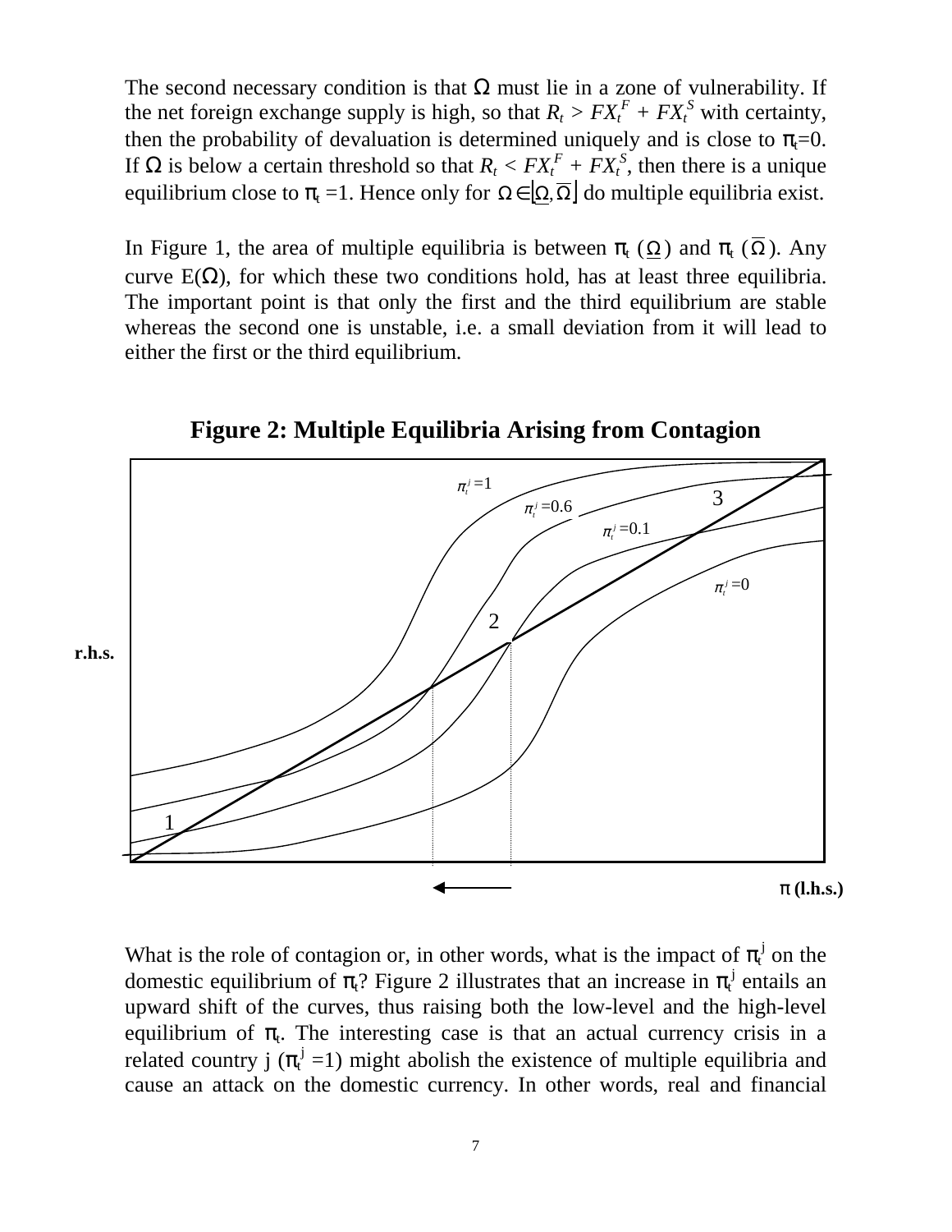The second necessary condition is that $\Omega$ must lie in a zone of vulnerability. If the net foreign exchange supply is high, so that $R_t > FX_t^F + FX_t^S$ with certainty, then the probability of devaluation is determined uniquely and is close to $\pi_t$=0. If $\Omega$ is below a certain threshold so that $R_t < FX_t^F + FX_t^S$, then there is a unique equilibrium close to $\pi_t$ =1. Hence only for $\Omega \in \lfloor \underline{\Omega}, \overline{\Omega} \rfloor$ do multiple equilibria exist.

In Figure 1, the area of multiple equilibria is between $\pi_t$ ($\underline{\Omega}$) and $\pi_t$ ($\overline{\Omega}$). Any curve E($\Omega$), for which these two conditions hold, has at least three equilibria. The important point is that only the first and the third equilibrium are stable whereas the second one is unstable, i.e. a small deviation from it will lead to either the first or the third equilibrium.

**Figure 2: Multiple Equilibria Arising from Contagion**

What is the role of contagion or, in other words, what is the impact of $\pi_t^j$ on the domestic equilibrium of $\pi_t$? Figure 2 illustrates that an increase in $\pi_t^j$ entails an upward shift of the curves, thus raising both the low-level and the high-level equilibrium of $\pi_t$. The interesting case is that an actual currency crisis in a related country j ($\pi_t^j$ =1) might abolish the existence of multiple equilibria and cause an attack on the domestic currency. In other words, real and financial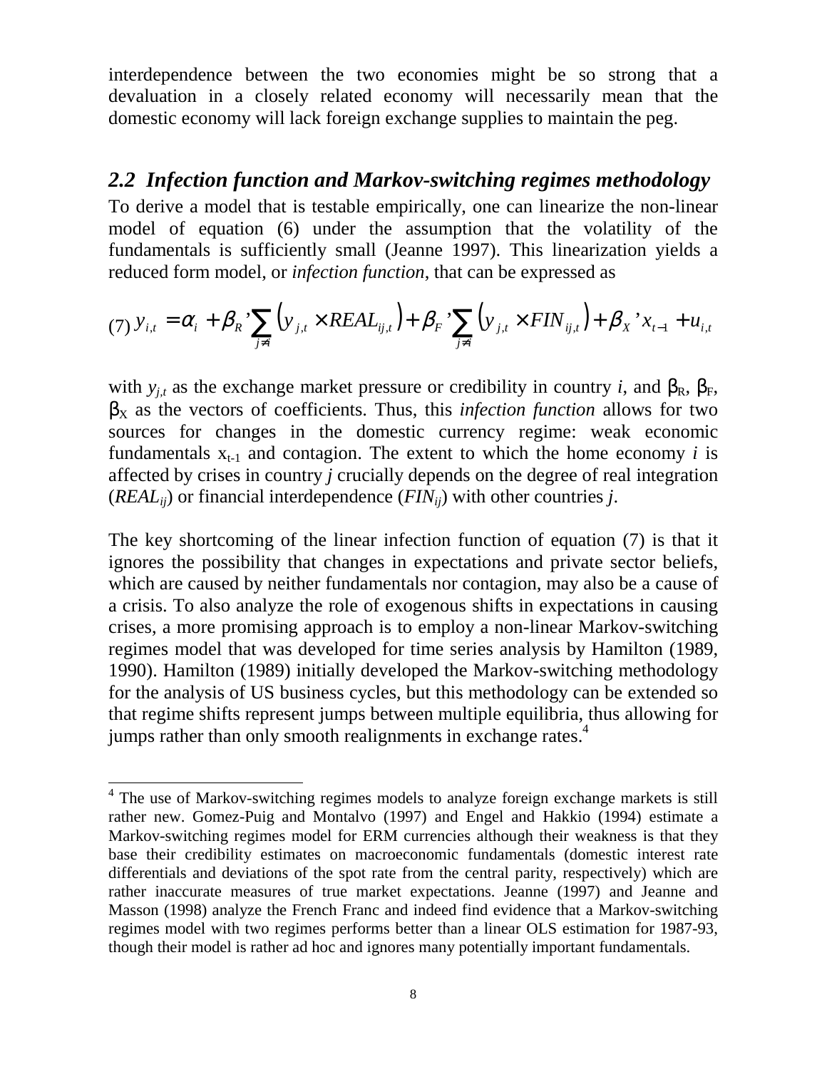interdependence between the two economies might be so strong that a devaluation in a closely related economy will necessarily mean that the domestic economy will lack foreign exchange supplies to maintain the peg.

## *2.2 Infection function and Markov-switching regimes methodology*

To derive a model that is testable empirically, one can linearize the non-linear model of equation (6) under the assumption that the volatility of the fundamentals is sufficiently small (Jeanne 1997). This linearization yields a reduced form model, or *infection function*, that can be expressed as

$$(7)\; y_{i,t} = \alpha_i + \beta_R{}'\sum_{j \neq i}\left(y_{j,t} \times REAL_{ij,t}\right) + \beta_F{}'\sum_{j \neq i}\left(y_{j,t} \times FIN_{ij,t}\right) + \beta_X{}' x_{t-1} + u_{i,t}$$

with $y_{j,t}$ as the exchange market pressure or credibility in country *i*, and $\beta_R$, $\beta_F$, $\beta_X$ as the vectors of coefficients. Thus, this *infection function* allows for two sources for changes in the domestic currency regime: weak economic fundamentals $x_{t-1}$ and contagion. The extent to which the home economy *i* is affected by crises in country *j* crucially depends on the degree of real integration ($REAL_{ij}$) or financial interdependence ($FIN_{ij}$) with other countries *j*.

The key shortcoming of the linear infection function of equation (7) is that it ignores the possibility that changes in expectations and private sector beliefs, which are caused by neither fundamentals nor contagion, may also be a cause of a crisis. To also analyze the role of exogenous shifts in expectations in causing crises, a more promising approach is to employ a non-linear Markov-switching regimes model that was developed for time series analysis by Hamilton (1989, 1990). Hamilton (1989) initially developed the Markov-switching methodology for the analysis of US business cycles, but this methodology can be extended so that regime shifts represent jumps between multiple equilibria, thus allowing for jumps rather than only smooth realignments in exchange rates.[4]

---

[4] The use of Markov-switching regimes models to analyze foreign exchange markets is still rather new. Gomez-Puig and Montalvo (1997) and Engel and Hakkio (1994) estimate a Markov-switching regimes model for ERM currencies although their weakness is that they base their credibility estimates on macroeconomic fundamentals (domestic interest rate differentials and deviations of the spot rate from the central parity, respectively) which are rather inaccurate measures of true market expectations. Jeanne (1997) and Jeanne and Masson (1998) analyze the French Franc and indeed find evidence that a Markov-switching regimes model with two regimes performs better than a linear OLS estimation for 1987-93, though their model is rather ad hoc and ignores many potentially important fundamentals.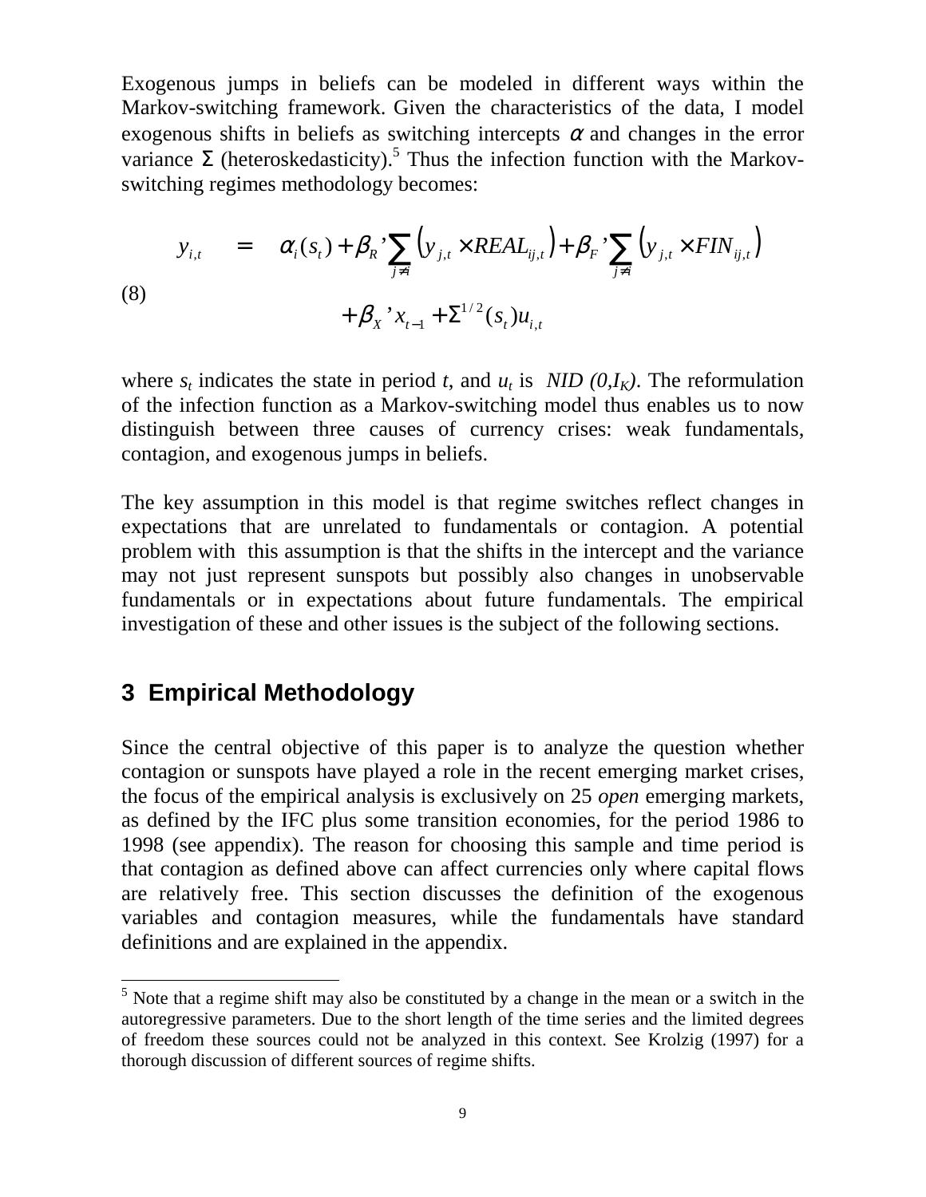Exogenous jumps in beliefs can be modeled in different ways within the Markov-switching framework. Given the characteristics of the data, I model exogenous shifts in beliefs as switching intercepts $\alpha$ and changes in the error variance $\Sigma$ (heteroskedasticity).[5] Thus the infection function with the Markov-switching regimes methodology becomes:

$$
\begin{aligned}
y_{i,t} \quad = \quad & \alpha_i(s_t) + \beta_R' \sum_{j \neq i} \left( y_{j,t} \times REAL_{ij,t} \right) + \beta_F' \sum_{j \neq i} \left( y_{j,t} \times FIN_{ij,t} \right) \\
& + \beta_X' x_{t-1} + \Sigma^{1/2}(s_t) u_{i,t}
\end{aligned}
\tag{8}
$$

where $s_t$ indicates the state in period $t$, and $u_t$ is *NID* $(0, I_K)$. The reformulation of the infection function as a Markov-switching model thus enables us to now distinguish between three causes of currency crises: weak fundamentals, contagion, and exogenous jumps in beliefs.

The key assumption in this model is that regime switches reflect changes in expectations that are unrelated to fundamentals or contagion. A potential problem with this assumption is that the shifts in the intercept and the variance may not just represent sunspots but possibly also changes in unobservable fundamentals or in expectations about future fundamentals. The empirical investigation of these and other issues is the subject of the following sections.

## 3 Empirical Methodology

Since the central objective of this paper is to analyze the question whether contagion or sunspots have played a role in the recent emerging market crises, the focus of the empirical analysis is exclusively on 25 *open* emerging markets, as defined by the IFC plus some transition economies, for the period 1986 to 1998 (see appendix). The reason for choosing this sample and time period is that contagion as defined above can affect currencies only where capital flows are relatively free. This section discusses the definition of the exogenous variables and contagion measures, while the fundamentals have standard definitions and are explained in the appendix.

---

[5] Note that a regime shift may also be constituted by a change in the mean or a switch in the autoregressive parameters. Due to the short length of the time series and the limited degrees of freedom these sources could not be analyzed in this context. See Krolzig (1997) for a thorough discussion of different sources of regime shifts.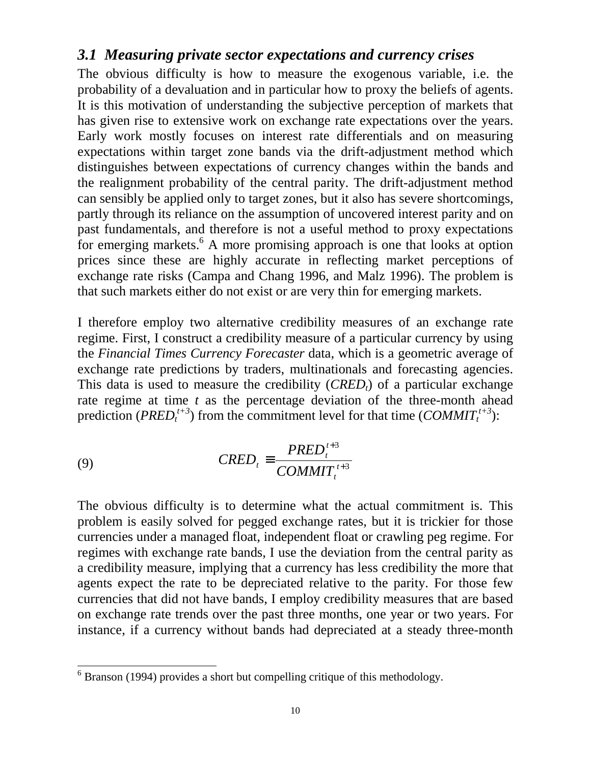### *3.1 Measuring private sector expectations and currency crises*

The obvious difficulty is how to measure the exogenous variable, i.e. the probability of a devaluation and in particular how to proxy the beliefs of agents. It is this motivation of understanding the subjective perception of markets that has given rise to extensive work on exchange rate expectations over the years. Early work mostly focuses on interest rate differentials and on measuring expectations within target zone bands via the drift-adjustment method which distinguishes between expectations of currency changes within the bands and the realignment probability of the central parity. The drift-adjustment method can sensibly be applied only to target zones, but it also has severe shortcomings, partly through its reliance on the assumption of uncovered interest parity and on past fundamentals, and therefore is not a useful method to proxy expectations for emerging markets.[6] A more promising approach is one that looks at option prices since these are highly accurate in reflecting market perceptions of exchange rate risks (Campa and Chang 1996, and Malz 1996). The problem is that such markets either do not exist or are very thin for emerging markets.

I therefore employ two alternative credibility measures of an exchange rate regime. First, I construct a credibility measure of a particular currency by using the *Financial Times Currency Forecaster* data, which is a geometric average of exchange rate predictions by traders, multinationals and forecasting agencies. This data is used to measure the credibility ($CRED_t$) of a particular exchange rate regime at time $t$ as the percentage deviation of the three-month ahead prediction ($PRED_t^{t+3}$) from the commitment level for that time ($COMMIT_t^{t+3}$):

$$CRED_t \equiv \frac{PRED_t^{t+3}}{COMMIT_t^{t+3}} \tag{9}$$

The obvious difficulty is to determine what the actual commitment is. This problem is easily solved for pegged exchange rates, but it is trickier for those currencies under a managed float, independent float or crawling peg regime. For regimes with exchange rate bands, I use the deviation from the central parity as a credibility measure, implying that a currency has less credibility the more that agents expect the rate to be depreciated relative to the parity. For those few currencies that did not have bands, I employ credibility measures that are based on exchange rate trends over the past three months, one year or two years. For instance, if a currency without bands had depreciated at a steady three-month

[6] Branson (1994) provides a short but compelling critique of this methodology.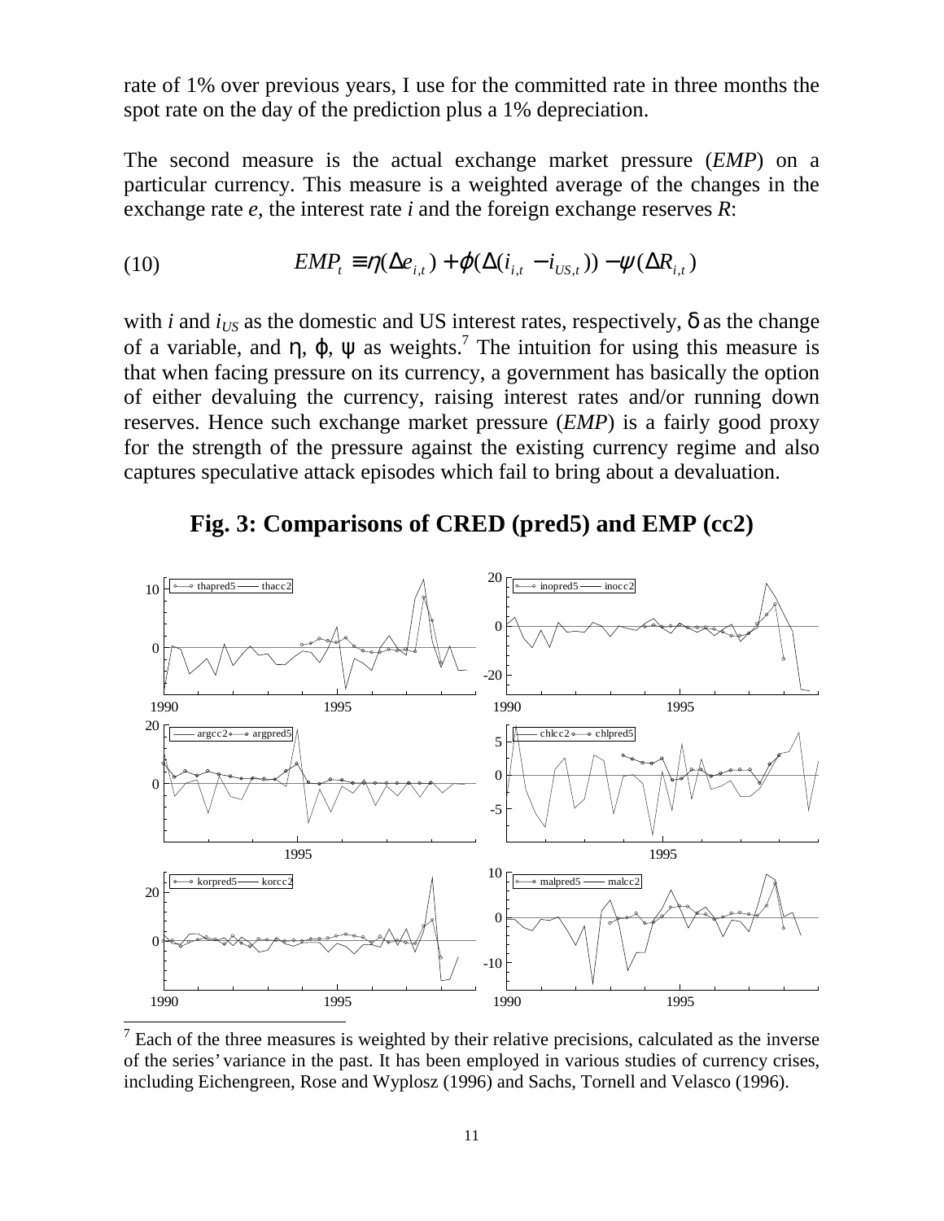rate of 1% over previous years, I use for the committed rate in three months the spot rate on the day of the prediction plus a 1% depreciation.

The second measure is the actual exchange market pressure (*EMP*) on a particular currency. This measure is a weighted average of the changes in the exchange rate *e*, the interest rate *i* and the foreign exchange reserves *R*:

$$EMP_t \equiv \eta(\Delta e_{i,t}) + \varphi(\Delta(i_{i,t} - i_{US,t})) - \psi(\Delta R_{i,t}) \tag{10}$$

with *i* and $i_{US}$ as the domestic and US interest rates, respectively, δ as the change of a variable, and η, φ, ψ as weights.[7] The intuition for using this measure is that when facing pressure on its currency, a government has basically the option of either devaluing the currency, raising interest rates and/or running down reserves. Hence such exchange market pressure (*EMP*) is a fairly good proxy for the strength of the pressure against the existing currency regime and also captures speculative attack episodes which fail to bring about a devaluation.

**Fig. 3: Comparisons of CRED (pred5) and EMP (cc2)**

[7] Each of the three measures is weighted by their relative precisions, calculated as the inverse of the series' variance in the past. It has been employed in various studies of currency crises, including Eichengreen, Rose and Wyplosz (1996) and Sachs, Tornell and Velasco (1996).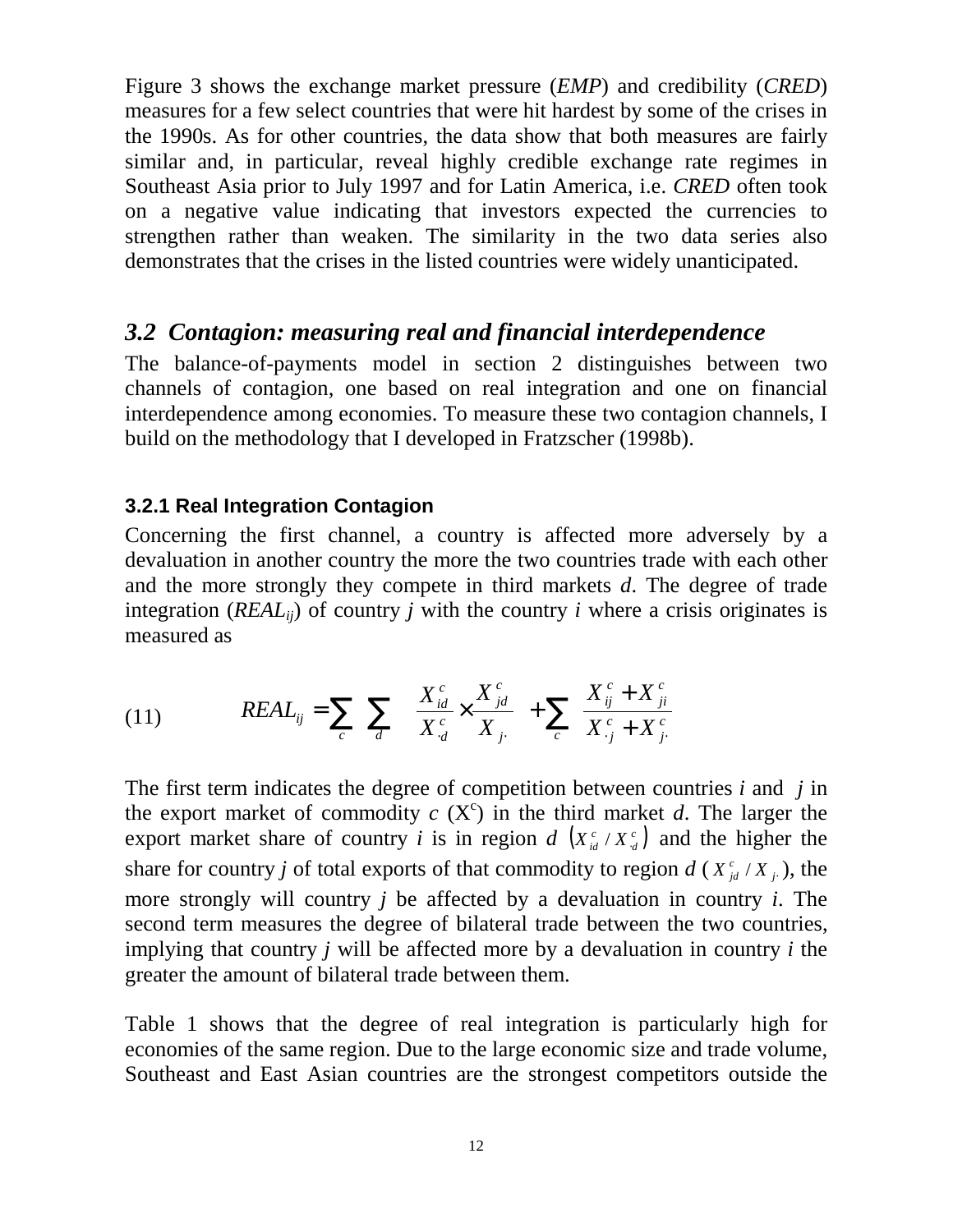Figure 3 shows the exchange market pressure (*EMP*) and credibility (*CRED*) measures for a few select countries that were hit hardest by some of the crises in the 1990s. As for other countries, the data show that both measures are fairly similar and, in particular, reveal highly credible exchange rate regimes in Southeast Asia prior to July 1997 and for Latin America, i.e. *CRED* often took on a negative value indicating that investors expected the currencies to strengthen rather than weaken. The similarity in the two data series also demonstrates that the crises in the listed countries were widely unanticipated.

## *3.2 Contagion: measuring real and financial interdependence*

The balance-of-payments model in section 2 distinguishes between two channels of contagion, one based on real integration and one on financial interdependence among economies. To measure these two contagion channels, I build on the methodology that I developed in Fratzscher (1998b).

### 3.2.1 Real Integration Contagion

Concerning the first channel, a country is affected more adversely by a devaluation in another country the more the two countries trade with each other and the more strongly they compete in third markets *d*. The degree of trade integration ($REAL_{ij}$) of country *j* with the country *i* where a crisis originates is measured as

$$REAL_{ij} = \sum_{c} \sum_{d} \left( \frac{X_{id}^{c}}{X_{\cdot d}^{c}} \times \frac{X_{jd}^{c}}{X_{j\cdot}} \right) + \sum_{c} \left( \frac{X_{ij}^{c} + X_{ji}^{c}}{X_{\cdot j}^{c} + X_{j\cdot}^{c}} \right) \tag{11}$$

The first term indicates the degree of competition between countries *i* and *j* in the export market of commodity *c* ($X^c$) in the third market *d*. The larger the export market share of country *i* is in region *d* $\left(X_{id}^{c} / X_{\cdot d}^{c}\right)$ and the higher the share for country *j* of total exports of that commodity to region *d* ($X_{jd}^{c} / X_{j\cdot}$), the more strongly will country *j* be affected by a devaluation in country *i*. The second term measures the degree of bilateral trade between the two countries, implying that country *j* will be affected more by a devaluation in country *i* the greater the amount of bilateral trade between them.

Table 1 shows that the degree of real integration is particularly high for economies of the same region. Due to the large economic size and trade volume, Southeast and East Asian countries are the strongest competitors outside the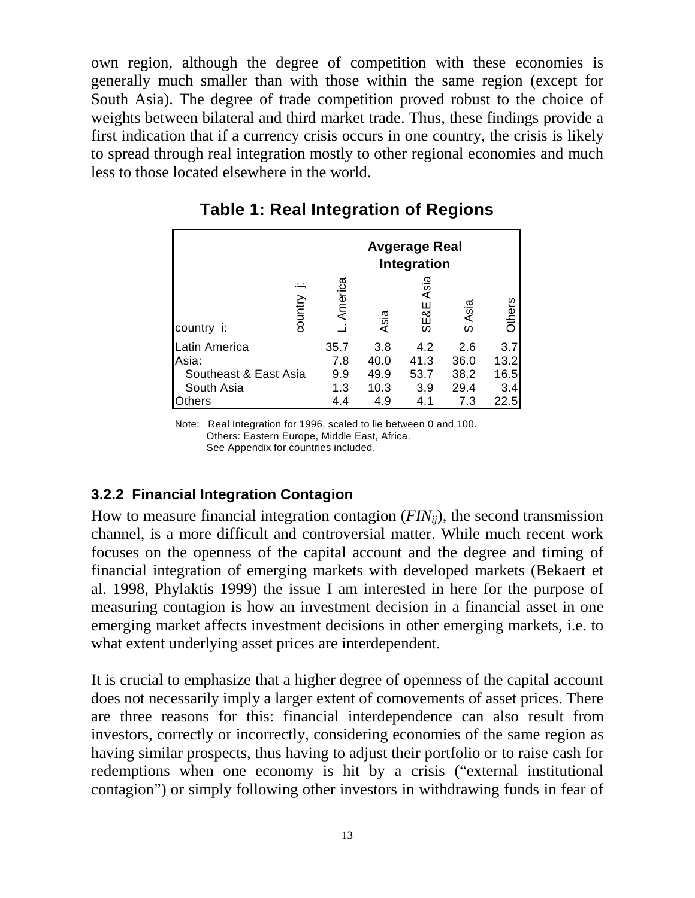own region, although the degree of competition with these economies is generally much smaller than with those within the same region (except for South Asia). The degree of trade competition proved robust to the choice of weights between bilateral and third market trade. Thus, these findings provide a first indication that if a currency crisis occurs in one country, the crisis is likely to spread through real integration mostly to other regional economies and much less to those located elsewhere in the world.

**Table 1: Real Integration of Regions**

| | Avgerage Real Integration | | | | |
|---|---|---|---|---|---|
| country i: / country j: | L. America | Asia | SE&E Asia | S Asia | Others |
| Latin America | 35.7 | 3.8 | 4.2 | 2.6 | 3.7 |
| Asia: | 7.8 | 40.0 | 41.3 | 36.0 | 13.2 |
| Southeast & East Asia | 9.9 | 49.9 | 53.7 | 38.2 | 16.5 |
| South Asia | 1.3 | 10.3 | 3.9 | 29.4 | 3.4 |
| Others | 4.4 | 4.9 | 4.1 | 7.3 | 22.5 |

Note: Real Integration for 1996, scaled to lie between 0 and 100.
Others: Eastern Europe, Middle East, Africa.
See Appendix for countries included.

### 3.2.2 Financial Integration Contagion

How to measure financial integration contagion ($FIN_{ij}$), the second transmission channel, is a more difficult and controversial matter. While much recent work focuses on the openness of the capital account and the degree and timing of financial integration of emerging markets with developed markets (Bekaert et al. 1998, Phylaktis 1999) the issue I am interested in here for the purpose of measuring contagion is how an investment decision in a financial asset in one emerging market affects investment decisions in other emerging markets, i.e. to what extent underlying asset prices are interdependent.

It is crucial to emphasize that a higher degree of openness of the capital account does not necessarily imply a larger extent of comovements of asset prices. There are three reasons for this: financial interdependence can also result from investors, correctly or incorrectly, considering economies of the same region as having similar prospects, thus having to adjust their portfolio or to raise cash for redemptions when one economy is hit by a crisis ("external institutional contagion") or simply following other investors in withdrawing funds in fear of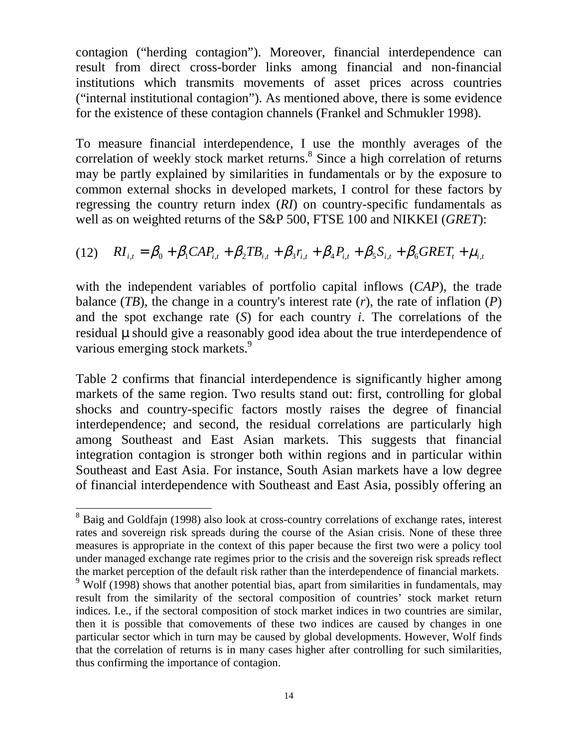contagion ("herding contagion"). Moreover, financial interdependence can result from direct cross-border links among financial and non-financial institutions which transmits movements of asset prices across countries ("internal institutional contagion"). As mentioned above, there is some evidence for the existence of these contagion channels (Frankel and Schmukler 1998).

To measure financial interdependence, I use the monthly averages of the correlation of weekly stock market returns.[8] Since a high correlation of returns may be partly explained by similarities in fundamentals or by the exposure to common external shocks in developed markets, I control for these factors by regressing the country return index (*RI*) on country-specific fundamentals as well as on weighted returns of the S&P 500, FTSE 100 and NIKKEI (*GRET*):

$$(12) \quad RI_{i,t} = \beta_0 + \beta_1 CAP_{i,t} + \beta_2 TB_{i,t} + \beta_3 r_{i,t} + \beta_4 P_{i,t} + \beta_5 S_{i,t} + \beta_6 GRET_t + \mu_{i,t}$$

with the independent variables of portfolio capital inflows (*CAP*), the trade balance (*TB*), the change in a country's interest rate (*r*), the rate of inflation (*P*) and the spot exchange rate (*S*) for each country *i*. The correlations of the residual $\mu$ should give a reasonably good idea about the true interdependence of various emerging stock markets.[9]

Table 2 confirms that financial interdependence is significantly higher among markets of the same region. Two results stand out: first, controlling for global shocks and country-specific factors mostly raises the degree of financial interdependence; and second, the residual correlations are particularly high among Southeast and East Asian markets. This suggests that financial integration contagion is stronger both within regions and in particular within Southeast and East Asia. For instance, South Asian markets have a low degree of financial interdependence with Southeast and East Asia, possibly offering an

---

[8] Baig and Goldfajn (1998) also look at cross-country correlations of exchange rates, interest rates and sovereign risk spreads during the course of the Asian crisis. None of these three measures is appropriate in the context of this paper because the first two were a policy tool under managed exchange rate regimes prior to the crisis and the sovereign risk spreads reflect the market perception of the default risk rather than the interdependence of financial markets.

[9] Wolf (1998) shows that another potential bias, apart from similarities in fundamentals, may result from the similarity of the sectoral composition of countries' stock market return indices. I.e., if the sectoral composition of stock market indices in two countries are similar, then it is possible that comovements of these two indices are caused by changes in one particular sector which in turn may be caused by global developments. However, Wolf finds that the correlation of returns is in many cases higher after controlling for such similarities, thus confirming the importance of contagion.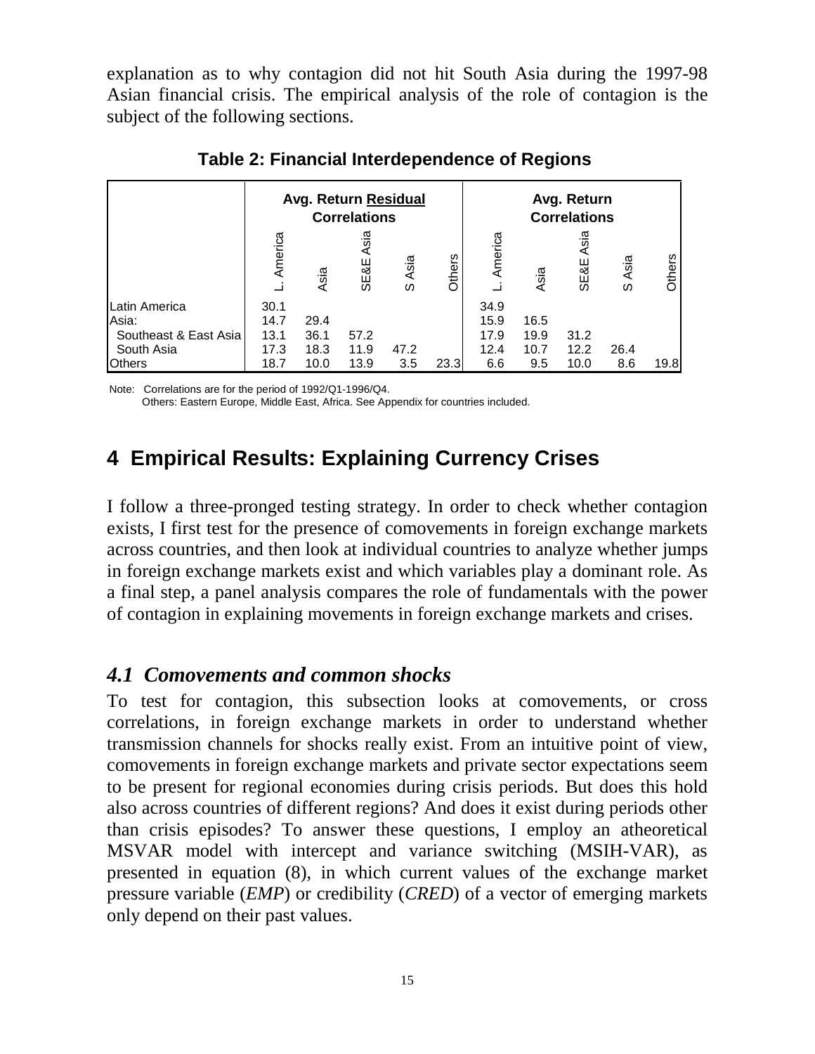explanation as to why contagion did not hit South Asia during the 1997-98 Asian financial crisis. The empirical analysis of the role of contagion is the subject of the following sections.

**Table 2: Financial Interdependence of Regions**

| | Avg. Return Residual Correlations | | | | | Avg. Return Correlations | | | | |
|---|---|---|---|---|---|---|---|---|---|---|
| | L. America | Asia | SE&E Asia | S Asia | Others | L. America | Asia | SE&E Asia | S Asia | Others |
| Latin America | 30.1 | | | | | 34.9 | | | | |
| Asia: | 14.7 | 29.4 | | | | 15.9 | 16.5 | | | |
| Southeast & East Asia | 13.1 | 36.1 | 57.2 | | | 17.9 | 19.9 | 31.2 | | |
| South Asia | 17.3 | 18.3 | 11.9 | 47.2 | | 12.4 | 10.7 | 12.2 | 26.4 | |
| Others | 18.7 | 10.0 | 13.9 | 3.5 | 23.3 | 6.6 | 9.5 | 10.0 | 8.6 | 19.8 |

Note: Correlations are for the period of 1992/Q1-1996/Q4.
Others: Eastern Europe, Middle East, Africa. See Appendix for countries included.

# 4 Empirical Results: Explaining Currency Crises

I follow a three-pronged testing strategy. In order to check whether contagion exists, I first test for the presence of comovements in foreign exchange markets across countries, and then look at individual countries to analyze whether jumps in foreign exchange markets exist and which variables play a dominant role. As a final step, a panel analysis compares the role of fundamentals with the power of contagion in explaining movements in foreign exchange markets and crises.

## *4.1 Comovements and common shocks*

To test for contagion, this subsection looks at comovements, or cross correlations, in foreign exchange markets in order to understand whether transmission channels for shocks really exist. From an intuitive point of view, comovements in foreign exchange markets and private sector expectations seem to be present for regional economies during crisis periods. But does this hold also across countries of different regions? And does it exist during periods other than crisis episodes? To answer these questions, I employ an atheoretical MSVAR model with intercept and variance switching (MSIH-VAR), as presented in equation (8), in which current values of the exchange market pressure variable (*EMP*) or credibility (*CRED*) of a vector of emerging markets only depend on their past values.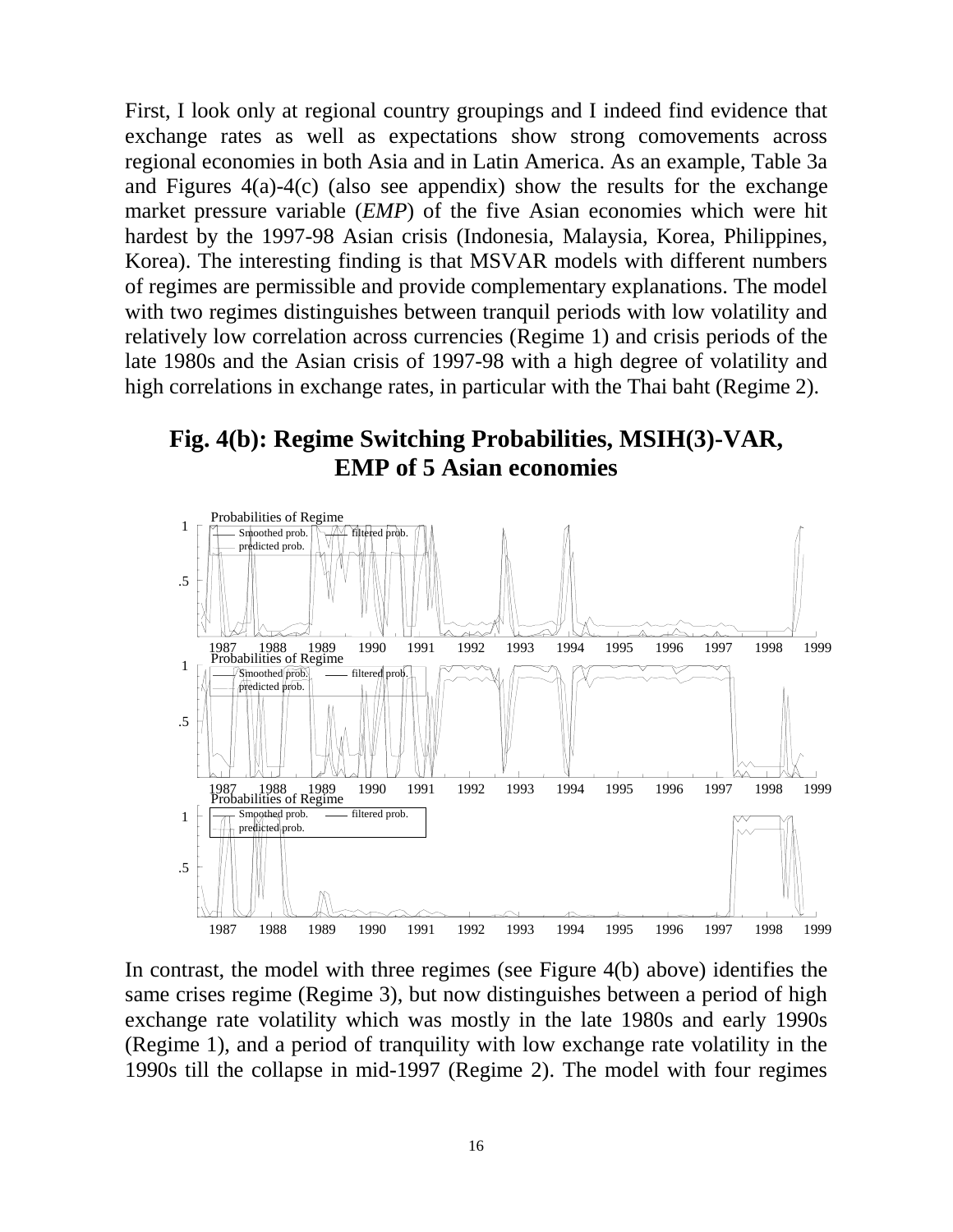First, I look only at regional country groupings and I indeed find evidence that exchange rates as well as expectations show strong comovements across regional economies in both Asia and in Latin America. As an example, Table 3a and Figures 4(a)-4(c) (also see appendix) show the results for the exchange market pressure variable (*EMP*) of the five Asian economies which were hit hardest by the 1997-98 Asian crisis (Indonesia, Malaysia, Korea, Philippines, Korea). The interesting finding is that MSVAR models with different numbers of regimes are permissible and provide complementary explanations. The model with two regimes distinguishes between tranquil periods with low volatility and relatively low correlation across currencies (Regime 1) and crisis periods of the late 1980s and the Asian crisis of 1997-98 with a high degree of volatility and high correlations in exchange rates, in particular with the Thai baht (Regime 2).

## Fig. 4(b): Regime Switching Probabilities, MSIH(3)-VAR, EMP of 5 Asian economies

In contrast, the model with three regimes (see Figure 4(b) above) identifies the same crises regime (Regime 3), but now distinguishes between a period of high exchange rate volatility which was mostly in the late 1980s and early 1990s (Regime 1), and a period of tranquility with low exchange rate volatility in the 1990s till the collapse in mid-1997 (Regime 2). The model with four regimes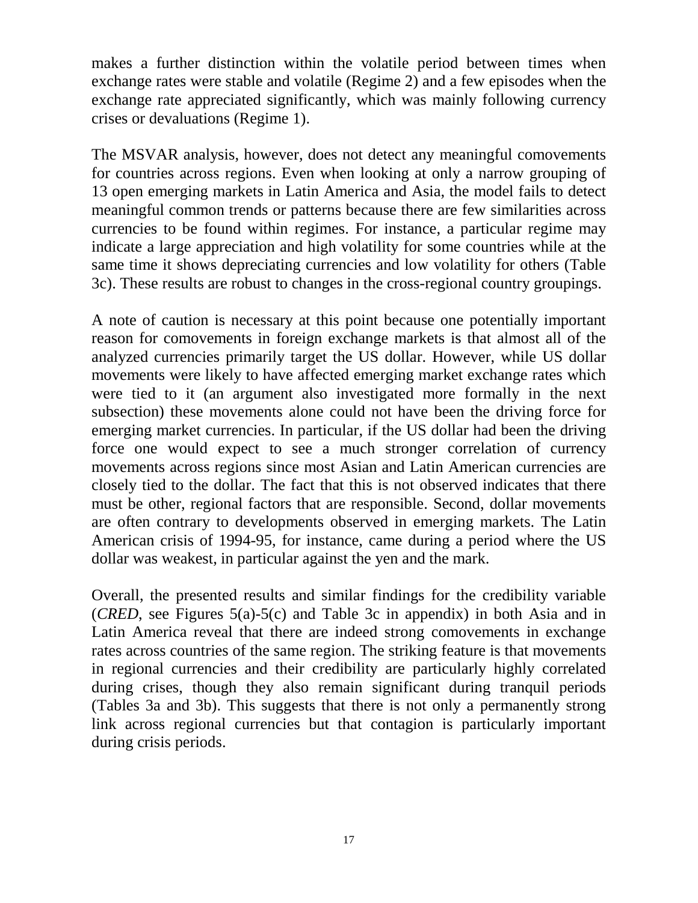makes a further distinction within the volatile period between times when exchange rates were stable and volatile (Regime 2) and a few episodes when the exchange rate appreciated significantly, which was mainly following currency crises or devaluations (Regime 1).

The MSVAR analysis, however, does not detect any meaningful comovements for countries across regions. Even when looking at only a narrow grouping of 13 open emerging markets in Latin America and Asia, the model fails to detect meaningful common trends or patterns because there are few similarities across currencies to be found within regimes. For instance, a particular regime may indicate a large appreciation and high volatility for some countries while at the same time it shows depreciating currencies and low volatility for others (Table 3c). These results are robust to changes in the cross-regional country groupings.

A note of caution is necessary at this point because one potentially important reason for comovements in foreign exchange markets is that almost all of the analyzed currencies primarily target the US dollar. However, while US dollar movements were likely to have affected emerging market exchange rates which were tied to it (an argument also investigated more formally in the next subsection) these movements alone could not have been the driving force for emerging market currencies. In particular, if the US dollar had been the driving force one would expect to see a much stronger correlation of currency movements across regions since most Asian and Latin American currencies are closely tied to the dollar. The fact that this is not observed indicates that there must be other, regional factors that are responsible. Second, dollar movements are often contrary to developments observed in emerging markets. The Latin American crisis of 1994-95, for instance, came during a period where the US dollar was weakest, in particular against the yen and the mark.

Overall, the presented results and similar findings for the credibility variable (*CRED*, see Figures 5(a)-5(c) and Table 3c in appendix) in both Asia and in Latin America reveal that there are indeed strong comovements in exchange rates across countries of the same region. The striking feature is that movements in regional currencies and their credibility are particularly highly correlated during crises, though they also remain significant during tranquil periods (Tables 3a and 3b). This suggests that there is not only a permanently strong link across regional currencies but that contagion is particularly important during crisis periods.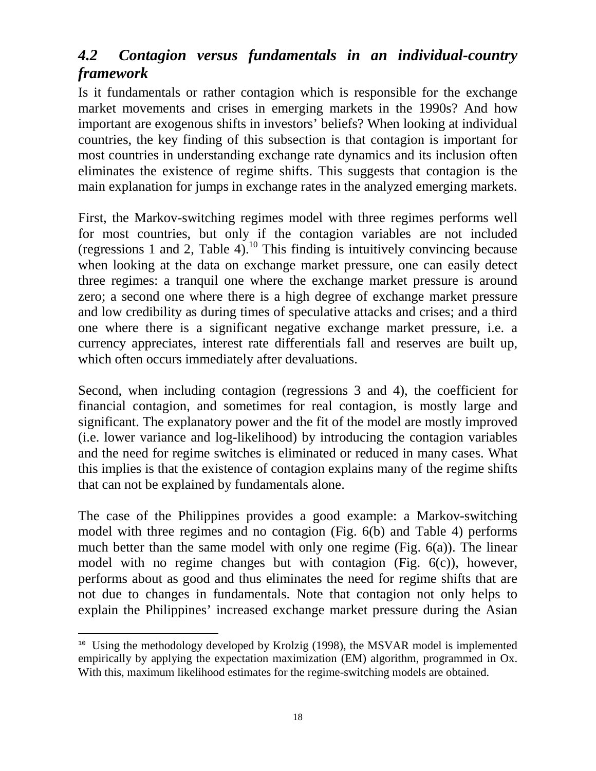### *4.2 Contagion versus fundamentals in an individual-country framework*

Is it fundamentals or rather contagion which is responsible for the exchange market movements and crises in emerging markets in the 1990s? And how important are exogenous shifts in investors' beliefs? When looking at individual countries, the key finding of this subsection is that contagion is important for most countries in understanding exchange rate dynamics and its inclusion often eliminates the existence of regime shifts. This suggests that contagion is the main explanation for jumps in exchange rates in the analyzed emerging markets.

First, the Markov-switching regimes model with three regimes performs well for most countries, but only if the contagion variables are not included (regressions 1 and 2, Table 4).[10] This finding is intuitively convincing because when looking at the data on exchange market pressure, one can easily detect three regimes: a tranquil one where the exchange market pressure is around zero; a second one where there is a high degree of exchange market pressure and low credibility as during times of speculative attacks and crises; and a third one where there is a significant negative exchange market pressure, i.e. a currency appreciates, interest rate differentials fall and reserves are built up, which often occurs immediately after devaluations.

Second, when including contagion (regressions 3 and 4), the coefficient for financial contagion, and sometimes for real contagion, is mostly large and significant. The explanatory power and the fit of the model are mostly improved (i.e. lower variance and log-likelihood) by introducing the contagion variables and the need for regime switches is eliminated or reduced in many cases. What this implies is that the existence of contagion explains many of the regime shifts that can not be explained by fundamentals alone.

The case of the Philippines provides a good example: a Markov-switching model with three regimes and no contagion (Fig. 6(b) and Table 4) performs much better than the same model with only one regime (Fig. 6(a)). The linear model with no regime changes but with contagion (Fig. 6(c)), however, performs about as good and thus eliminates the need for regime shifts that are not due to changes in fundamentals. Note that contagion not only helps to explain the Philippines' increased exchange market pressure during the Asian

---

[10] Using the methodology developed by Krolzig (1998), the MSVAR model is implemented empirically by applying the expectation maximization (EM) algorithm, programmed in Ox. With this, maximum likelihood estimates for the regime-switching models are obtained.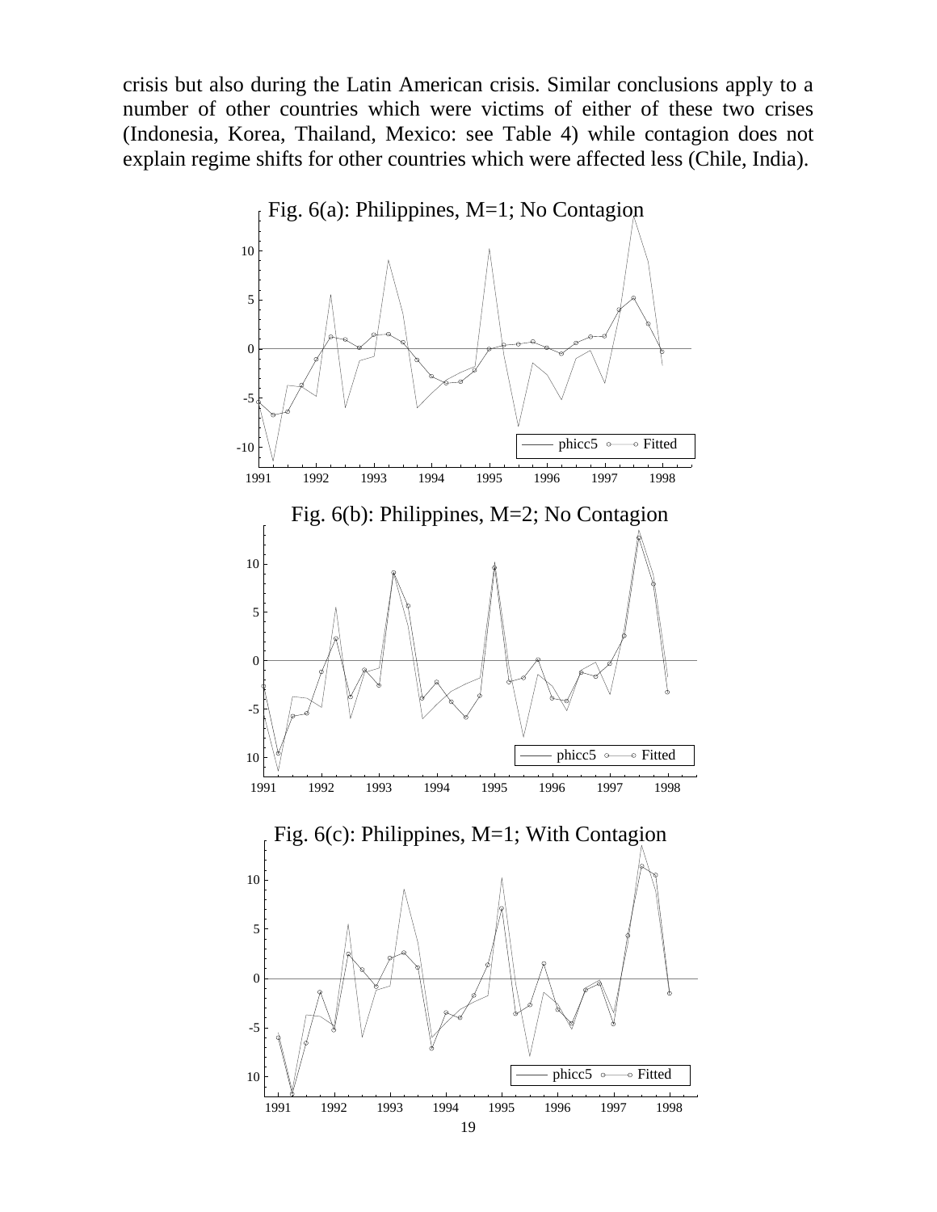crisis but also during the Latin American crisis. Similar conclusions apply to a number of other countries which were victims of either of these two crises (Indonesia, Korea, Thailand, Mexico: see Table 4) while contagion does not explain regime shifts for other countries which were affected less (Chile, India).

Fig. 6(a): Philippines, M=1; No Contagion

Fig. 6(b): Philippines, M=2; No Contagion

Fig. 6(c): Philippines, M=1; With Contagion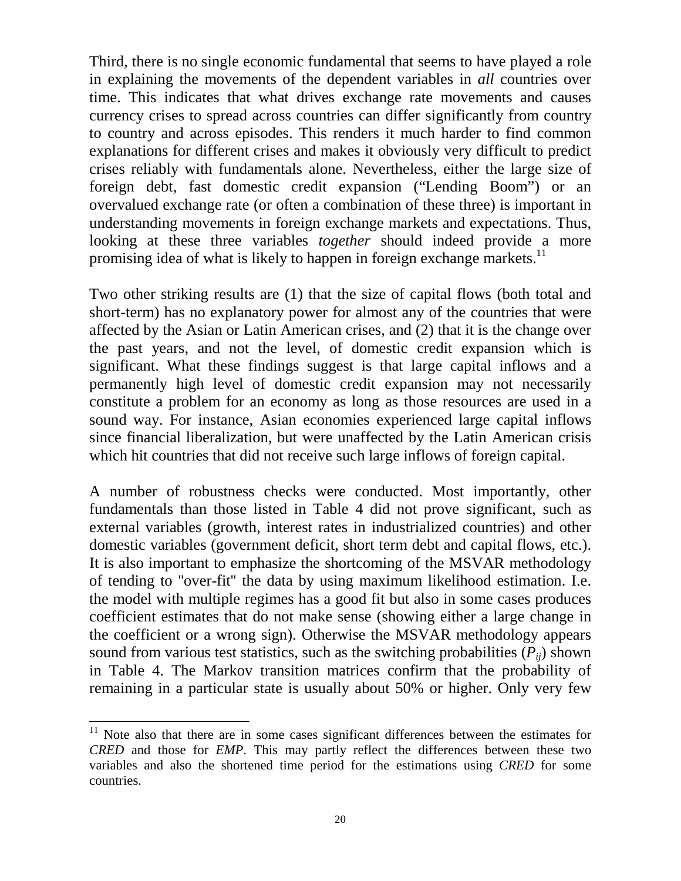Third, there is no single economic fundamental that seems to have played a role in explaining the movements of the dependent variables in *all* countries over time. This indicates that what drives exchange rate movements and causes currency crises to spread across countries can differ significantly from country to country and across episodes. This renders it much harder to find common explanations for different crises and makes it obviously very difficult to predict crises reliably with fundamentals alone. Nevertheless, either the large size of foreign debt, fast domestic credit expansion ("Lending Boom") or an overvalued exchange rate (or often a combination of these three) is important in understanding movements in foreign exchange markets and expectations. Thus, looking at these three variables *together* should indeed provide a more promising idea of what is likely to happen in foreign exchange markets.[11]

Two other striking results are (1) that the size of capital flows (both total and short-term) has no explanatory power for almost any of the countries that were affected by the Asian or Latin American crises, and (2) that it is the change over the past years, and not the level, of domestic credit expansion which is significant. What these findings suggest is that large capital inflows and a permanently high level of domestic credit expansion may not necessarily constitute a problem for an economy as long as those resources are used in a sound way. For instance, Asian economies experienced large capital inflows since financial liberalization, but were unaffected by the Latin American crisis which hit countries that did not receive such large inflows of foreign capital.

A number of robustness checks were conducted. Most importantly, other fundamentals than those listed in Table 4 did not prove significant, such as external variables (growth, interest rates in industrialized countries) and other domestic variables (government deficit, short term debt and capital flows, etc.). It is also important to emphasize the shortcoming of the MSVAR methodology of tending to "over-fit" the data by using maximum likelihood estimation. I.e. the model with multiple regimes has a good fit but also in some cases produces coefficient estimates that do not make sense (showing either a large change in the coefficient or a wrong sign). Otherwise the MSVAR methodology appears sound from various test statistics, such as the switching probabilities ($P_{ij}$) shown in Table 4. The Markov transition matrices confirm that the probability of remaining in a particular state is usually about 50% or higher. Only very few

[11] Note also that there are in some cases significant differences between the estimates for *CRED* and those for *EMP*. This may partly reflect the differences between these two variables and also the shortened time period for the estimations using *CRED* for some countries.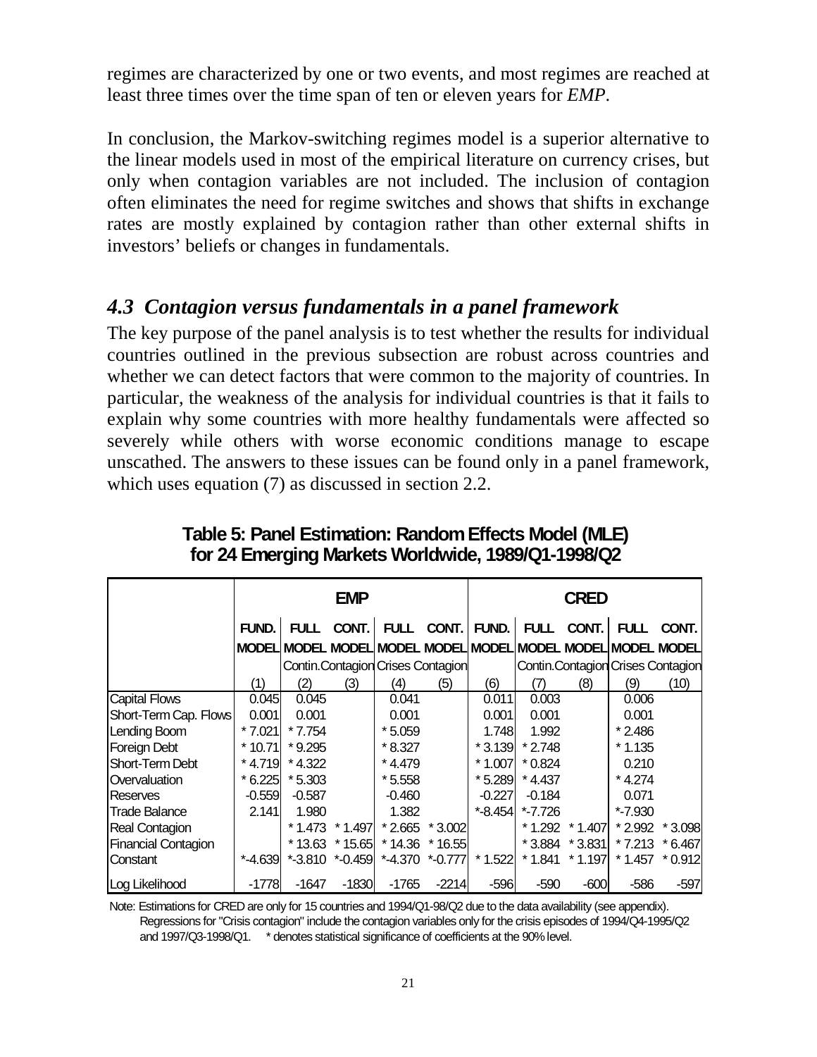regimes are characterized by one or two events, and most regimes are reached at least three times over the time span of ten or eleven years for *EMP*.

In conclusion, the Markov-switching regimes model is a superior alternative to the linear models used in most of the empirical literature on currency crises, but only when contagion variables are not included. The inclusion of contagion often eliminates the need for regime switches and shows that shifts in exchange rates are mostly explained by contagion rather than other external shifts in investors' beliefs or changes in fundamentals.

## *4.3 Contagion versus fundamentals in a panel framework*

The key purpose of the panel analysis is to test whether the results for individual countries outlined in the previous subsection are robust across countries and whether we can detect factors that were common to the majority of countries. In particular, the weakness of the analysis for individual countries is that it fails to explain why some countries with more healthy fundamentals were affected so severely while others with worse economic conditions manage to escape unscathed. The answers to these issues can be found only in a panel framework, which uses equation (7) as discussed in section 2.2.

**Table 5: Panel Estimation: Random Effects Model (MLE) for 24 Emerging Markets Worldwide, 1989/Q1-1998/Q2**

| | EMP | | | | | CRED | | | | |
|---|---|---|---|---|---|---|---|---|---|---|
| | FUND. MODEL | FULL MODEL | CONT. MODEL | FULL MODEL | CONT. MODEL | FUND. MODEL | FULL MODEL | CONT. MODEL | FULL MODEL | CONT. MODEL |
| | | Contin.Contagion | | Crises Contagion | | | Contin.Contagion | | Crises Contagion | |
| | (1) | (2) | (3) | (4) | (5) | (6) | (7) | (8) | (9) | (10) |
| Capital Flows | 0.045 | 0.045 | | 0.041 | | 0.011 | 0.003 | | 0.006 | |
| Short-Term Cap. Flows | 0.001 | 0.001 | | 0.001 | | 0.001 | 0.001 | | 0.001 | |
| Lending Boom | * 7.021 | * 7.754 | | * 5.059 | | 1.748 | 1.992 | | * 2.486 | |
| Foreign Debt | * 10.71 | * 9.295 | | * 8.327 | | * 3.139 | * 2.748 | | * 1.135 | |
| Short-Term Debt | * 4.719 | * 4.322 | | * 4.479 | | * 1.007 | * 0.824 | | 0.210 | |
| Overvaluation | * 6.225 | * 5.303 | | * 5.558 | | * 5.289 | * 4.437 | | * 4.274 | |
| Reserves | -0.559 | -0.587 | | -0.460 | | -0.227 | -0.184 | | 0.071 | |
| Trade Balance | 2.141 | 1.980 | | 1.382 | | *-8.454 | *-7.726 | | *-7.930 | |
| Real Contagion | | * 1.473 | * 1.497 | * 2.665 | * 3.002 | | * 1.292 | * 1.407 | * 2.992 | * 3.098 |
| Financial Contagion | | * 13.63 | * 15.65 | * 14.36 | * 16.55 | | * 3.884 | * 3.831 | * 7.213 | * 6.467 |
| Constant | *-4.639 | *-3.810 | *-0.459 | *-4.370 | *-0.777 | * 1.522 | * 1.841 | * 1.197 | * 1.457 | * 0.912 |
| Log Likelihood | -1778 | -1647 | -1830 | -1765 | -2214 | -596 | -590 | -600 | -586 | -597 |

Note: Estimations for CRED are only for 15 countries and 1994/Q1-98/Q2 due to the data availability (see appendix). Regressions for "Crisis contagion" include the contagion variables only for the crisis episodes of 1994/Q4-1995/Q2 and 1997/Q3-1998/Q1. * denotes statistical significance of coefficients at the 90% level.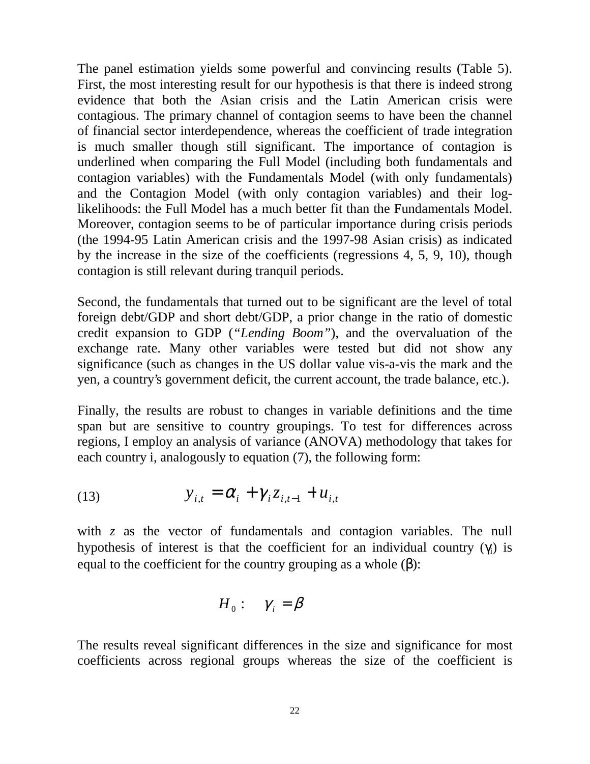The panel estimation yields some powerful and convincing results (Table 5). First, the most interesting result for our hypothesis is that there is indeed strong evidence that both the Asian crisis and the Latin American crisis were contagious. The primary channel of contagion seems to have been the channel of financial sector interdependence, whereas the coefficient of trade integration is much smaller though still significant. The importance of contagion is underlined when comparing the Full Model (including both fundamentals and contagion variables) with the Fundamentals Model (with only fundamentals) and the Contagion Model (with only contagion variables) and their log-likelihoods: the Full Model has a much better fit than the Fundamentals Model. Moreover, contagion seems to be of particular importance during crisis periods (the 1994-95 Latin American crisis and the 1997-98 Asian crisis) as indicated by the increase in the size of the coefficients (regressions 4, 5, 9, 10), though contagion is still relevant during tranquil periods.

Second, the fundamentals that turned out to be significant are the level of total foreign debt/GDP and short debt/GDP, a prior change in the ratio of domestic credit expansion to GDP (*"Lending Boom"*), and the overvaluation of the exchange rate. Many other variables were tested but did not show any significance (such as changes in the US dollar value vis-a-vis the mark and the yen, a country's government deficit, the current account, the trade balance, etc.).

Finally, the results are robust to changes in variable definitions and the time span but are sensitive to country groupings. To test for differences across regions, I employ an analysis of variance (ANOVA) methodology that takes for each country i, analogously to equation (7), the following form:

$$y_{i,t} = \alpha_i + \gamma_i z_{i,t-1} + u_{i,t} \tag{13}$$

with $z$ as the vector of fundamentals and contagion variables. The null hypothesis of interest is that the coefficient for an individual country ($\gamma_i$) is equal to the coefficient for the country grouping as a whole ($\beta$):

$$H_0: \quad \gamma_i = \beta$$

The results reveal significant differences in the size and significance for most coefficients across regional groups whereas the size of the coefficient is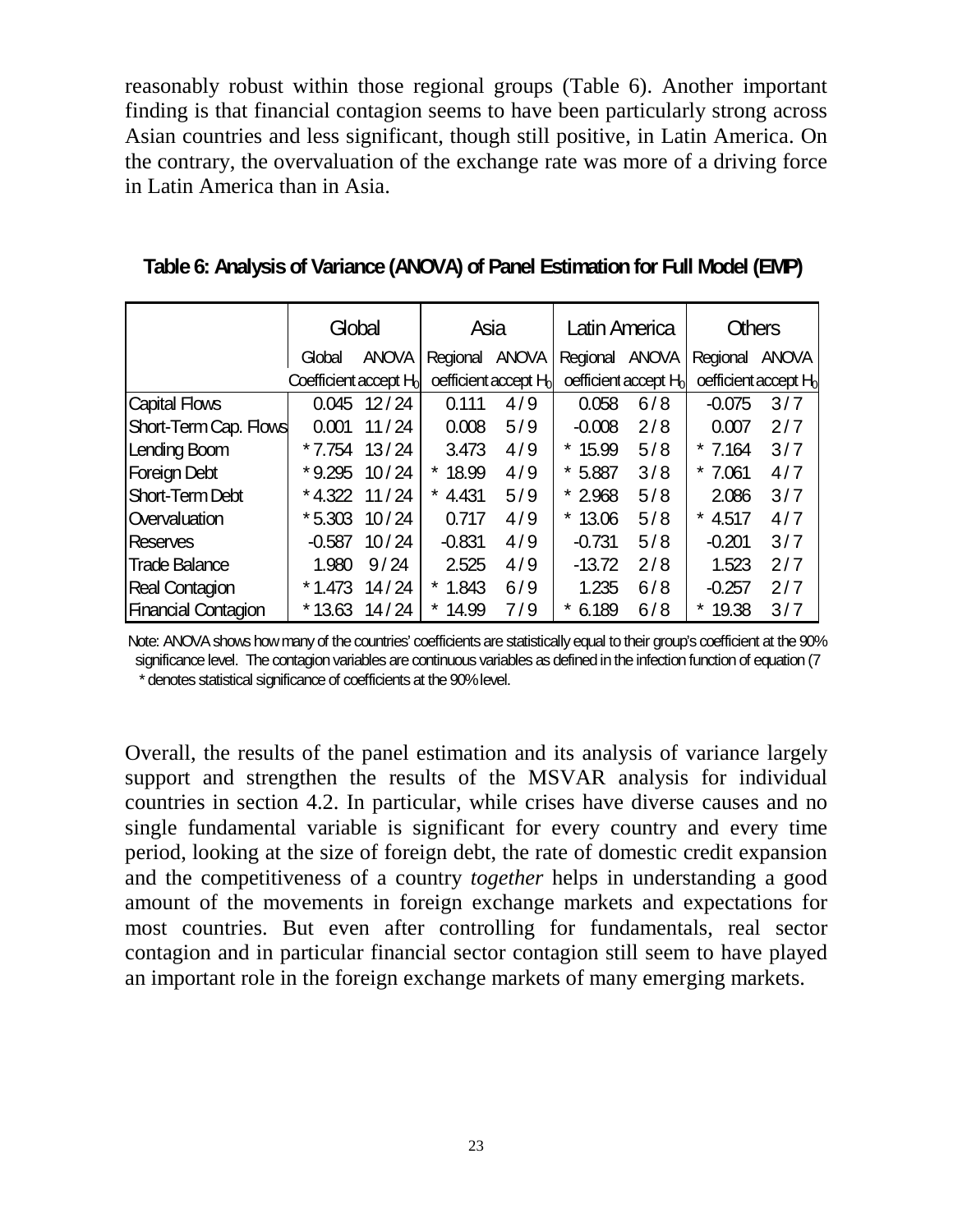reasonably robust within those regional groups (Table 6). Another important finding is that financial contagion seems to have been particularly strong across Asian countries and less significant, though still positive, in Latin America. On the contrary, the overvaluation of the exchange rate was more of a driving force in Latin America than in Asia.

**Table 6: Analysis of Variance (ANOVA) of Panel Estimation for Full Model (EMP)**

| | Global | | Asia | | Latin America | | Others | |
|---|---|---|---|---|---|---|---|---|
| | Global Coefficient | ANOVA accept $H_0$ | Regional oefficient | ANOVA accept $H_0$ | Regional oefficient | ANOVA accept $H_0$ | Regional oefficient | ANOVA accept $H_0$ |
| Capital Flows | 0.045 | 12 / 24 | 0.111 | 4 / 9 | 0.058 | 6 / 8 | -0.075 | 3 / 7 |
| Short-Term Cap. Flows | 0.001 | 11 / 24 | 0.008 | 5 / 9 | -0.008 | 2 / 8 | 0.007 | 2 / 7 |
| Lending Boom | * 7.754 | 13 / 24 | 3.473 | 4 / 9 | * 15.99 | 5 / 8 | * 7.164 | 3 / 7 |
| Foreign Debt | * 9.295 | 10 / 24 | * 18.99 | 4 / 9 | * 5.887 | 3 / 8 | * 7.061 | 4 / 7 |
| Short-Term Debt | * 4.322 | 11 / 24 | * 4.431 | 5 / 9 | * 2.968 | 5 / 8 | 2.086 | 3 / 7 |
| Overvaluation | * 5.303 | 10 / 24 | 0.717 | 4 / 9 | * 13.06 | 5 / 8 | * 4.517 | 4 / 7 |
| Reserves | -0.587 | 10 / 24 | -0.831 | 4 / 9 | -0.731 | 5 / 8 | -0.201 | 3 / 7 |
| Trade Balance | 1.980 | 9 / 24 | 2.525 | 4 / 9 | -13.72 | 2 / 8 | 1.523 | 2 / 7 |
| Real Contagion | * 1.473 | 14 / 24 | * 1.843 | 6 / 9 | 1.235 | 6 / 8 | -0.257 | 2 / 7 |
| Financial Contagion | * 13.63 | 14 / 24 | * 14.99 | 7 / 9 | * 6.189 | 6 / 8 | * 19.38 | 3 / 7 |

Note: ANOVA shows how many of the countries' coefficients are statistically equal to their group's coefficient at the 90% significance level. The contagion variables are continuous variables as defined in the infection function of equation (7
* denotes statistical significance of coefficients at the 90% level.

Overall, the results of the panel estimation and its analysis of variance largely support and strengthen the results of the MSVAR analysis for individual countries in section 4.2. In particular, while crises have diverse causes and no single fundamental variable is significant for every country and every time period, looking at the size of foreign debt, the rate of domestic credit expansion and the competitiveness of a country *together* helps in understanding a good amount of the movements in foreign exchange markets and expectations for most countries. But even after controlling for fundamentals, real sector contagion and in particular financial sector contagion still seem to have played an important role in the foreign exchange markets of many emerging markets.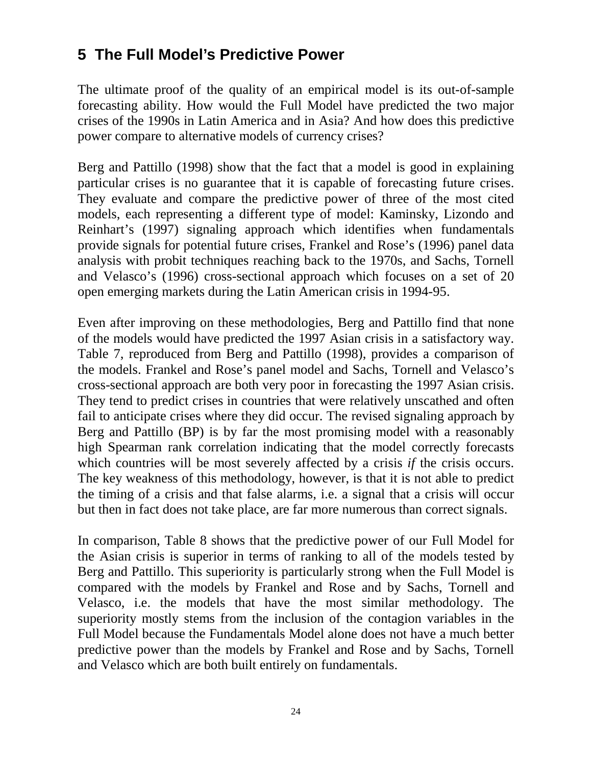## 5 The Full Model's Predictive Power

The ultimate proof of the quality of an empirical model is its out-of-sample forecasting ability. How would the Full Model have predicted the two major crises of the 1990s in Latin America and in Asia? And how does this predictive power compare to alternative models of currency crises?

Berg and Pattillo (1998) show that the fact that a model is good in explaining particular crises is no guarantee that it is capable of forecasting future crises. They evaluate and compare the predictive power of three of the most cited models, each representing a different type of model: Kaminsky, Lizondo and Reinhart's (1997) signaling approach which identifies when fundamentals provide signals for potential future crises, Frankel and Rose's (1996) panel data analysis with probit techniques reaching back to the 1970s, and Sachs, Tornell and Velasco's (1996) cross-sectional approach which focuses on a set of 20 open emerging markets during the Latin American crisis in 1994-95.

Even after improving on these methodologies, Berg and Pattillo find that none of the models would have predicted the 1997 Asian crisis in a satisfactory way. Table 7, reproduced from Berg and Pattillo (1998), provides a comparison of the models. Frankel and Rose's panel model and Sachs, Tornell and Velasco's cross-sectional approach are both very poor in forecasting the 1997 Asian crisis. They tend to predict crises in countries that were relatively unscathed and often fail to anticipate crises where they did occur. The revised signaling approach by Berg and Pattillo (BP) is by far the most promising model with a reasonably high Spearman rank correlation indicating that the model correctly forecasts which countries will be most severely affected by a crisis *if* the crisis occurs. The key weakness of this methodology, however, is that it is not able to predict the timing of a crisis and that false alarms, i.e. a signal that a crisis will occur but then in fact does not take place, are far more numerous than correct signals.

In comparison, Table 8 shows that the predictive power of our Full Model for the Asian crisis is superior in terms of ranking to all of the models tested by Berg and Pattillo. This superiority is particularly strong when the Full Model is compared with the models by Frankel and Rose and by Sachs, Tornell and Velasco, i.e. the models that have the most similar methodology. The superiority mostly stems from the inclusion of the contagion variables in the Full Model because the Fundamentals Model alone does not have a much better predictive power than the models by Frankel and Rose and by Sachs, Tornell and Velasco which are both built entirely on fundamentals.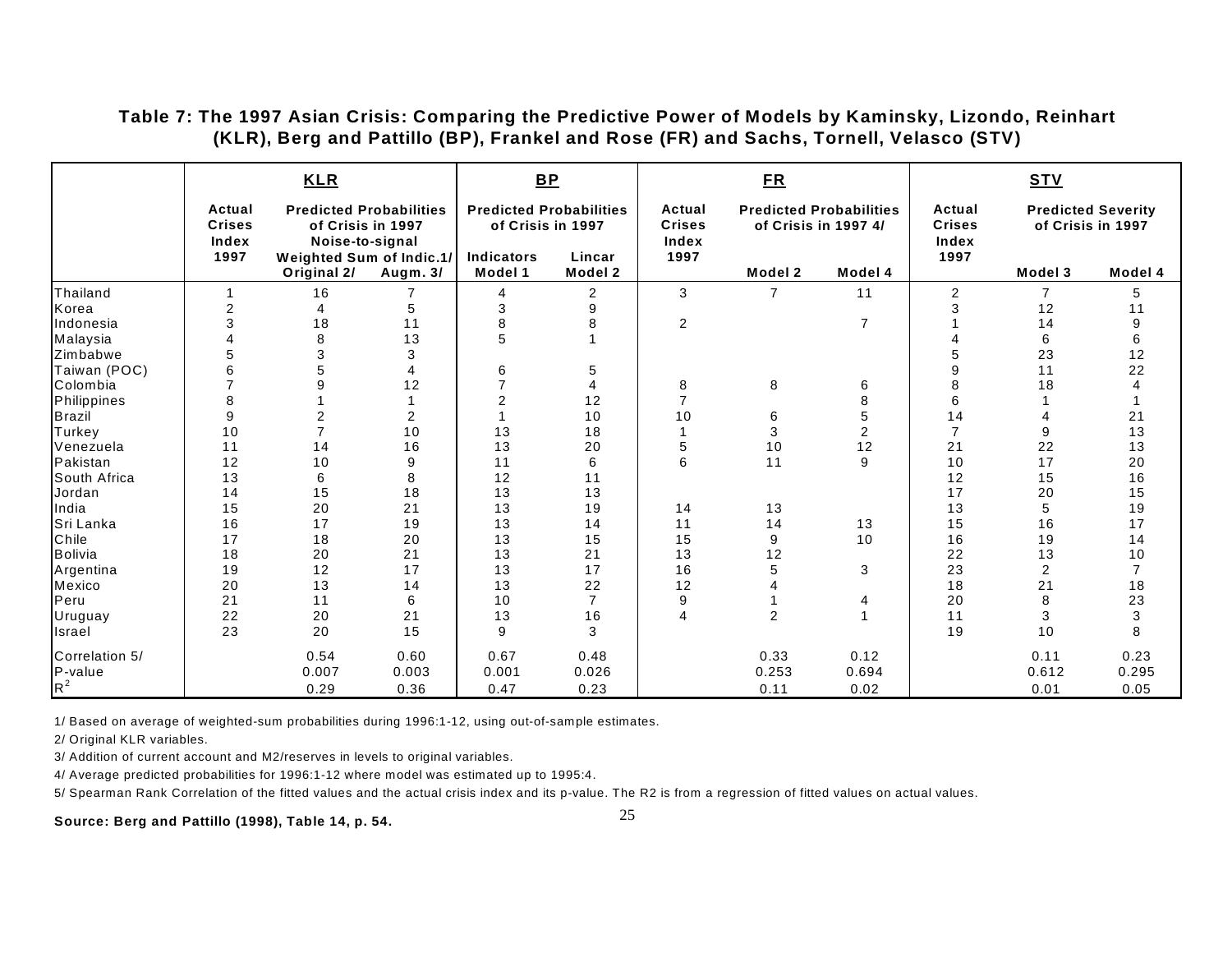**Table 7: The 1997 Asian Crisis: Comparing the Predictive Power of Models by Kaminsky, Lizondo, Reinhart (KLR), Berg and Pattillo (BP), Frankel and Rose (FR) and Sachs, Tornell, Velasco (STV)**

| | KLR | | | BP | | FR | | | STV | | |
|---|---|---|---|---|---|---|---|---|---|---|---|
| | Actual Crises Index 1997 | Predicted Probabilities of Crisis in 1997 Noise-to-signal Weighted Sum of Indic.1/ | | Predicted Probabilities of Crisis in 1997 | | Actual Crises Index 1997 | Predicted Probabilities of Crisis in 1997 4/ | | Actual Crises Index 1997 | Predicted Severity of Crisis in 1997 | |
| | | Original 2/ | Augm. 3/ | Indicators Model 1 | Lincar Model 2 | | Model 2 | Model 4 | | Model 3 | Model 4 |
| Thailand | 1 | 16 | 7 | 4 | 2 | 3 | 7 | 11 | 2 | 7 | 5 |
| Korea | 2 | 4 | 5 | 3 | 9 | | | | 3 | 12 | 11 |
| Indonesia | 3 | 18 | 11 | 8 | 8 | 2 | | 7 | 1 | 14 | 9 |
| Malaysia | 4 | 8 | 13 | 5 | 1 | | | | 4 | 6 | 6 |
| Zimbabwe | 5 | 3 | 3 | | | | | | 5 | 23 | 12 |
| Taiwan (POC) | 6 | 5 | 4 | 6 | 5 | | | | 9 | 11 | 22 |
| Colombia | 7 | 9 | 12 | 7 | 4 | 8 | 8 | 6 | 8 | 18 | 4 |
| Philippines | 8 | 1 | 1 | 2 | 12 | 7 | | 8 | 6 | 1 | 1 |
| Brazil | 9 | 2 | 2 | 1 | 10 | 10 | 6 | 5 | 14 | 4 | 21 |
| Turkey | 10 | 7 | 10 | 13 | 18 | 1 | 3 | 2 | 7 | 9 | 13 |
| Venezuela | 11 | 14 | 16 | 13 | 20 | 5 | 10 | 12 | 21 | 22 | 13 |
| Pakistan | 12 | 10 | 9 | 11 | 6 | 6 | 11 | 9 | 10 | 17 | 20 |
| South Africa | 13 | 6 | 8 | 12 | 11 | | | | 12 | 15 | 16 |
| Jordan | 14 | 15 | 18 | 13 | 13 | | | | 17 | 20 | 15 |
| India | 15 | 20 | 21 | 13 | 19 | 14 | 13 | | 13 | 5 | 19 |
| Sri Lanka | 16 | 17 | 19 | 13 | 14 | 11 | 14 | 13 | 15 | 16 | 17 |
| Chile | 17 | 18 | 20 | 13 | 15 | 15 | 9 | 10 | 16 | 19 | 14 |
| Bolivia | 18 | 20 | 21 | 13 | 21 | 13 | 12 | | 22 | 13 | 10 |
| Argentina | 19 | 12 | 17 | 13 | 17 | 16 | 5 | 3 | 23 | 2 | 7 |
| Mexico | 20 | 13 | 14 | 13 | 22 | 12 | 4 | | 18 | 21 | 18 |
| Peru | 21 | 11 | 6 | 10 | 7 | 9 | 1 | 4 | 20 | 8 | 23 |
| Uruguay | 22 | 20 | 21 | 13 | 16 | 4 | 2 | 1 | 11 | 3 | 3 |
| Israel | 23 | 20 | 15 | 9 | 3 | | | | 19 | 10 | 8 |
| Correlation 5/ | | 0.54 | 0.60 | 0.67 | 0.48 | | 0.33 | 0.12 | | 0.11 | 0.23 |
| P-value | | 0.007 | 0.003 | 0.001 | 0.026 | | 0.253 | 0.694 | | 0.612 | 0.295 |
| $R^2$ | | 0.29 | 0.36 | 0.47 | 0.23 | | 0.11 | 0.02 | | 0.01 | 0.05 |

1/ Based on average of weighted-sum probabilities during 1996:1-12, using out-of-sample estimates.

2/ Original KLR variables.

3/ Addition of current account and M2/reserves in levels to original variables.

4/ Average predicted probabilities for 1996:1-12 where model was estimated up to 1995:4.

5/ Spearman Rank Correlation of the fitted values and the actual crisis index and its p-value. The R2 is from a regression of fitted values on actual values.

**Source: Berg and Pattillo (1998), Table 14, p. 54.**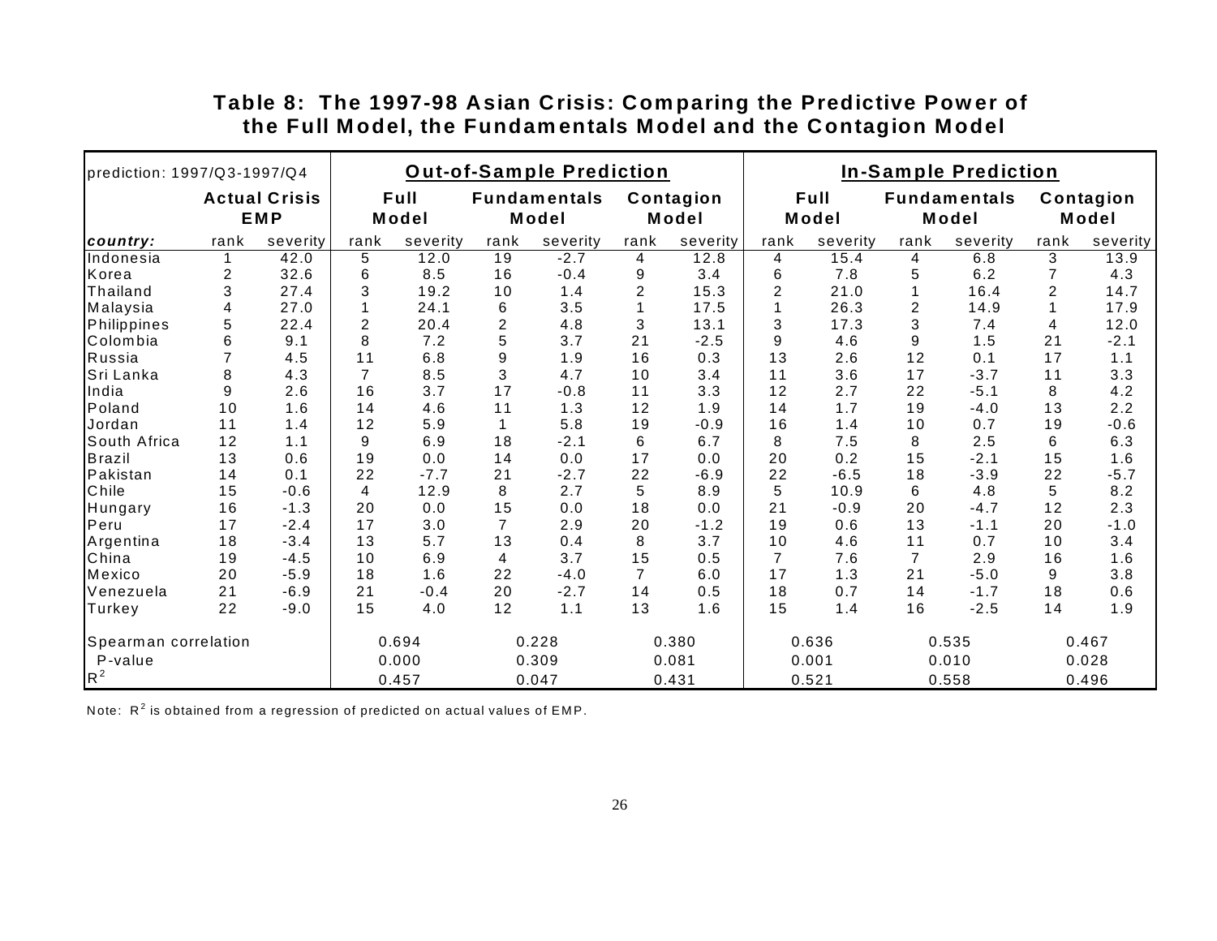## Table 8: The 1997-98 Asian Crisis: Comparing the Predictive Power of the Full Model, the Fundamentals Model and the Contagion Model

| prediction: 1997/Q3-1997/Q4 | | | Out-of-Sample Prediction | | | | | | In-Sample Prediction | | | | | |
|---|---|---|---|---|---|---|---|---|---|---|---|---|---|---|
| | Actual Crisis EMP | | Full Model | | Fundamentals Model | | Contagion Model | | Full Model | | Fundamentals Model | | Contagion Model | |
| ***country:*** | rank | severity | rank | severity | rank | severity | rank | severity | rank | severity | rank | severity | rank | severity |
| Indonesia | 1 | 42.0 | 5 | 12.0 | 19 | -2.7 | 4 | 12.8 | 4 | 15.4 | 4 | 6.8 | 3 | 13.9 |
| Korea | 2 | 32.6 | 6 | 8.5 | 16 | -0.4 | 9 | 3.4 | 6 | 7.8 | 5 | 6.2 | 7 | 4.3 |
| Thailand | 3 | 27.4 | 3 | 19.2 | 10 | 1.4 | 2 | 15.3 | 2 | 21.0 | 1 | 16.4 | 2 | 14.7 |
| Malaysia | 4 | 27.0 | 1 | 24.1 | 6 | 3.5 | 1 | 17.5 | 1 | 26.3 | 2 | 14.9 | 1 | 17.9 |
| Philippines | 5 | 22.4 | 2 | 20.4 | 2 | 4.8 | 3 | 13.1 | 3 | 17.3 | 3 | 7.4 | 4 | 12.0 |
| Colombia | 6 | 9.1 | 8 | 7.2 | 5 | 3.7 | 21 | -2.5 | 9 | 4.6 | 9 | 1.5 | 21 | -2.1 |
| Russia | 7 | 4.5 | 11 | 6.8 | 9 | 1.9 | 16 | 0.3 | 13 | 2.6 | 12 | 0.1 | 17 | 1.1 |
| Sri Lanka | 8 | 4.3 | 7 | 8.5 | 3 | 4.7 | 10 | 3.4 | 11 | 3.6 | 17 | -3.7 | 11 | 3.3 |
| India | 9 | 2.6 | 16 | 3.7 | 17 | -0.8 | 11 | 3.3 | 12 | 2.7 | 22 | -5.1 | 8 | 4.2 |
| Poland | 10 | 1.6 | 14 | 4.6 | 11 | 1.3 | 12 | 1.9 | 14 | 1.7 | 19 | -4.0 | 13 | 2.2 |
| Jordan | 11 | 1.4 | 12 | 5.9 | 1 | 5.8 | 19 | -0.9 | 16 | 1.4 | 10 | 0.7 | 19 | -0.6 |
| South Africa | 12 | 1.1 | 9 | 6.9 | 18 | -2.1 | 6 | 6.7 | 8 | 7.5 | 8 | 2.5 | 6 | 6.3 |
| Brazil | 13 | 0.6 | 19 | 0.0 | 14 | 0.0 | 17 | 0.0 | 20 | 0.2 | 15 | -2.1 | 15 | 1.6 |
| Pakistan | 14 | 0.1 | 22 | -7.7 | 21 | -2.7 | 22 | -6.9 | 22 | -6.5 | 18 | -3.9 | 22 | -5.7 |
| Chile | 15 | -0.6 | 4 | 12.9 | 8 | 2.7 | 5 | 8.9 | 5 | 10.9 | 6 | 4.8 | 5 | 8.2 |
| Hungary | 16 | -1.3 | 20 | 0.0 | 15 | 0.0 | 18 | 0.0 | 21 | -0.9 | 20 | -4.7 | 12 | 2.3 |
| Peru | 17 | -2.4 | 17 | 3.0 | 7 | 2.9 | 20 | -1.2 | 19 | 0.6 | 13 | -1.1 | 20 | -1.0 |
| Argentina | 18 | -3.4 | 13 | 5.7 | 13 | 0.4 | 8 | 3.7 | 10 | 4.6 | 11 | 0.7 | 10 | 3.4 |
| China | 19 | -4.5 | 10 | 6.9 | 4 | 3.7 | 15 | 0.5 | 7 | 7.6 | 7 | 2.9 | 16 | 1.6 |
| Mexico | 20 | -5.9 | 18 | 1.6 | 22 | -4.0 | 7 | 6.0 | 17 | 1.3 | 21 | -5.0 | 9 | 3.8 |
| Venezuela | 21 | -6.9 | 21 | -0.4 | 20 | -2.7 | 14 | 0.5 | 18 | 0.7 | 14 | -1.7 | 18 | 0.6 |
| Turkey | 22 | -9.0 | 15 | 4.0 | 12 | 1.1 | 13 | 1.6 | 15 | 1.4 | 16 | -2.5 | 14 | 1.9 |
| Spearman correlation | | | 0.694 | | 0.228 | | 0.380 | | 0.636 | | 0.535 | | 0.467 | |
| P-value | | | 0.000 | | 0.309 | | 0.081 | | 0.001 | | 0.010 | | 0.028 | |
| $R^2$ | | | 0.457 | | 0.047 | | 0.431 | | 0.521 | | 0.558 | | 0.496 | |

Note: $R^2$ is obtained from a regression of predicted on actual values of EMP.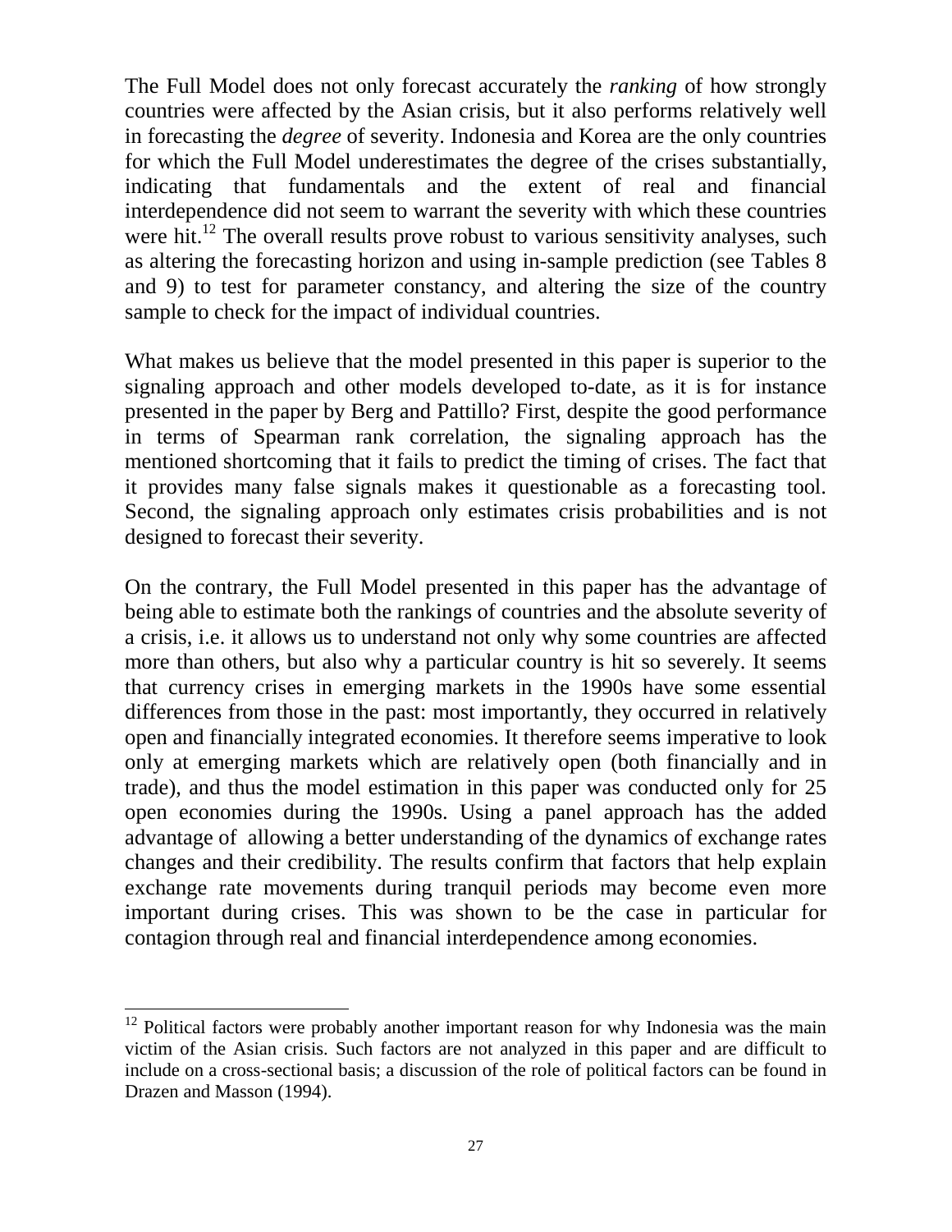The Full Model does not only forecast accurately the *ranking* of how strongly countries were affected by the Asian crisis, but it also performs relatively well in forecasting the *degree* of severity. Indonesia and Korea are the only countries for which the Full Model underestimates the degree of the crises substantially, indicating that fundamentals and the extent of real and financial interdependence did not seem to warrant the severity with which these countries were hit.[12] The overall results prove robust to various sensitivity analyses, such as altering the forecasting horizon and using in-sample prediction (see Tables 8 and 9) to test for parameter constancy, and altering the size of the country sample to check for the impact of individual countries.

What makes us believe that the model presented in this paper is superior to the signaling approach and other models developed to-date, as it is for instance presented in the paper by Berg and Pattillo? First, despite the good performance in terms of Spearman rank correlation, the signaling approach has the mentioned shortcoming that it fails to predict the timing of crises. The fact that it provides many false signals makes it questionable as a forecasting tool. Second, the signaling approach only estimates crisis probabilities and is not designed to forecast their severity.

On the contrary, the Full Model presented in this paper has the advantage of being able to estimate both the rankings of countries and the absolute severity of a crisis, i.e. it allows us to understand not only why some countries are affected more than others, but also why a particular country is hit so severely. It seems that currency crises in emerging markets in the 1990s have some essential differences from those in the past: most importantly, they occurred in relatively open and financially integrated economies. It therefore seems imperative to look only at emerging markets which are relatively open (both financially and in trade), and thus the model estimation in this paper was conducted only for 25 open economies during the 1990s. Using a panel approach has the added advantage of allowing a better understanding of the dynamics of exchange rates changes and their credibility. The results confirm that factors that help explain exchange rate movements during tranquil periods may become even more important during crises. This was shown to be the case in particular for contagion through real and financial interdependence among economies.

---

[12] Political factors were probably another important reason for why Indonesia was the main victim of the Asian crisis. Such factors are not analyzed in this paper and are difficult to include on a cross-sectional basis; a discussion of the role of political factors can be found in Drazen and Masson (1994).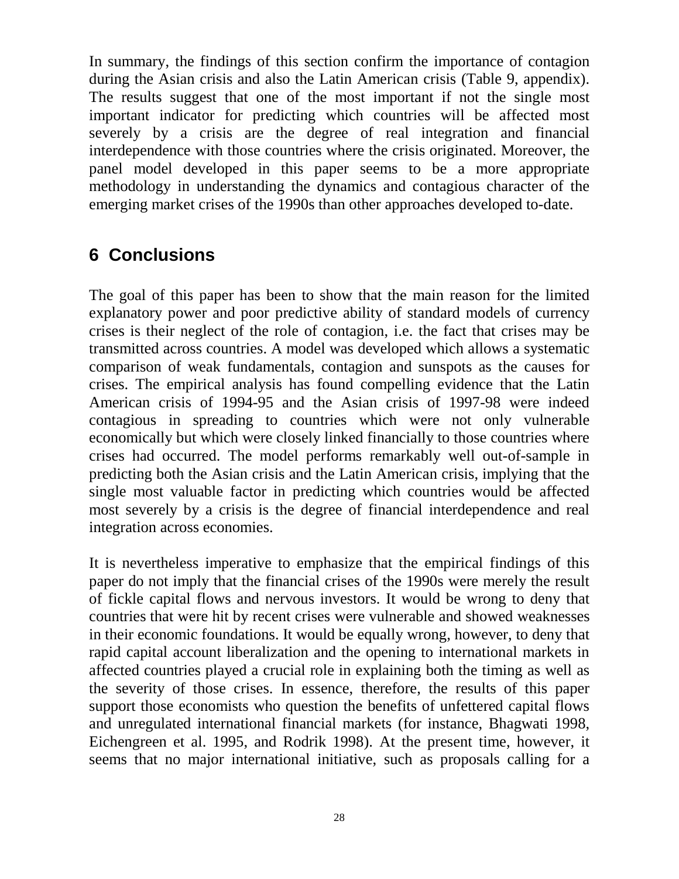In summary, the findings of this section confirm the importance of contagion during the Asian crisis and also the Latin American crisis (Table 9, appendix). The results suggest that one of the most important if not the single most important indicator for predicting which countries will be affected most severely by a crisis are the degree of real integration and financial interdependence with those countries where the crisis originated. Moreover, the panel model developed in this paper seems to be a more appropriate methodology in understanding the dynamics and contagious character of the emerging market crises of the 1990s than other approaches developed to-date.

## 6 Conclusions

The goal of this paper has been to show that the main reason for the limited explanatory power and poor predictive ability of standard models of currency crises is their neglect of the role of contagion, i.e. the fact that crises may be transmitted across countries. A model was developed which allows a systematic comparison of weak fundamentals, contagion and sunspots as the causes for crises. The empirical analysis has found compelling evidence that the Latin American crisis of 1994-95 and the Asian crisis of 1997-98 were indeed contagious in spreading to countries which were not only vulnerable economically but which were closely linked financially to those countries where crises had occurred. The model performs remarkably well out-of-sample in predicting both the Asian crisis and the Latin American crisis, implying that the single most valuable factor in predicting which countries would be affected most severely by a crisis is the degree of financial interdependence and real integration across economies.

It is nevertheless imperative to emphasize that the empirical findings of this paper do not imply that the financial crises of the 1990s were merely the result of fickle capital flows and nervous investors. It would be wrong to deny that countries that were hit by recent crises were vulnerable and showed weaknesses in their economic foundations. It would be equally wrong, however, to deny that rapid capital account liberalization and the opening to international markets in affected countries played a crucial role in explaining both the timing as well as the severity of those crises. In essence, therefore, the results of this paper support those economists who question the benefits of unfettered capital flows and unregulated international financial markets (for instance, Bhagwati 1998, Eichengreen et al. 1995, and Rodrik 1998). At the present time, however, it seems that no major international initiative, such as proposals calling for a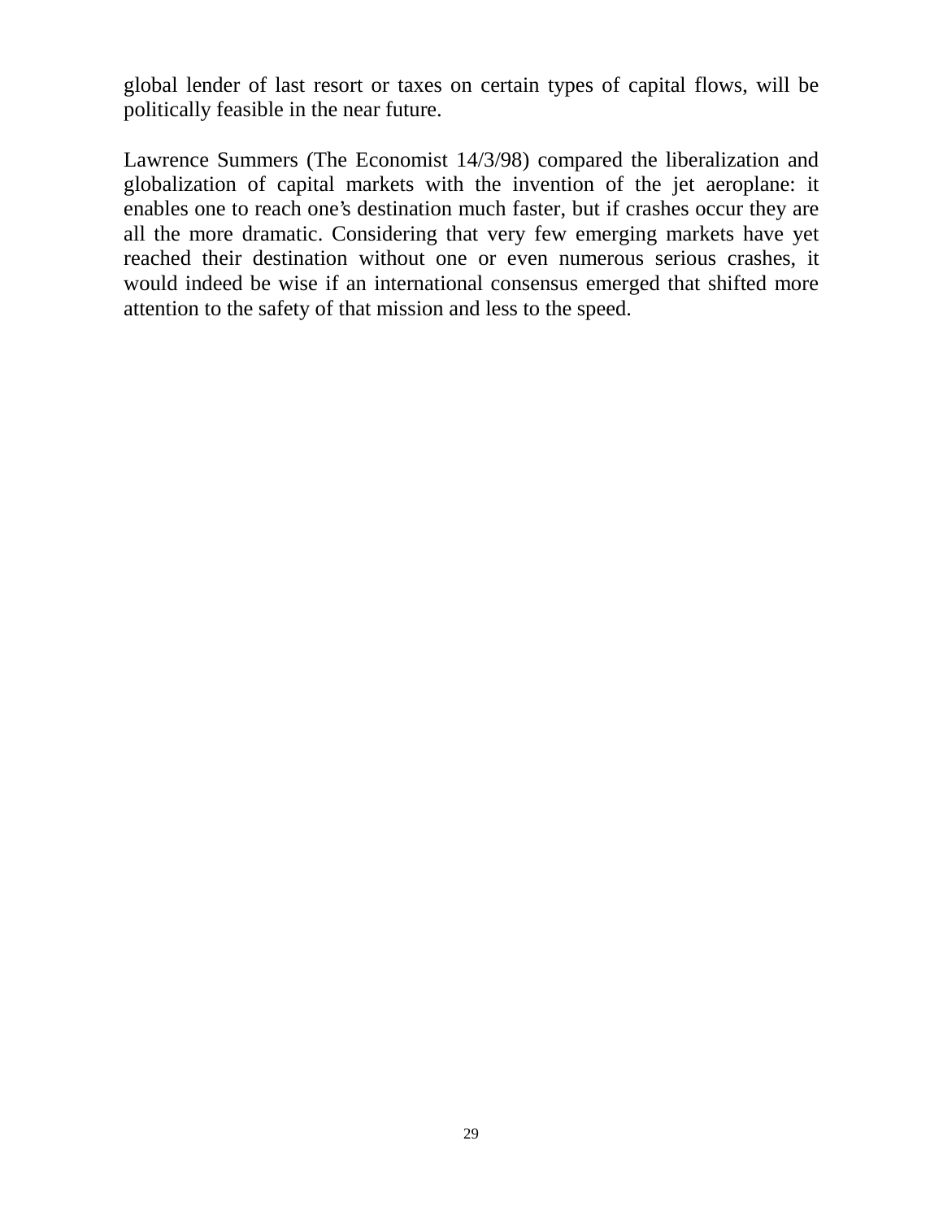global lender of last resort or taxes on certain types of capital flows, will be politically feasible in the near future.

Lawrence Summers (The Economist 14/3/98) compared the liberalization and globalization of capital markets with the invention of the jet aeroplane: it enables one to reach one's destination much faster, but if crashes occur they are all the more dramatic. Considering that very few emerging markets have yet reached their destination without one or even numerous serious crashes, it would indeed be wise if an international consensus emerged that shifted more attention to the safety of that mission and less to the speed.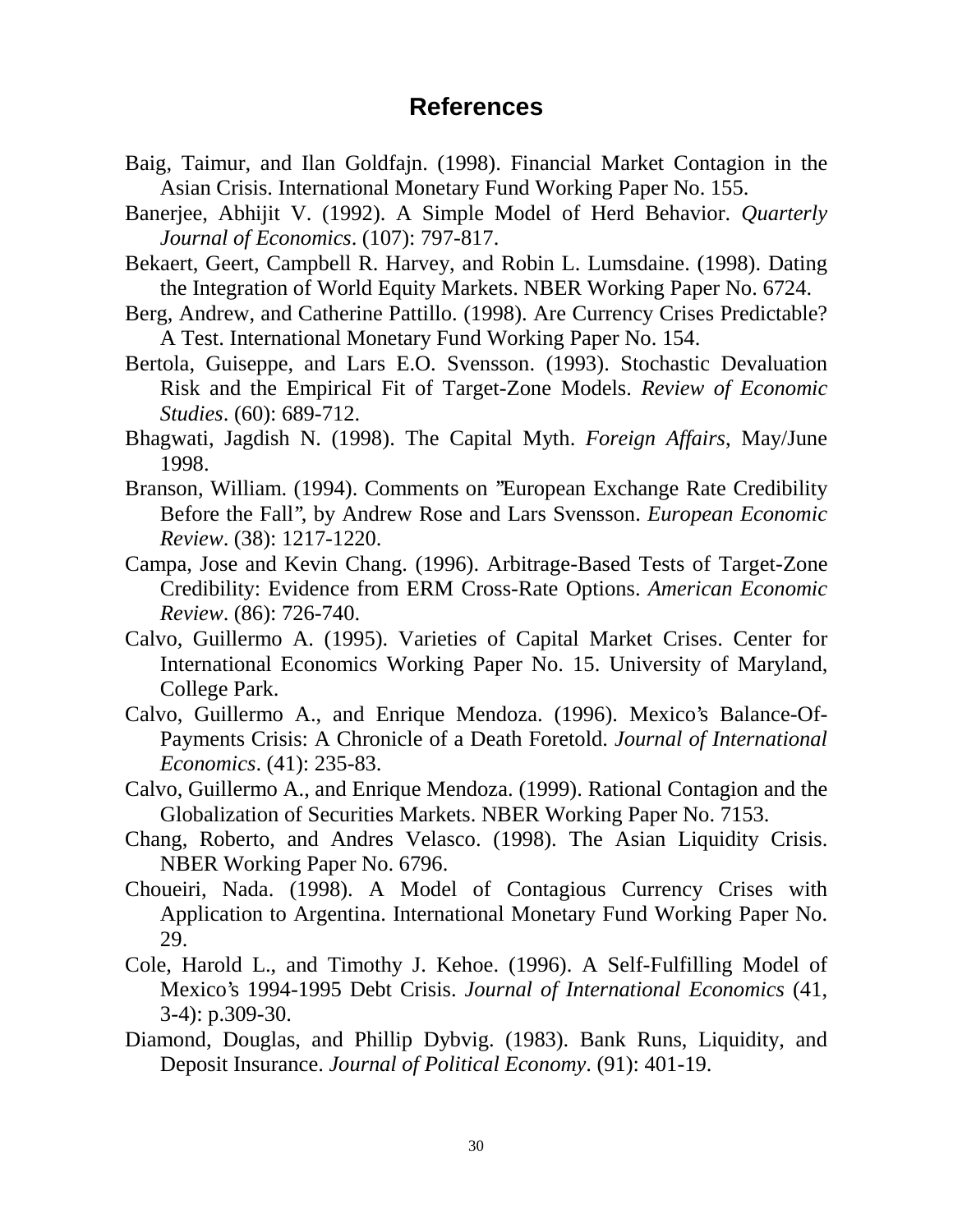## References

Baig, Taimur, and Ilan Goldfajn. (1998). Financial Market Contagion in the Asian Crisis. International Monetary Fund Working Paper No. 155.

Banerjee, Abhijit V. (1992). A Simple Model of Herd Behavior. *Quarterly Journal of Economics*. (107): 797-817.

Bekaert, Geert, Campbell R. Harvey, and Robin L. Lumsdaine. (1998). Dating the Integration of World Equity Markets. NBER Working Paper No. 6724.

Berg, Andrew, and Catherine Pattillo. (1998). Are Currency Crises Predictable? A Test. International Monetary Fund Working Paper No. 154.

Bertola, Guiseppe, and Lars E.O. Svensson. (1993). Stochastic Devaluation Risk and the Empirical Fit of Target-Zone Models. *Review of Economic Studies*. (60): 689-712.

Bhagwati, Jagdish N. (1998). The Capital Myth. *Foreign Affairs*, May/June 1998.

Branson, William. (1994). Comments on "European Exchange Rate Credibility Before the Fall", by Andrew Rose and Lars Svensson. *European Economic Review*. (38): 1217-1220.

Campa, Jose and Kevin Chang. (1996). Arbitrage-Based Tests of Target-Zone Credibility: Evidence from ERM Cross-Rate Options. *American Economic Review*. (86): 726-740.

Calvo, Guillermo A. (1995). Varieties of Capital Market Crises. Center for International Economics Working Paper No. 15. University of Maryland, College Park.

Calvo, Guillermo A., and Enrique Mendoza. (1996). Mexico's Balance-Of-Payments Crisis: A Chronicle of a Death Foretold. *Journal of International Economics*. (41): 235-83.

Calvo, Guillermo A., and Enrique Mendoza. (1999). Rational Contagion and the Globalization of Securities Markets. NBER Working Paper No. 7153.

Chang, Roberto, and Andres Velasco. (1998). The Asian Liquidity Crisis. NBER Working Paper No. 6796.

Choueiri, Nada. (1998). A Model of Contagious Currency Crises with Application to Argentina. International Monetary Fund Working Paper No. 29.

Cole, Harold L., and Timothy J. Kehoe. (1996). A Self-Fulfilling Model of Mexico's 1994-1995 Debt Crisis. *Journal of International Economics* (41, 3-4): p.309-30.

Diamond, Douglas, and Phillip Dybvig. (1983). Bank Runs, Liquidity, and Deposit Insurance. *Journal of Political Economy*. (91): 401-19.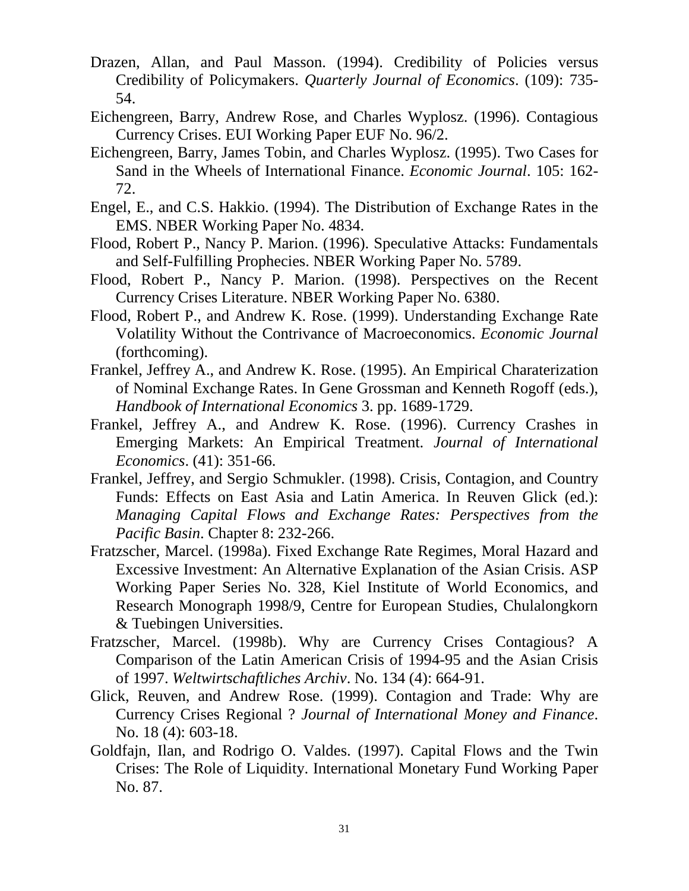Drazen, Allan, and Paul Masson. (1994). Credibility of Policies versus Credibility of Policymakers. *Quarterly Journal of Economics*. (109): 735-54.

Eichengreen, Barry, Andrew Rose, and Charles Wyplosz. (1996). Contagious Currency Crises. EUI Working Paper EUF No. 96/2.

Eichengreen, Barry, James Tobin, and Charles Wyplosz. (1995). Two Cases for Sand in the Wheels of International Finance. *Economic Journal*. 105: 162-72.

Engel, E., and C.S. Hakkio. (1994). The Distribution of Exchange Rates in the EMS. NBER Working Paper No. 4834.

Flood, Robert P., Nancy P. Marion. (1996). Speculative Attacks: Fundamentals and Self-Fulfilling Prophecies. NBER Working Paper No. 5789.

Flood, Robert P., Nancy P. Marion. (1998). Perspectives on the Recent Currency Crises Literature. NBER Working Paper No. 6380.

Flood, Robert P., and Andrew K. Rose. (1999). Understanding Exchange Rate Volatility Without the Contrivance of Macroeconomics. *Economic Journal* (forthcoming).

Frankel, Jeffrey A., and Andrew K. Rose. (1995). An Empirical Charaterization of Nominal Exchange Rates. In Gene Grossman and Kenneth Rogoff (eds.), *Handbook of International Economics* 3. pp. 1689-1729.

Frankel, Jeffrey A., and Andrew K. Rose. (1996). Currency Crashes in Emerging Markets: An Empirical Treatment. *Journal of International Economics*. (41): 351-66.

Frankel, Jeffrey, and Sergio Schmukler. (1998). Crisis, Contagion, and Country Funds: Effects on East Asia and Latin America. In Reuven Glick (ed.): *Managing Capital Flows and Exchange Rates: Perspectives from the Pacific Basin*. Chapter 8: 232-266.

Fratzscher, Marcel. (1998a). Fixed Exchange Rate Regimes, Moral Hazard and Excessive Investment: An Alternative Explanation of the Asian Crisis. ASP Working Paper Series No. 328, Kiel Institute of World Economics, and Research Monograph 1998/9, Centre for European Studies, Chulalongkorn & Tuebingen Universities.

Fratzscher, Marcel. (1998b). Why are Currency Crises Contagious? A Comparison of the Latin American Crisis of 1994-95 and the Asian Crisis of 1997. *Weltwirtschaftliches Archiv*. No. 134 (4): 664-91.

Glick, Reuven, and Andrew Rose. (1999). Contagion and Trade: Why are Currency Crises Regional ? *Journal of International Money and Finance*. No. 18 (4): 603-18.

Goldfajn, Ilan, and Rodrigo O. Valdes. (1997). Capital Flows and the Twin Crises: The Role of Liquidity. International Monetary Fund Working Paper No. 87.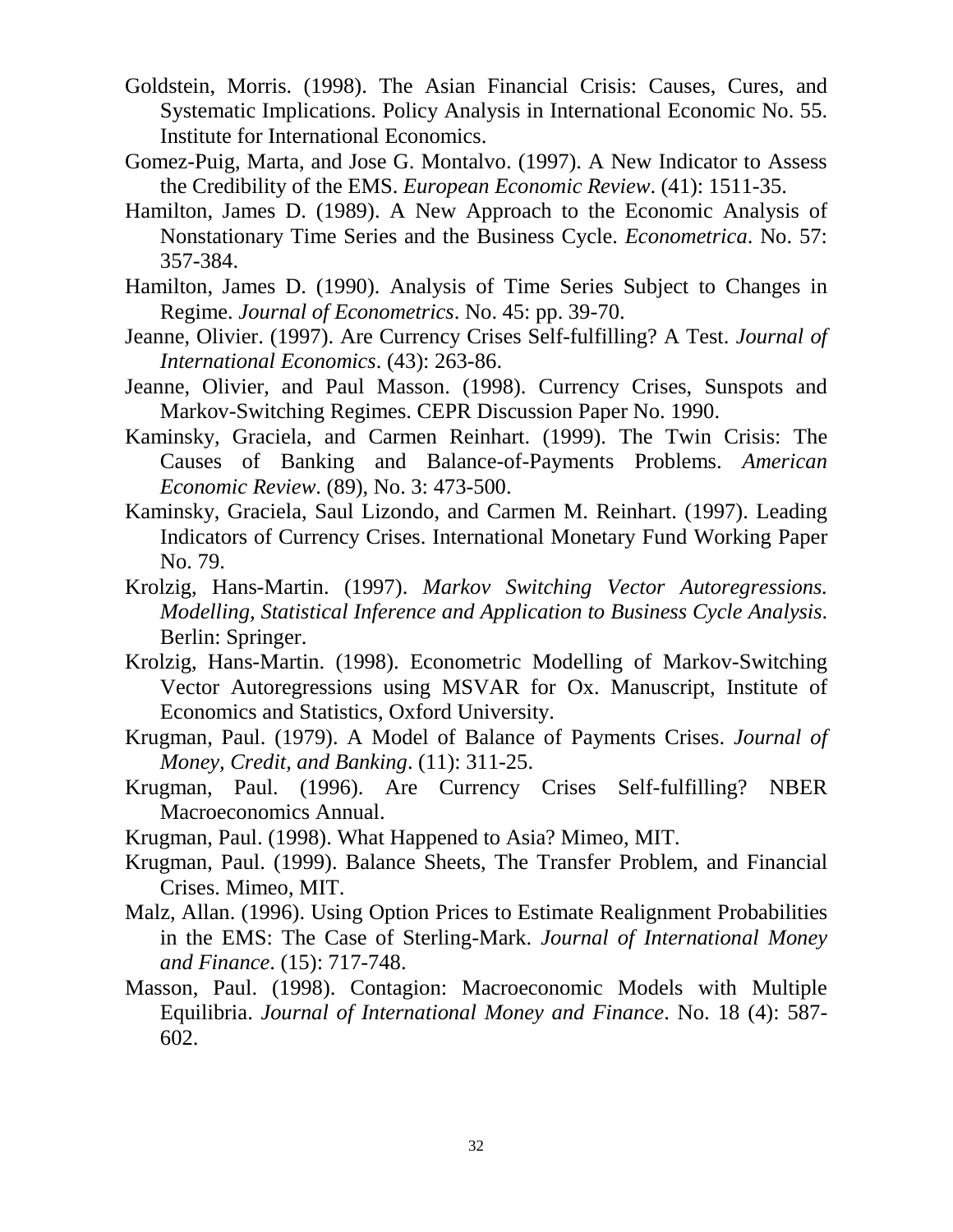Goldstein, Morris. (1998). The Asian Financial Crisis: Causes, Cures, and Systematic Implications. Policy Analysis in International Economic No. 55. Institute for International Economics.

Gomez-Puig, Marta, and Jose G. Montalvo. (1997). A New Indicator to Assess the Credibility of the EMS. *European Economic Review*. (41): 1511-35.

Hamilton, James D. (1989). A New Approach to the Economic Analysis of Nonstationary Time Series and the Business Cycle. *Econometrica*. No. 57: 357-384.

Hamilton, James D. (1990). Analysis of Time Series Subject to Changes in Regime. *Journal of Econometrics*. No. 45: pp. 39-70.

Jeanne, Olivier. (1997). Are Currency Crises Self-fulfilling? A Test. *Journal of International Economics*. (43): 263-86.

Jeanne, Olivier, and Paul Masson. (1998). Currency Crises, Sunspots and Markov-Switching Regimes. CEPR Discussion Paper No. 1990.

Kaminsky, Graciela, and Carmen Reinhart. (1999). The Twin Crisis: The Causes of Banking and Balance-of-Payments Problems. *American Economic Review*. (89), No. 3: 473-500.

Kaminsky, Graciela, Saul Lizondo, and Carmen M. Reinhart. (1997). Leading Indicators of Currency Crises. International Monetary Fund Working Paper No. 79.

Krolzig, Hans-Martin. (1997). *Markov Switching Vector Autoregressions. Modelling, Statistical Inference and Application to Business Cycle Analysis*. Berlin: Springer.

Krolzig, Hans-Martin. (1998). Econometric Modelling of Markov-Switching Vector Autoregressions using MSVAR for Ox. Manuscript, Institute of Economics and Statistics, Oxford University.

Krugman, Paul. (1979). A Model of Balance of Payments Crises. *Journal of Money, Credit, and Banking*. (11): 311-25.

Krugman, Paul. (1996). Are Currency Crises Self-fulfilling? NBER Macroeconomics Annual.

Krugman, Paul. (1998). What Happened to Asia? Mimeo, MIT.

Krugman, Paul. (1999). Balance Sheets, The Transfer Problem, and Financial Crises. Mimeo, MIT.

Malz, Allan. (1996). Using Option Prices to Estimate Realignment Probabilities in the EMS: The Case of Sterling-Mark. *Journal of International Money and Finance*. (15): 717-748.

Masson, Paul. (1998). Contagion: Macroeconomic Models with Multiple Equilibria. *Journal of International Money and Finance*. No. 18 (4): 587-602.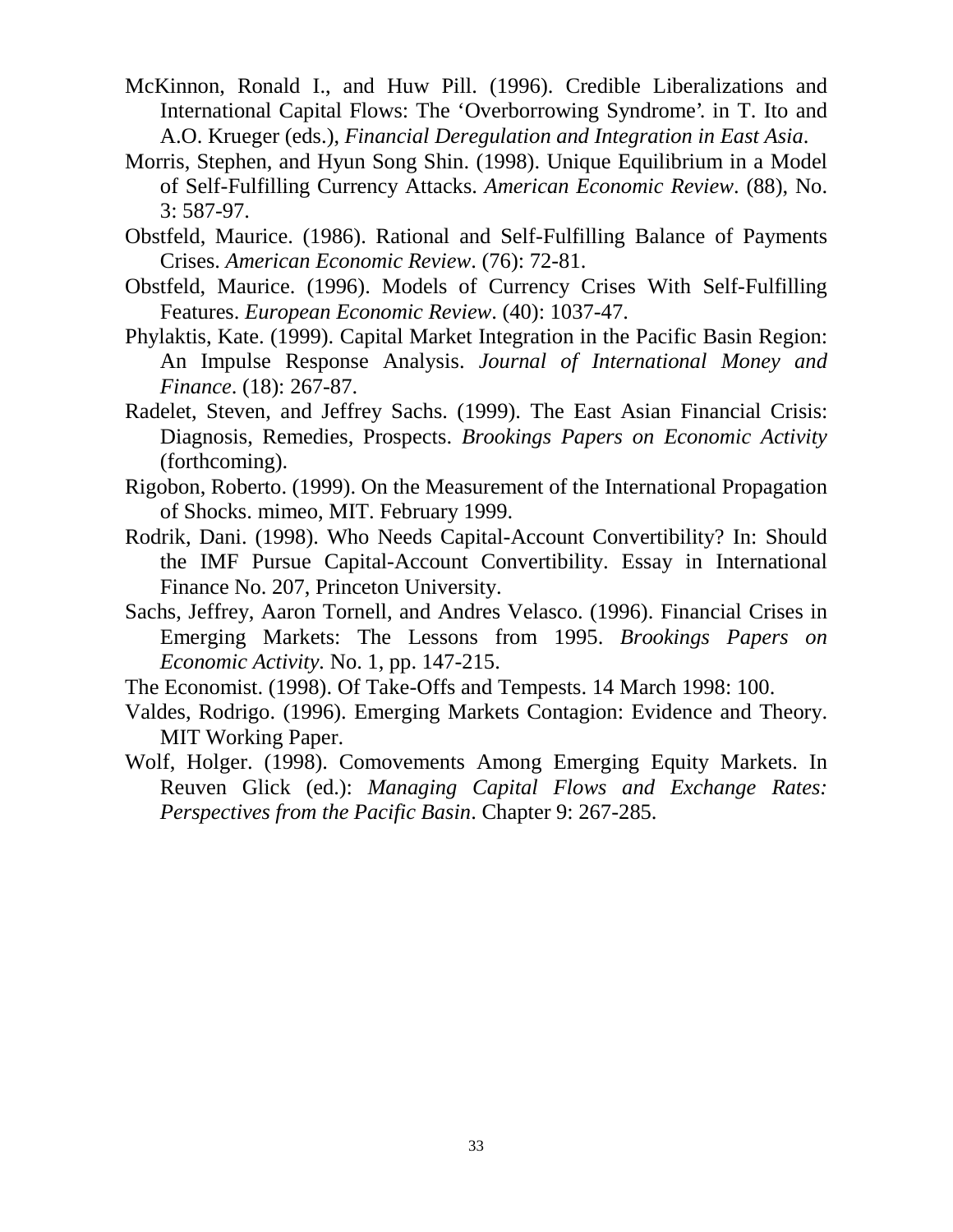McKinnon, Ronald I., and Huw Pill. (1996). Credible Liberalizations and International Capital Flows: The 'Overborrowing Syndrome'. in T. Ito and A.O. Krueger (eds.), *Financial Deregulation and Integration in East Asia*.

Morris, Stephen, and Hyun Song Shin. (1998). Unique Equilibrium in a Model of Self-Fulfilling Currency Attacks. *American Economic Review*. (88), No. 3: 587-97.

Obstfeld, Maurice. (1986). Rational and Self-Fulfilling Balance of Payments Crises. *American Economic Review*. (76): 72-81.

Obstfeld, Maurice. (1996). Models of Currency Crises With Self-Fulfilling Features. *European Economic Review*. (40): 1037-47.

Phylaktis, Kate. (1999). Capital Market Integration in the Pacific Basin Region: An Impulse Response Analysis. *Journal of International Money and Finance*. (18): 267-87.

Radelet, Steven, and Jeffrey Sachs. (1999). The East Asian Financial Crisis: Diagnosis, Remedies, Prospects. *Brookings Papers on Economic Activity* (forthcoming).

Rigobon, Roberto. (1999). On the Measurement of the International Propagation of Shocks. mimeo, MIT. February 1999.

Rodrik, Dani. (1998). Who Needs Capital-Account Convertibility? In: Should the IMF Pursue Capital-Account Convertibility. Essay in International Finance No. 207, Princeton University.

Sachs, Jeffrey, Aaron Tornell, and Andres Velasco. (1996). Financial Crises in Emerging Markets: The Lessons from 1995. *Brookings Papers on Economic Activity*. No. 1, pp. 147-215.

The Economist. (1998). Of Take-Offs and Tempests. 14 March 1998: 100.

Valdes, Rodrigo. (1996). Emerging Markets Contagion: Evidence and Theory. MIT Working Paper.

Wolf, Holger. (1998). Comovements Among Emerging Equity Markets. In Reuven Glick (ed.): *Managing Capital Flows and Exchange Rates: Perspectives from the Pacific Basin*. Chapter 9: 267-285.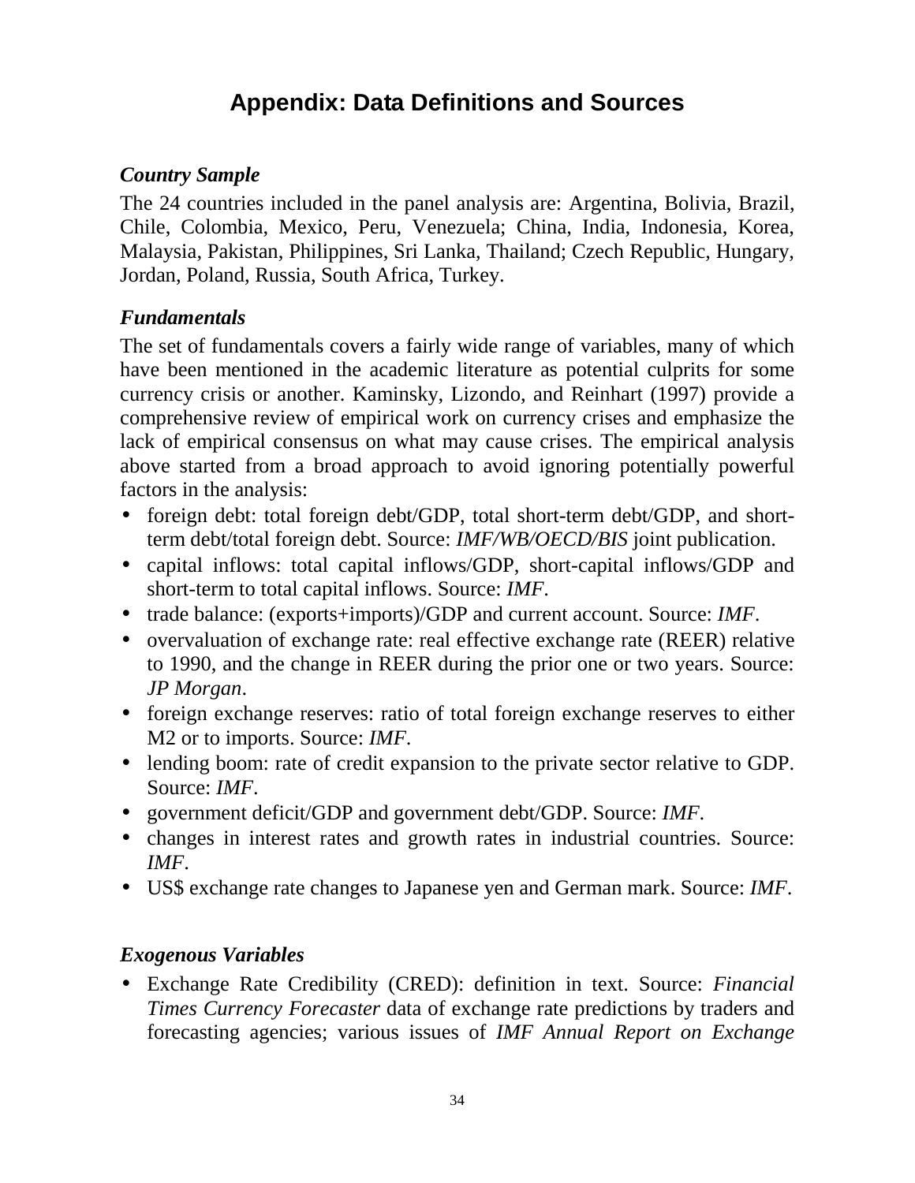# Appendix: Data Definitions and Sources

### *Country Sample*

The 24 countries included in the panel analysis are: Argentina, Bolivia, Brazil, Chile, Colombia, Mexico, Peru, Venezuela; China, India, Indonesia, Korea, Malaysia, Pakistan, Philippines, Sri Lanka, Thailand; Czech Republic, Hungary, Jordan, Poland, Russia, South Africa, Turkey.

### *Fundamentals*

The set of fundamentals covers a fairly wide range of variables, many of which have been mentioned in the academic literature as potential culprits for some currency crisis or another. Kaminsky, Lizondo, and Reinhart (1997) provide a comprehensive review of empirical work on currency crises and emphasize the lack of empirical consensus on what may cause crises. The empirical analysis above started from a broad approach to avoid ignoring potentially powerful factors in the analysis:

- foreign debt: total foreign debt/GDP, total short-term debt/GDP, and short-term debt/total foreign debt. Source: *IMF/WB/OECD/BIS* joint publication.
- capital inflows: total capital inflows/GDP, short-capital inflows/GDP and short-term to total capital inflows. Source: *IMF*.
- trade balance: (exports+imports)/GDP and current account. Source: *IMF*.
- overvaluation of exchange rate: real effective exchange rate (REER) relative to 1990, and the change in REER during the prior one or two years. Source: *JP Morgan*.
- foreign exchange reserves: ratio of total foreign exchange reserves to either M2 or to imports. Source: *IMF*.
- lending boom: rate of credit expansion to the private sector relative to GDP. Source: *IMF*.
- government deficit/GDP and government debt/GDP. Source: *IMF*.
- changes in interest rates and growth rates in industrial countries. Source: *IMF*.
- US$ exchange rate changes to Japanese yen and German mark. Source: *IMF*.

### *Exogenous Variables*

- Exchange Rate Credibility (CRED): definition in text. Source: *Financial Times Currency Forecaster* data of exchange rate predictions by traders and forecasting agencies; various issues of *IMF Annual Report on Exchange*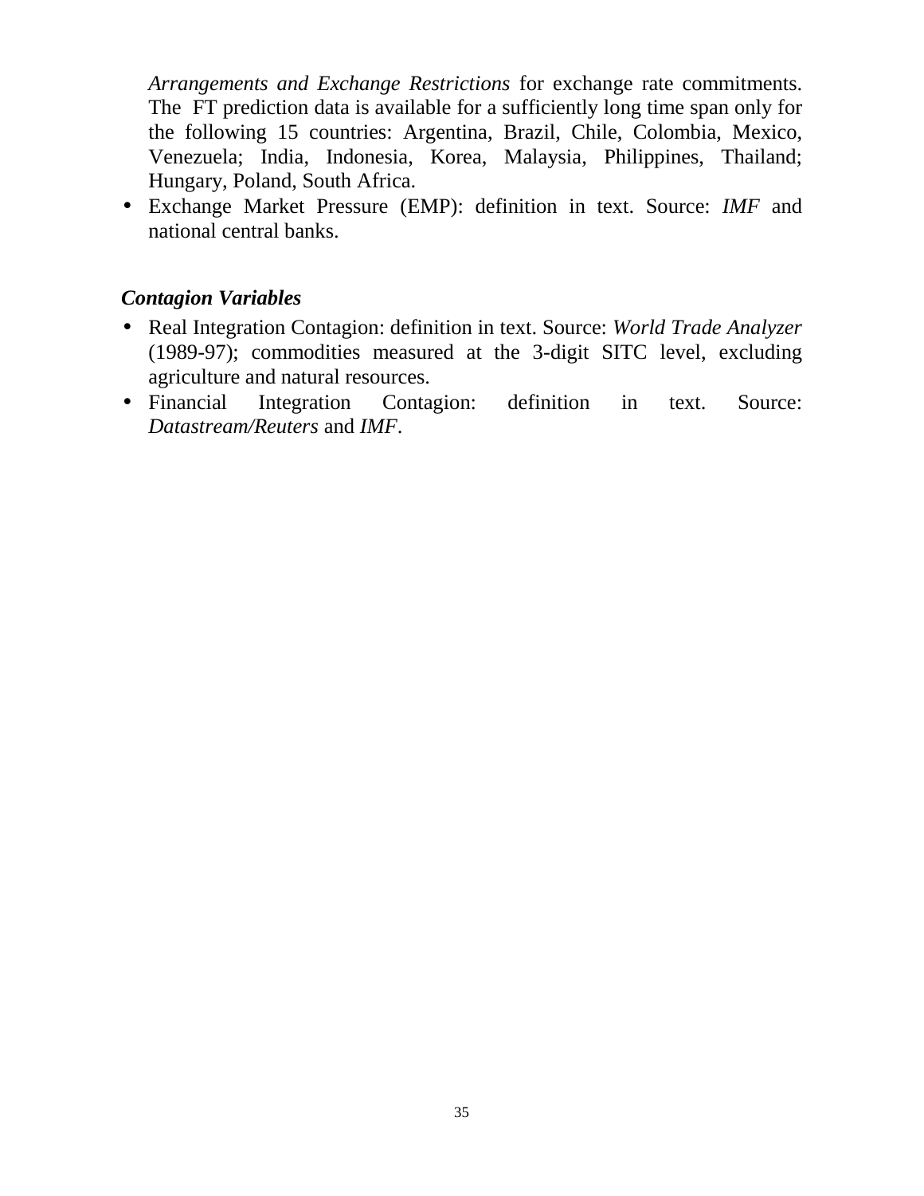*Arrangements and Exchange Restrictions* for exchange rate commitments. The FT prediction data is available for a sufficiently long time span only for the following 15 countries: Argentina, Brazil, Chile, Colombia, Mexico, Venezuela; India, Indonesia, Korea, Malaysia, Philippines, Thailand; Hungary, Poland, South Africa.

- Exchange Market Pressure (EMP): definition in text. Source: *IMF* and national central banks.

***Contagion Variables***

- Real Integration Contagion: definition in text. Source: *World Trade Analyzer* (1989-97); commodities measured at the 3-digit SITC level, excluding agriculture and natural resources.
- Financial Integration Contagion: definition in text. Source: *Datastream/Reuters* and *IMF*.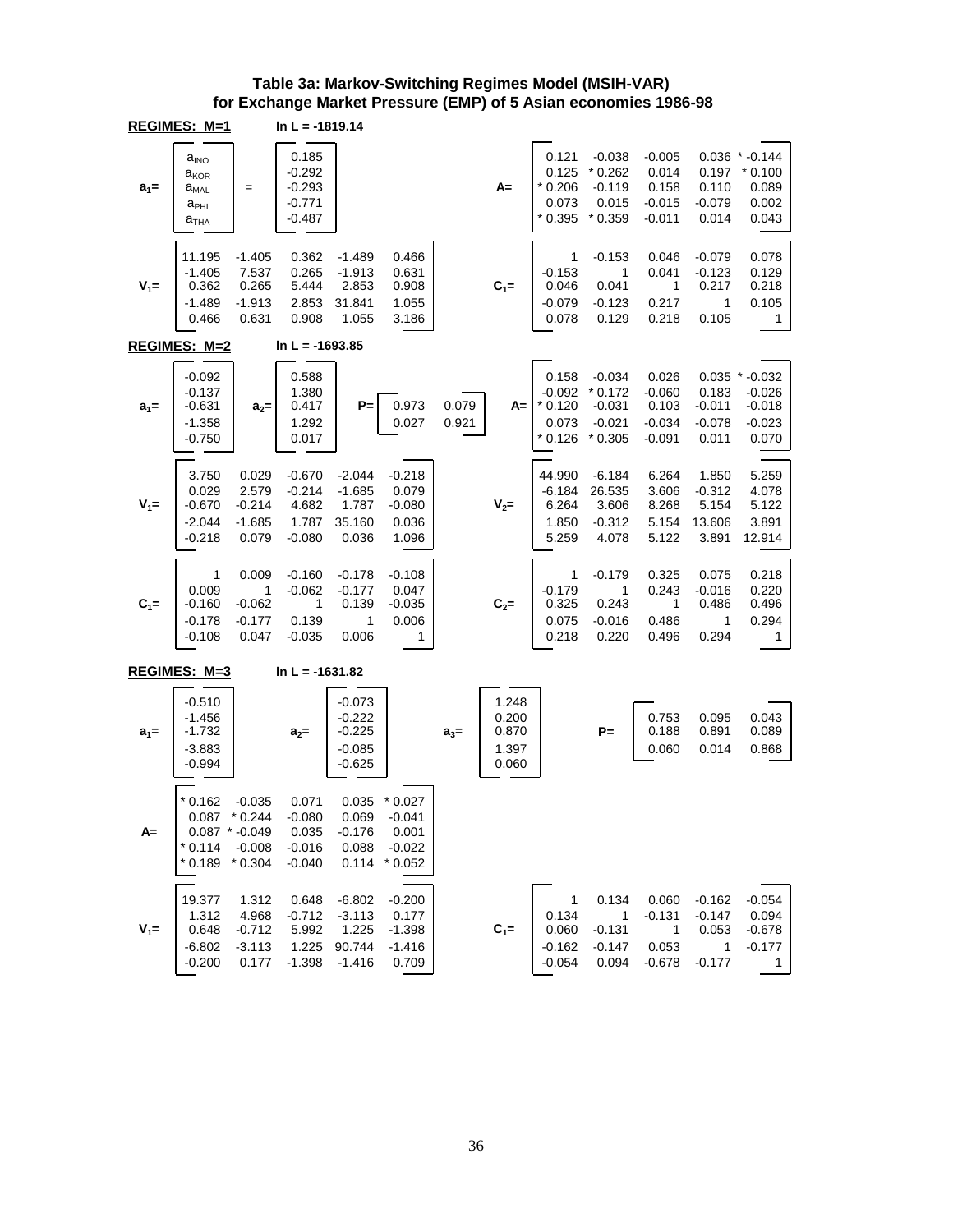## Table 3a: Markov-Switching Regimes Model (MSIH-VAR) for Exchange Market Pressure (EMP) of 5 Asian economies 1986-98

### REGIMES: M=1 — ln L = -1819.14

$a_1$ =

| | |
|---|---|
| $a_{INO}$ | 0.185 |
| $a_{KOR}$ | -0.292 |
| $a_{MAL}$ | -0.293 |
| $a_{PHI}$ | -0.771 |
| $a_{THA}$ | -0.487 |

A =

| | | | | |
|---|---|---|---|---|
| 0.121 | -0.038 | -0.005 | 0.036 | * -0.144 |
| 0.125 | * 0.262 | 0.014 | 0.197 | * 0.100 |
| * 0.206 | -0.119 | 0.158 | 0.110 | 0.089 |
| 0.073 | 0.015 | -0.015 | -0.079 | 0.002 |
| * 0.395 | * 0.359 | -0.011 | 0.014 | 0.043 |

$V_1$ =

| | | | | |
|---|---|---|---|---|
| 11.195 | -1.405 | 0.362 | -1.489 | 0.466 |
| -1.405 | 7.537 | 0.265 | -1.913 | 0.631 |
| 0.362 | 0.265 | 5.444 | 2.853 | 0.908 |
| -1.489 | -1.913 | 2.853 | 31.841 | 1.055 |
| 0.466 | 0.631 | 0.908 | 1.055 | 3.186 |

$C_1$ =

| | | | | |
|---|---|---|---|---|
| 1 | -0.153 | 0.046 | -0.079 | 0.078 |
| -0.153 | 1 | 0.041 | -0.123 | 0.129 |
| 0.046 | 0.041 | 1 | 0.217 | 0.218 |
| -0.079 | -0.123 | 0.217 | 1 | 0.105 |
| 0.078 | 0.129 | 0.218 | 0.105 | 1 |

### REGIMES: M=2 — ln L = -1693.85

| $a_1$ | $a_2$ |
|---|---|
| -0.092 | 0.588 |
| -0.137 | 1.380 |
| -0.631 | 0.417 |
| -1.358 | 1.292 |
| -0.750 | 0.017 |

P =

| | |
|---|---|
| 0.973 | 0.079 |
| 0.027 | 0.921 |

A =

| | | | | |
|---|---|---|---|---|
| 0.158 | -0.034 | 0.026 | 0.035 | * -0.032 |
| -0.092 | * 0.172 | -0.060 | 0.183 | -0.026 |
| * 0.120 | -0.031 | 0.103 | -0.011 | -0.018 |
| 0.073 | -0.021 | -0.034 | -0.078 | -0.023 |
| * 0.126 | * 0.305 | -0.091 | 0.011 | 0.070 |

$V_1$ =

| | | | | |
|---|---|---|---|---|
| 3.750 | 0.029 | -0.670 | -2.044 | -0.218 |
| 0.029 | 2.579 | -0.214 | -1.685 | 0.079 |
| -0.670 | -0.214 | 4.682 | 1.787 | -0.080 |
| -2.044 | -1.685 | 1.787 | 35.160 | 0.036 |
| -0.218 | 0.079 | -0.080 | 0.036 | 1.096 |

$V_2$ =

| | | | | |
|---|---|---|---|---|
| 44.990 | -6.184 | 6.264 | 1.850 | 5.259 |
| -6.184 | 26.535 | 3.606 | -0.312 | 4.078 |
| 6.264 | 3.606 | 8.268 | 5.154 | 5.122 |
| 1.850 | -0.312 | 5.154 | 13.606 | 3.891 |
| 5.259 | 4.078 | 5.122 | 3.891 | 12.914 |

$C_1$ =

| | | | | |
|---|---|---|---|---|
| 1 | 0.009 | -0.160 | -0.178 | -0.108 |
| 0.009 | 1 | -0.062 | -0.177 | 0.047 |
| -0.160 | -0.062 | 1 | 0.139 | -0.035 |
| -0.178 | -0.177 | 0.139 | 1 | 0.006 |
| -0.108 | 0.047 | -0.035 | 0.006 | 1 |

$C_2$ =

| | | | | |
|---|---|---|---|---|
| 1 | -0.179 | 0.325 | 0.075 | 0.218 |
| -0.179 | 1 | 0.243 | -0.016 | 0.220 |
| 0.325 | 0.243 | 1 | 0.486 | 0.496 |
| 0.075 | -0.016 | 0.486 | 1 | 0.294 |
| 0.218 | 0.220 | 0.496 | 0.294 | 1 |

### REGIMES: M=3 — ln L = -1631.82

| $a_1$ | $a_2$ | $a_3$ |
|---|---|---|
| -0.510 | -0.073 | 1.248 |
| -1.456 | -0.222 | 0.200 |
| -1.732 | -0.225 | 0.870 |
| -3.883 | -0.085 | 1.397 |
| -0.994 | -0.625 | 0.060 |

P =

| | | |
|---|---|---|
| 0.753 | 0.095 | 0.043 |
| 0.188 | 0.891 | 0.089 |
| 0.060 | 0.014 | 0.868 |

A =

| | | | | |
|---|---|---|---|---|
| * 0.162 | -0.035 | 0.071 | 0.035 | * 0.027 |
| 0.087 | * 0.244 | -0.080 | 0.069 | -0.041 |
| 0.087 | * -0.049 | 0.035 | -0.176 | 0.001 |
| * 0.114 | -0.008 | -0.016 | 0.088 | -0.022 |
| * 0.189 | * 0.304 | -0.040 | 0.114 | * 0.052 |

$V_1$ =

| | | | | |
|---|---|---|---|---|
| 19.377 | 1.312 | 0.648 | -6.802 | -0.200 |
| 1.312 | 4.968 | -0.712 | -3.113 | 0.177 |
| 0.648 | -0.712 | 5.992 | 1.225 | -1.398 |
| -6.802 | -3.113 | 1.225 | 90.744 | -1.416 |
| -0.200 | 0.177 | -1.398 | -1.416 | 0.709 |

$C_1$ =

| | | | | |
|---|---|---|---|---|
| 1 | 0.134 | 0.060 | -0.162 | -0.054 |
| 0.134 | 1 | -0.131 | -0.147 | 0.094 |
| 0.060 | -0.131 | 1 | 0.053 | -0.678 |
| -0.162 | -0.147 | 0.053 | 1 | -0.177 |
| -0.054 | 0.094 | -0.678 | -0.177 | 1 |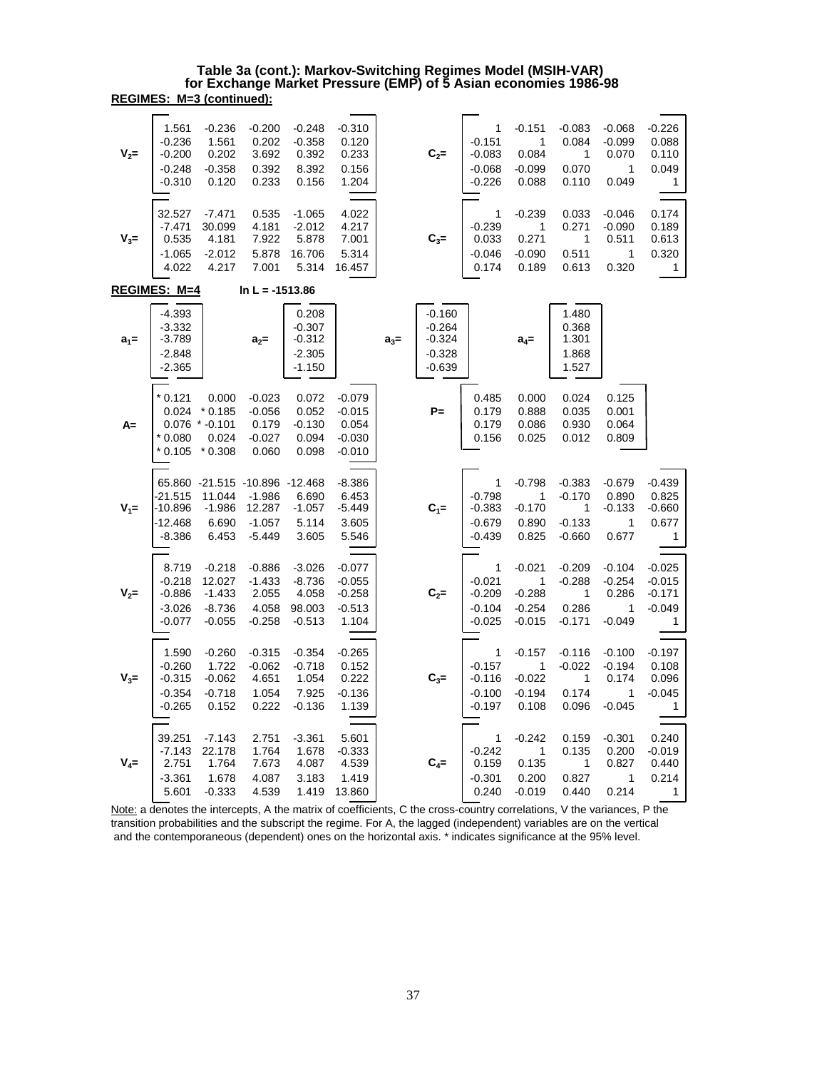**Table 3a (cont.): Markov-Switching Regimes Model (MSIH-VAR) for Exchange Market Pressure (EMP) of 5 Asian economies 1986-98**

**REGIMES: M=3 (continued):**

$V_2$=

| | | | | |
|---|---|---|---|---|
| 1.561 | -0.236 | -0.200 | -0.248 | -0.310 |
| -0.236 | 1.561 | 0.202 | -0.358 | 0.120 |
| -0.200 | 0.202 | 3.692 | 0.392 | 0.233 |
| -0.248 | -0.358 | 0.392 | 8.392 | 0.156 |
| -0.310 | 0.120 | 0.233 | 0.156 | 1.204 |

$C_2$=

| | | | | |
|---|---|---|---|---|
| 1 | -0.151 | -0.083 | -0.068 | -0.226 |
| -0.151 | 1 | 0.084 | -0.099 | 0.088 |
| -0.083 | 0.084 | 1 | 0.070 | 0.110 |
| -0.068 | -0.099 | 0.070 | 1 | 0.049 |
| -0.226 | 0.088 | 0.110 | 0.049 | 1 |

$V_3$=

| | | | | |
|---|---|---|---|---|
| 32.527 | -7.471 | 0.535 | -1.065 | 4.022 |
| -7.471 | 30.099 | 4.181 | -2.012 | 4.217 |
| 0.535 | 4.181 | 7.922 | 5.878 | 7.001 |
| -1.065 | -2.012 | 5.878 | 16.706 | 5.314 |
| 4.022 | 4.217 | 7.001 | 5.314 | 16.457 |

$C_3$=

| | | | | |
|---|---|---|---|---|
| 1 | -0.239 | 0.033 | -0.046 | 0.174 |
| -0.239 | 1 | 0.271 | -0.090 | 0.189 |
| 0.033 | 0.271 | 1 | 0.511 | 0.613 |
| -0.046 | -0.090 | 0.511 | 1 | 0.320 |
| 0.174 | 0.189 | 0.613 | 0.320 | 1 |

**REGIMES: M=4** **ln L = -1513.86**

| $a_1$= | $a_2$= | $a_3$= | $a_4$= |
|---|---|---|---|
| -4.393 | 0.208 | -0.160 | 1.480 |
| -3.332 | -0.307 | -0.264 | 0.368 |
| -3.789 | -0.312 | -0.324 | 1.301 |
| -2.848 | -2.305 | -0.328 | 1.868 |
| -2.365 | -1.150 | -0.639 | 1.527 |

A=

| | | | | |
|---|---|---|---|---|
| * 0.121 | 0.000 | -0.023 | 0.072 | -0.079 |
| 0.024 | * 0.185 | -0.056 | 0.052 | -0.015 |
| 0.076 | * -0.101 | 0.179 | -0.130 | 0.054 |
| * 0.080 | 0.024 | -0.027 | 0.094 | -0.030 |
| * 0.105 | * 0.308 | 0.060 | 0.098 | -0.010 |

P=

| | | | |
|---|---|---|---|
| 0.485 | 0.000 | 0.024 | 0.125 |
| 0.179 | 0.888 | 0.035 | 0.001 |
| 0.179 | 0.086 | 0.930 | 0.064 |
| 0.156 | 0.025 | 0.012 | 0.809 |

$V_1$=

| | | | | |
|---|---|---|---|---|
| 65.860 | -21.515 | -10.896 | -12.468 | -8.386 |
| -21.515 | 11.044 | -1.986 | 6.690 | 6.453 |
| -10.896 | -1.986 | 12.287 | -1.057 | -5.449 |
| -12.468 | 6.690 | -1.057 | 5.114 | 3.605 |
| -8.386 | 6.453 | -5.449 | 3.605 | 5.546 |

$C_1$=

| | | | | |
|---|---|---|---|---|
| 1 | -0.798 | -0.383 | -0.679 | -0.439 |
| -0.798 | 1 | -0.170 | 0.890 | 0.825 |
| -0.383 | -0.170 | 1 | -0.133 | -0.660 |
| -0.679 | 0.890 | -0.133 | 1 | 0.677 |
| -0.439 | 0.825 | -0.660 | 0.677 | 1 |

$V_2$=

| | | | | |
|---|---|---|---|---|
| 8.719 | -0.218 | -0.886 | -3.026 | -0.077 |
| -0.218 | 12.027 | -1.433 | -8.736 | -0.055 |
| -0.886 | -1.433 | 2.055 | 4.058 | -0.258 |
| -3.026 | -8.736 | 4.058 | 98.003 | -0.513 |
| -0.077 | -0.055 | -0.258 | -0.513 | 1.104 |

$C_2$=

| | | | | |
|---|---|---|---|---|
| 1 | -0.021 | -0.209 | -0.104 | -0.025 |
| -0.021 | 1 | -0.288 | -0.254 | -0.015 |
| -0.209 | -0.288 | 1 | 0.286 | -0.171 |
| -0.104 | -0.254 | 0.286 | 1 | -0.049 |
| -0.025 | -0.015 | -0.171 | -0.049 | 1 |

$V_3$=

| | | | | |
|---|---|---|---|---|
| 1.590 | -0.260 | -0.315 | -0.354 | -0.265 |
| -0.260 | 1.722 | -0.062 | -0.718 | 0.152 |
| -0.315 | -0.062 | 4.651 | 1.054 | 0.222 |
| -0.354 | -0.718 | 1.054 | 7.925 | -0.136 |
| -0.265 | 0.152 | 0.222 | -0.136 | 1.139 |

$C_3$=

| | | | | |
|---|---|---|---|---|
| 1 | -0.157 | -0.116 | -0.100 | -0.197 |
| -0.157 | 1 | -0.022 | -0.194 | 0.108 |
| -0.116 | -0.022 | 1 | 0.174 | 0.096 |
| -0.100 | -0.194 | 0.174 | 1 | -0.045 |
| -0.197 | 0.108 | 0.096 | -0.045 | 1 |

$V_4$=

| | | | | |
|---|---|---|---|---|
| 39.251 | -7.143 | 2.751 | -3.361 | 5.601 |
| -7.143 | 22.178 | 1.764 | 1.678 | -0.333 |
| 2.751 | 1.764 | 7.673 | 4.087 | 4.539 |
| -3.361 | 1.678 | 4.087 | 3.183 | 1.419 |
| 5.601 | -0.333 | 4.539 | 1.419 | 13.860 |

$C_4$=

| | | | | |
|---|---|---|---|---|
| 1 | -0.242 | 0.159 | -0.301 | 0.240 |
| -0.242 | 1 | 0.135 | 0.200 | -0.019 |
| 0.159 | 0.135 | 1 | 0.827 | 0.440 |
| -0.301 | 0.200 | 0.827 | 1 | 0.214 |
| 0.240 | -0.019 | 0.440 | 0.214 | 1 |

Note: a denotes the intercepts, A the matrix of coefficients, C the cross-country correlations, V the variances, P the transition probabilities and the subscript the regime. For A, the lagged (independent) variables are on the vertical and the contemporaneous (dependent) ones on the horizontal axis. * indicates significance at the 95% level.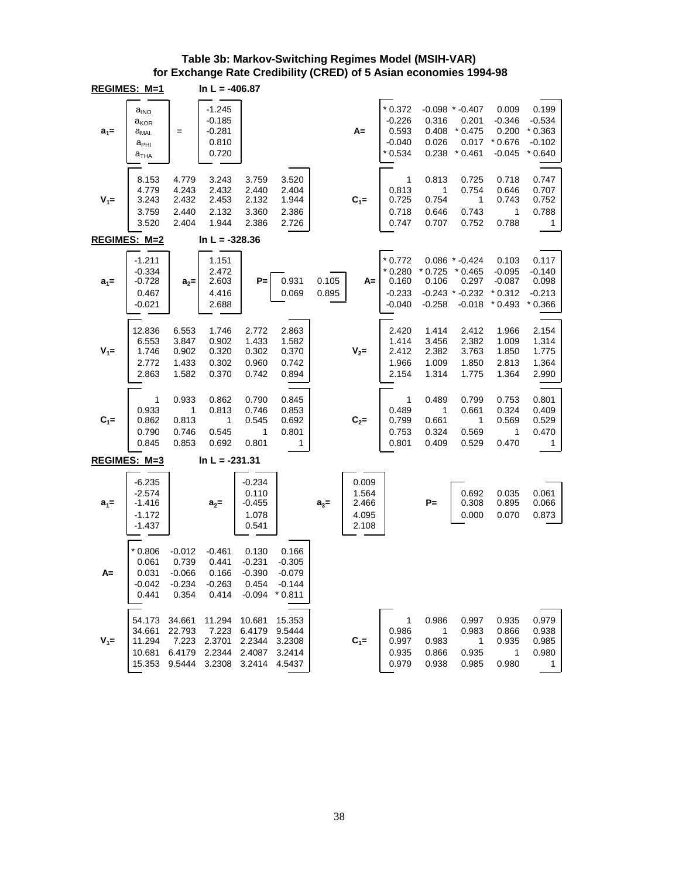# Table 3b: Markov-Switching Regimes Model (MSIH-VAR) for Exchange Rate Credibility (CRED) of 5 Asian economies 1994-98

## REGIMES: M=1 — ln L = -406.87

$a_1$ =

| | $a_1$ |
|---|---|
| $a_{INO}$ | -1.245 |
| $a_{KOR}$ | -0.185 |
| $a_{MAL}$ | -0.281 |
| $a_{PHI}$ | 0.810 |
| $a_{THA}$ | 0.720 |

A =

| | | | | |
|---|---|---|---|---|
| * 0.372 | -0.098 | * -0.407 | 0.009 | 0.199 |
| -0.226 | 0.316 | 0.201 | -0.346 | -0.534 |
| 0.593 | 0.408 | * 0.475 | 0.200 | * 0.363 |
| -0.040 | 0.026 | 0.017 | * 0.676 | -0.102 |
| * 0.534 | 0.238 | * 0.461 | -0.045 | * 0.640 |

$V_1$ =

| | | | | |
|---|---|---|---|---|
| 8.153 | 4.779 | 3.243 | 3.759 | 3.520 |
| 4.779 | 4.243 | 2.432 | 2.440 | 2.404 |
| 3.243 | 2.432 | 2.453 | 2.132 | 1.944 |
| 3.759 | 2.440 | 2.132 | 3.360 | 2.386 |
| 3.520 | 2.404 | 1.944 | 2.386 | 2.726 |

$C_1$ =

| | | | | |
|---|---|---|---|---|
| 1 | 0.813 | 0.725 | 0.718 | 0.747 |
| 0.813 | 1 | 0.754 | 0.646 | 0.707 |
| 0.725 | 0.754 | 1 | 0.743 | 0.752 |
| 0.718 | 0.646 | 0.743 | 1 | 0.788 |
| 0.747 | 0.707 | 0.752 | 0.788 | 1 |

## REGIMES: M=2 — ln L = -328.36

| $a_1$ | $a_2$ |
|---|---|
| -1.211 | 1.151 |
| -0.334 | 2.472 |
| -0.728 | 2.603 |
| 0.467 | 4.416 |
| -0.021 | 2.688 |

P =

| | |
|---|---|
| 0.931 | 0.105 |
| 0.069 | 0.895 |

A =

| | | | | |
|---|---|---|---|---|
| * 0.772 | 0.086 | * -0.424 | 0.103 | 0.117 |
| * 0.280 | * 0.725 | * 0.465 | -0.095 | -0.140 |
| 0.160 | 0.106 | 0.297 | -0.087 | 0.098 |
| -0.233 | -0.243 | * -0.232 | * 0.312 | -0.213 |
| -0.040 | -0.258 | -0.018 | * 0.493 | * 0.366 |

$V_1$ =

| | | | | |
|---|---|---|---|---|
| 12.836 | 6.553 | 1.746 | 2.772 | 2.863 |
| 6.553 | 3.847 | 0.902 | 1.433 | 1.582 |
| 1.746 | 0.902 | 0.320 | 0.302 | 0.370 |
| 2.772 | 1.433 | 0.302 | 0.960 | 0.742 |
| 2.863 | 1.582 | 0.370 | 0.742 | 0.894 |

$V_2$ =

| | | | | |
|---|---|---|---|---|
| 2.420 | 1.414 | 2.412 | 1.966 | 2.154 |
| 1.414 | 3.456 | 2.382 | 1.009 | 1.314 |
| 2.412 | 2.382 | 3.763 | 1.850 | 1.775 |
| 1.966 | 1.009 | 1.850 | 2.813 | 1.364 |
| 2.154 | 1.314 | 1.775 | 1.364 | 2.990 |

$C_1$ =

| | | | | |
|---|---|---|---|---|
| 1 | 0.933 | 0.862 | 0.790 | 0.845 |
| 0.933 | 1 | 0.813 | 0.746 | 0.853 |
| 0.862 | 0.813 | 1 | 0.545 | 0.692 |
| 0.790 | 0.746 | 0.545 | 1 | 0.801 |
| 0.845 | 0.853 | 0.692 | 0.801 | 1 |

$C_2$ =

| | | | | |
|---|---|---|---|---|
| 1 | 0.489 | 0.799 | 0.753 | 0.801 |
| 0.489 | 1 | 0.661 | 0.324 | 0.409 |
| 0.799 | 0.661 | 1 | 0.569 | 0.529 |
| 0.753 | 0.324 | 0.569 | 1 | 0.470 |
| 0.801 | 0.409 | 0.529 | 0.470 | 1 |

## REGIMES: M=3 — ln L = -231.31

| $a_1$ | $a_2$ | $a_3$ |
|---|---|---|
| -6.235 | -0.234 | 0.009 |
| -2.574 | 0.110 | 1.564 |
| -1.416 | -0.455 | 2.466 |
| -1.172 | 1.078 | 4.095 |
| -1.437 | 0.541 | 2.108 |

P =

| | | |
|---|---|---|
| 0.692 | 0.035 | 0.061 |
| 0.308 | 0.895 | 0.066 |
| 0.000 | 0.070 | 0.873 |

A =

| | | | | |
|---|---|---|---|---|
| * 0.806 | -0.012 | -0.461 | 0.130 | 0.166 |
| 0.061 | 0.739 | 0.441 | -0.231 | -0.305 |
| 0.031 | -0.066 | 0.166 | -0.390 | -0.079 |
| -0.042 | -0.234 | -0.263 | 0.454 | -0.144 |
| 0.441 | 0.354 | 0.414 | -0.094 | * 0.811 |

$V_1$ =

| | | | | |
|---|---|---|---|---|
| 54.173 | 34.661 | 11.294 | 10.681 | 15.353 |
| 34.661 | 22.793 | 7.223 | 6.4179 | 9.5444 |
| 11.294 | 7.223 | 2.3701 | 2.2344 | 3.2308 |
| 10.681 | 6.4179 | 2.2344 | 2.4087 | 3.2414 |
| 15.353 | 9.5444 | 3.2308 | 3.2414 | 4.5437 |

$C_1$ =

| | | | | |
|---|---|---|---|---|
| 1 | 0.986 | 0.997 | 0.935 | 0.979 |
| 0.986 | 1 | 0.983 | 0.866 | 0.938 |
| 0.997 | 0.983 | 1 | 0.935 | 0.985 |
| 0.935 | 0.866 | 0.935 | 1 | 0.980 |
| 0.979 | 0.938 | 0.985 | 0.980 | 1 |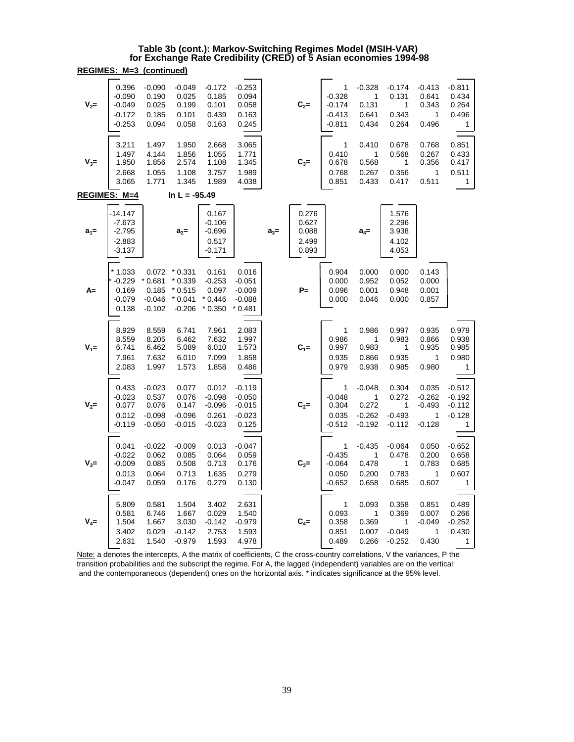**Table 3b (cont.): Markov-Switching Regimes Model (MSIH-VAR) for Exchange Rate Credibility (CRED) of 5 Asian economies 1994-98**

**REGIMES: M=3 (continued)**

$V_2=$

| | | | | |
|---|---|---|---|---|
| 0.396 | -0.090 | -0.049 | -0.172 | -0.253 |
| -0.090 | 0.190 | 0.025 | 0.185 | 0.094 |
| -0.049 | 0.025 | 0.199 | 0.101 | 0.058 |
| -0.172 | 0.185 | 0.101 | 0.439 | 0.163 |
| -0.253 | 0.094 | 0.058 | 0.163 | 0.245 |

$C_2=$

| | | | | |
|---|---|---|---|---|
| 1 | -0.328 | -0.174 | -0.413 | -0.811 |
| -0.328 | 1 | 0.131 | 0.641 | 0.434 |
| -0.174 | 0.131 | 1 | 0.343 | 0.264 |
| -0.413 | 0.641 | 0.343 | 1 | 0.496 |
| -0.811 | 0.434 | 0.264 | 0.496 | 1 |

$V_3=$

| | | | | |
|---|---|---|---|---|
| 3.211 | 1.497 | 1.950 | 2.668 | 3.065 |
| 1.497 | 4.144 | 1.856 | 1.055 | 1.771 |
| 1.950 | 1.856 | 2.574 | 1.108 | 1.345 |
| 2.668 | 1.055 | 1.108 | 3.757 | 1.989 |
| 3.065 | 1.771 | 1.345 | 1.989 | 4.038 |

$C_3=$

| | | | | |
|---|---|---|---|---|
| 1 | 0.410 | 0.678 | 0.768 | 0.851 |
| 0.410 | 1 | 0.568 | 0.267 | 0.433 |
| 0.678 | 0.568 | 1 | 0.356 | 0.417 |
| 0.768 | 0.267 | 0.356 | 1 | 0.511 |
| 0.851 | 0.433 | 0.417 | 0.511 | 1 |

**REGIMES: M=4** **ln L = -95.49**

| $a_1=$ | $a_2=$ | $a_3=$ | $a_4=$ |
|---|---|---|---|
| -14.147 | 0.167 | 0.276 | 1.576 |
| -7.673 | -0.106 | 0.627 | 2.296 |
| -2.795 | -0.696 | 0.088 | 3.938 |
| -2.883 | 0.517 | 2.499 | 4.102 |
| -3.137 | -0.171 | 0.893 | 4.053 |

$A=$

| | | | | |
|---|---|---|---|---|
| * 1.033 | 0.072 | * 0.331 | 0.161 | 0.016 |
| * -0.229 | * 0.681 | * 0.339 | -0.253 | -0.051 |
| 0.169 | 0.185 | * 0.515 | 0.097 | -0.009 |
| -0.079 | -0.046 | * 0.041 | * 0.446 | -0.088 |
| 0.138 | -0.102 | -0.206 | * 0.350 | * 0.481 |

$P=$

| | | | |
|---|---|---|---|
| 0.904 | 0.000 | 0.000 | 0.143 |
| 0.000 | 0.952 | 0.052 | 0.000 |
| 0.096 | 0.001 | 0.948 | 0.001 |
| 0.000 | 0.046 | 0.000 | 0.857 |

$V_1=$

| | | | | |
|---|---|---|---|---|
| 8.929 | 8.559 | 6.741 | 7.961 | 2.083 |
| 8.559 | 8.205 | 6.462 | 7.632 | 1.997 |
| 6.741 | 6.462 | 5.089 | 6.010 | 1.573 |
| 7.961 | 7.632 | 6.010 | 7.099 | 1.858 |
| 2.083 | 1.997 | 1.573 | 1.858 | 0.486 |

$C_1=$

| | | | | |
|---|---|---|---|---|
| 1 | 0.986 | 0.997 | 0.935 | 0.979 |
| 0.986 | 1 | 0.983 | 0.866 | 0.938 |
| 0.997 | 0.983 | 1 | 0.935 | 0.985 |
| 0.935 | 0.866 | 0.935 | 1 | 0.980 |
| 0.979 | 0.938 | 0.985 | 0.980 | 1 |

$V_2=$

| | | | | |
|---|---|---|---|---|
| 0.433 | -0.023 | 0.077 | 0.012 | -0.119 |
| -0.023 | 0.537 | 0.076 | -0.098 | -0.050 |
| 0.077 | 0.076 | 0.147 | -0.096 | -0.015 |
| 0.012 | -0.098 | -0.096 | 0.261 | -0.023 |
| -0.119 | -0.050 | -0.015 | -0.023 | 0.125 |

$C_2=$

| | | | | |
|---|---|---|---|---|
| 1 | -0.048 | 0.304 | 0.035 | -0.512 |
| -0.048 | 1 | 0.272 | -0.262 | -0.192 |
| 0.304 | 0.272 | 1 | -0.493 | -0.112 |
| 0.035 | -0.262 | -0.493 | 1 | -0.128 |
| -0.512 | -0.192 | -0.112 | -0.128 | 1 |

$V_3=$

| | | | | |
|---|---|---|---|---|
| 0.041 | -0.022 | -0.009 | 0.013 | -0.047 |
| -0.022 | 0.062 | 0.085 | 0.064 | 0.059 |
| -0.009 | 0.085 | 0.508 | 0.713 | 0.176 |
| 0.013 | 0.064 | 0.713 | 1.635 | 0.279 |
| -0.047 | 0.059 | 0.176 | 0.279 | 0.130 |

$C_3=$

| | | | | |
|---|---|---|---|---|
| 1 | -0.435 | -0.064 | 0.050 | -0.652 |
| -0.435 | 1 | 0.478 | 0.200 | 0.658 |
| -0.064 | 0.478 | 1 | 0.783 | 0.685 |
| 0.050 | 0.200 | 0.783 | 1 | 0.607 |
| -0.652 | 0.658 | 0.685 | 0.607 | 1 |

$V_4=$

| | | | | |
|---|---|---|---|---|
| 5.809 | 0.581 | 1.504 | 3.402 | 2.631 |
| 0.581 | 6.746 | 1.667 | 0.029 | 1.540 |
| 1.504 | 1.667 | 3.030 | -0.142 | -0.979 |
| 3.402 | 0.029 | -0.142 | 2.753 | 1.593 |
| 2.631 | 1.540 | -0.979 | 1.593 | 4.978 |

$C_4=$

| | | | | |
|---|---|---|---|---|
| 1 | 0.093 | 0.358 | 0.851 | 0.489 |
| 0.093 | 1 | 0.369 | 0.007 | 0.266 |
| 0.358 | 0.369 | 1 | -0.049 | -0.252 |
| 0.851 | 0.007 | -0.049 | 1 | 0.430 |
| 0.489 | 0.266 | -0.252 | 0.430 | 1 |

Note: a denotes the intercepts, A the matrix of coefficients, C the cross-country correlations, V the variances, P the transition probabilities and the subscript the regime. For A, the lagged (independent) variables are on the vertical and the contemporaneous (dependent) ones on the horizontal axis. * indicates significance at the 95% level.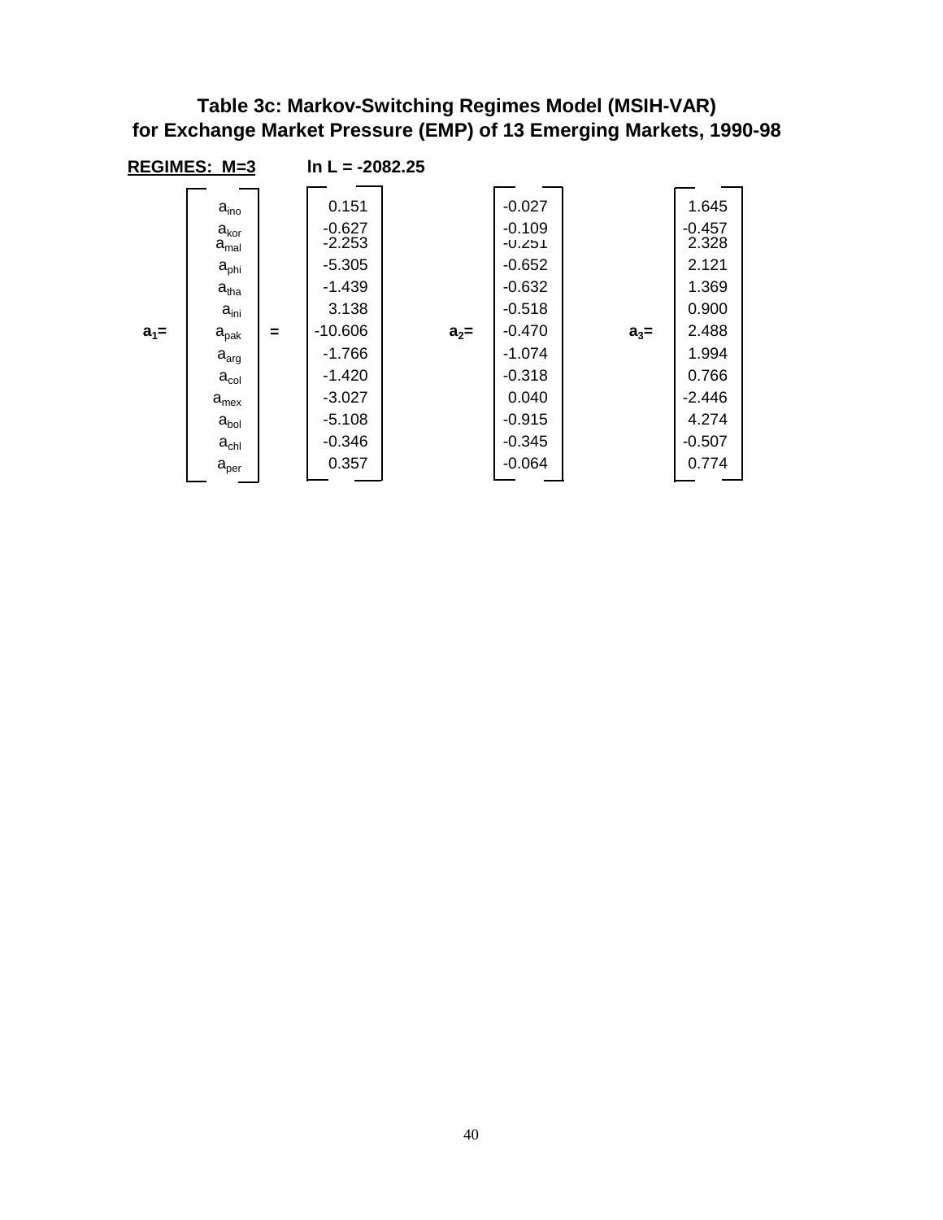## Table 3c: Markov-Switching Regimes Model (MSIH-VAR) for Exchange Market Pressure (EMP) of 13 Emerging Markets, 1990-98

**REGIMES: M=3** **ln L = -2082.25**

| | $a_1$ | $a_2$ | $a_3$ |
|---|---|---|---|
| $a_{ino}$ | 0.151 | -0.027 | 1.645 |
| $a_{kor}$ | -0.627 | -0.109 | -0.457 |
| $a_{mal}$ | -2.253 | -0.251 | 2.328 |
| $a_{phi}$ | -5.305 | -0.652 | 2.121 |
| $a_{tha}$ | -1.439 | -0.632 | 1.369 |
| $a_{ini}$ | 3.138 | -0.518 | 0.900 |
| $a_{pak}$ | -10.606 | -0.470 | 2.488 |
| $a_{arg}$ | -1.766 | -1.074 | 1.994 |
| $a_{col}$ | -1.420 | -0.318 | 0.766 |
| $a_{mex}$ | -3.027 | 0.040 | -2.446 |
| $a_{bol}$ | -5.108 | -0.915 | 4.274 |
| $a_{chl}$ | -0.346 | -0.345 | -0.507 |
| $a_{per}$ | 0.357 | -0.064 | 0.774 |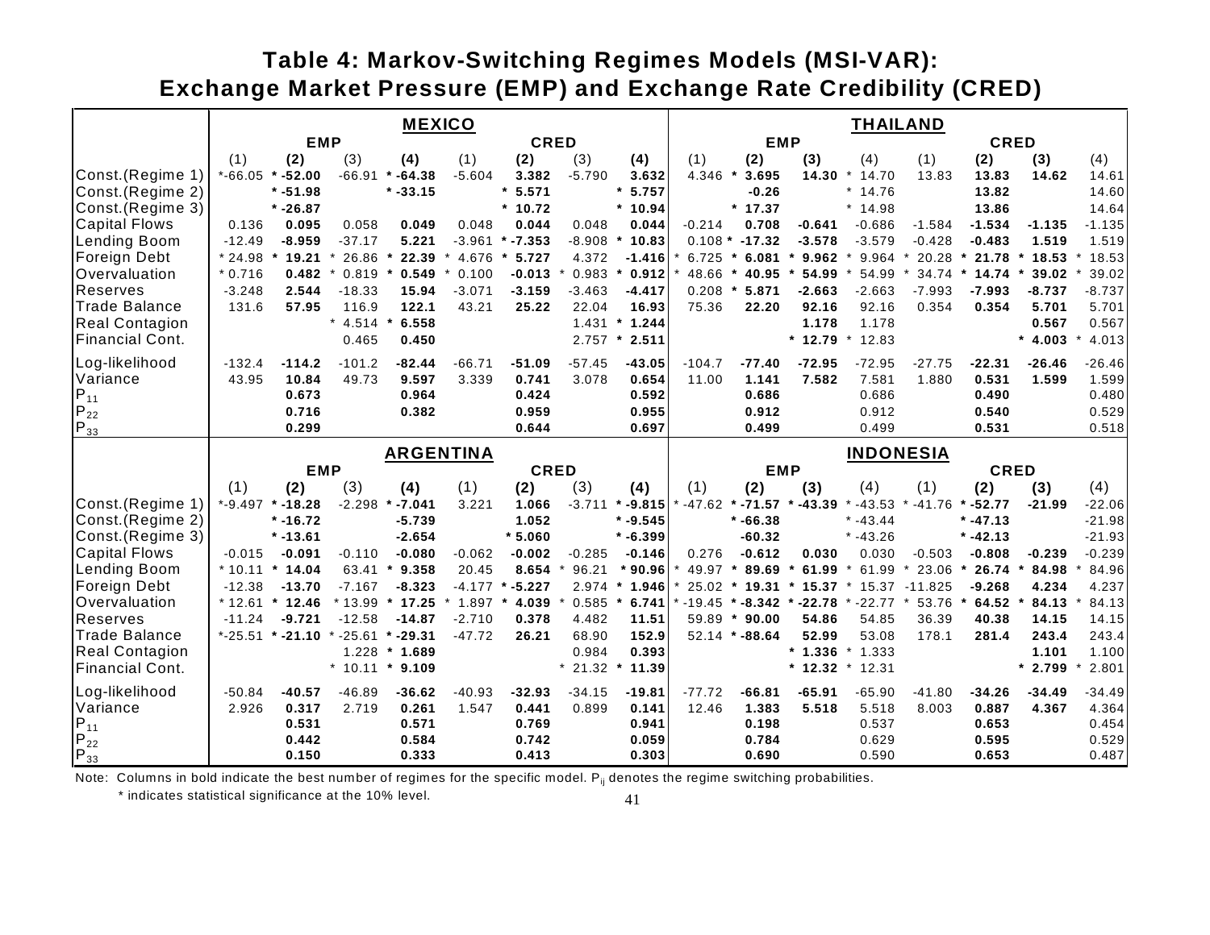# Table 4: Markov-Switching Regimes Models (MSI-VAR): Exchange Market Pressure (EMP) and Exchange Rate Credibility (CRED)

| | MEXICO | | | | | | | | THAILAND | | | | | | | |
|---|---|---|---|---|---|---|---|---|---|---|---|---|---|---|---|---|
| | EMP | | | | CRED | | | | EMP | | | | CRED | | | |
| | (1) | **(2)** | (3) | **(4)** | (1) | **(2)** | (3) | **(4)** | (1) | **(2)** | **(3)** | (4) | (1) | **(2)** | **(3)** | (4) |
| Const.(Regime 1) | * -66.05 | * **-52.00** | -66.91 | * **-64.38** | -5.604 | **3.382** | -5.790 | **3.632** | 4.346 | * **3.695** | **14.30** | * 14.70 | 13.83 | **13.83** | **14.62** | 14.61 |
| Const.(Regime 2) | | * **-51.98** | | * **-33.15** | | * **5.571** | | * **5.757** | | **-0.26** | | * 14.76 | | **13.82** | | 14.60 |
| Const.(Regime 3) | | * **-26.87** | | | | * **10.72** | | * **10.94** | | * **17.37** | | * 14.98 | | **13.86** | | 14.64 |
| Capital Flows | 0.136 | **0.095** | 0.058 | **0.049** | 0.048 | **0.044** | 0.048 | **0.044** | -0.214 | **0.708** | **-0.641** | -0.686 | -1.584 | **-1.534** | **-1.135** | -1.135 |
| Lending Boom | -12.49 | **-8.959** | -37.17 | **5.221** | -3.961 | * **-7.353** | -8.908 | * **10.83** | 0.108 | * **-17.32** | **-3.578** | -3.579 | -0.428 | **-0.483** | **1.519** | 1.519 |
| Foreign Debt | * 24.98 | * **19.21** | * 26.86 | * **22.39** | * 4.676 | * **5.727** | 4.372 | **-1.416** | * 6.725 | * **6.081** | * **9.962** | * 9.964 | * 20.28 | * **21.78** | * **18.53** | * 18.53 |
| Overvaluation | * 0.716 | **0.482** | * 0.819 | * **0.549** | * 0.100 | **-0.013** | * 0.983 | * **0.912** | * 48.66 | * **40.95** | * **54.99** | * 54.99 | * 34.74 | * **14.74** | * **39.02** | * 39.02 |
| Reserves | -3.248 | **2.544** | -18.33 | **15.94** | -3.071 | **-3.159** | -3.463 | **-4.417** | 0.208 | * **5.871** | **-2.663** | -2.663 | -7.993 | **-7.993** | **-8.737** | -8.737 |
| Trade Balance | 131.6 | **57.95** | 116.9 | **122.1** | 43.21 | **25.22** | 22.04 | **16.93** | 75.36 | **22.20** | **92.16** | 92.16 | 0.354 | **0.354** | **5.701** | 5.701 |
| Real Contagion | | | * 4.514 | * **6.558** | | | 1.431 | * **1.244** | | | **1.178** | 1.178 | | | **0.567** | 0.567 |
| Financial Cont. | | | 0.465 | **0.450** | | | 2.757 | * **2.511** | | | * **12.79** | * 12.83 | | | * **4.003** | * 4.013 |
| Log-likelihood | -132.4 | **-114.2** | -101.2 | **-82.44** | -66.71 | **-51.09** | -57.45 | **-43.05** | -104.7 | **-77.40** | **-72.95** | -72.95 | -27.75 | **-22.31** | **-26.46** | -26.46 |
| Variance | 43.95 | **10.84** | 49.73 | **9.597** | 3.339 | **0.741** | 3.078 | **0.654** | 11.00 | **1.141** | **7.582** | 7.581 | 1.880 | **0.531** | **1.599** | 1.599 |
| $P_{11}$ | | **0.673** | | **0.964** | | **0.424** | | **0.592** | | **0.686** | | 0.686 | | **0.490** | | 0.480 |
| $P_{22}$ | | **0.716** | | **0.382** | | **0.959** | | **0.955** | | **0.912** | | 0.912 | | **0.540** | | 0.529 |
| $P_{33}$ | | **0.299** | | | | **0.644** | | **0.697** | | **0.499** | | 0.499 | | **0.531** | | 0.518 |

| | ARGENTINA | | | | | | | | INDONESIA | | | | | | | |
|---|---|---|---|---|---|---|---|---|---|---|---|---|---|---|---|---|
| | EMP | | | | CRED | | | | EMP | | | | CRED | | | |
| | (1) | **(2)** | (3) | **(4)** | (1) | **(2)** | (3) | **(4)** | (1) | **(2)** | **(3)** | (4) | (1) | **(2)** | **(3)** | (4) |
| Const.(Regime 1) | * -9.497 | * **-18.28** | -2.298 | * **-7.041** | 3.221 | **1.066** | -3.711 | * **-9.815** | * -47.62 | * **-71.57** | * **-43.39** | * -43.53 | * -41.76 | * **-52.77** | **-21.99** | -22.06 |
| Const.(Regime 2) | | * **-16.72** | | **-5.739** | | **1.052** | | * **-9.545** | | * **-66.38** | | * -43.44 | | * **-47.13** | | -21.98 |
| Const.(Regime 3) | | * **-13.61** | | **-2.654** | | * **5.060** | | * **-6.399** | | **-60.32** | | * -43.26 | | * **-42.13** | | -21.93 |
| Capital Flows | -0.015 | **-0.091** | -0.110 | **-0.080** | -0.062 | **-0.002** | -0.285 | **-0.146** | 0.276 | **-0.612** | **0.030** | 0.030 | -0.503 | **-0.808** | **-0.239** | -0.239 |
| Lending Boom | * 10.11 | * **14.04** | 63.41 | * **9.358** | 20.45 | **8.654** | * 96.21 | * **90.96** | * 49.97 | * **89.69** | * **61.99** | * 61.99 | * 23.06 | * **26.74** | * **84.98** | * 84.96 |
| Foreign Debt | -12.38 | **-13.70** | -7.167 | **-8.323** | -4.177 | * **-5.227** | 2.974 | * **1.946** | * 25.02 | * **19.31** | * **15.37** | * 15.37 | -11.825 | **-9.268** | **4.234** | 4.237 |
| Overvaluation | * 12.61 | * **12.46** | * 13.99 | * **17.25** | * 1.897 | * **4.039** | * 0.585 | * **6.741** | * -19.45 | * **-8.342** | * **-22.78** | * -22.77 | * 53.76 | * **64.52** | * **84.13** | * 84.13 |
| Reserves | -11.24 | **-9.721** | -12.58 | **-14.87** | -2.710 | **0.378** | 4.482 | **11.51** | 59.89 | * **90.00** | **54.86** | 54.85 | 36.39 | **40.38** | **14.15** | 14.15 |
| Trade Balance | * -25.51 | * **-21.10** | * -25.61 | * **-29.31** | -47.72 | **26.21** | 68.90 | **152.9** | 52.14 | * **-88.64** | **52.99** | 53.08 | 178.1 | **281.4** | **243.4** | 243.4 |
| Real Contagion | | | 1.228 | * **1.689** | | | 0.984 | **0.393** | | | * **1.336** | * 1.333 | | | **1.101** | 1.100 |
| Financial Cont. | | | * 10.11 | * **9.109** | | | * 21.32 | * **11.39** | | | * **12.32** | * 12.31 | | | * **2.799** | * 2.801 |
| Log-likelihood | -50.84 | **-40.57** | -46.89 | **-36.62** | -40.93 | **-32.93** | -34.15 | **-19.81** | -77.72 | **-66.81** | **-65.91** | -65.90 | -41.80 | **-34.26** | **-34.49** | -34.49 |
| Variance | 2.926 | **0.317** | 2.719 | **0.261** | 1.547 | **0.441** | 0.899 | **0.141** | 12.46 | **1.383** | **5.518** | 5.518 | 8.003 | **0.887** | **4.367** | 4.364 |
| $P_{11}$ | | **0.531** | | **0.571** | | **0.769** | | **0.941** | | **0.198** | | 0.537 | | **0.653** | | 0.454 |
| $P_{22}$ | | **0.442** | | **0.584** | | **0.742** | | **0.059** | | **0.784** | | 0.629 | | **0.595** | | 0.529 |
| $P_{33}$ | | **0.150** | | **0.333** | | **0.413** | | **0.303** | | **0.690** | | 0.590 | | **0.653** | | 0.487 |

Note: Columns in bold indicate the best number of regimes for the specific model. $P_{ij}$ denotes the regime switching probabilities.

\* indicates statistical significance at the 10% level.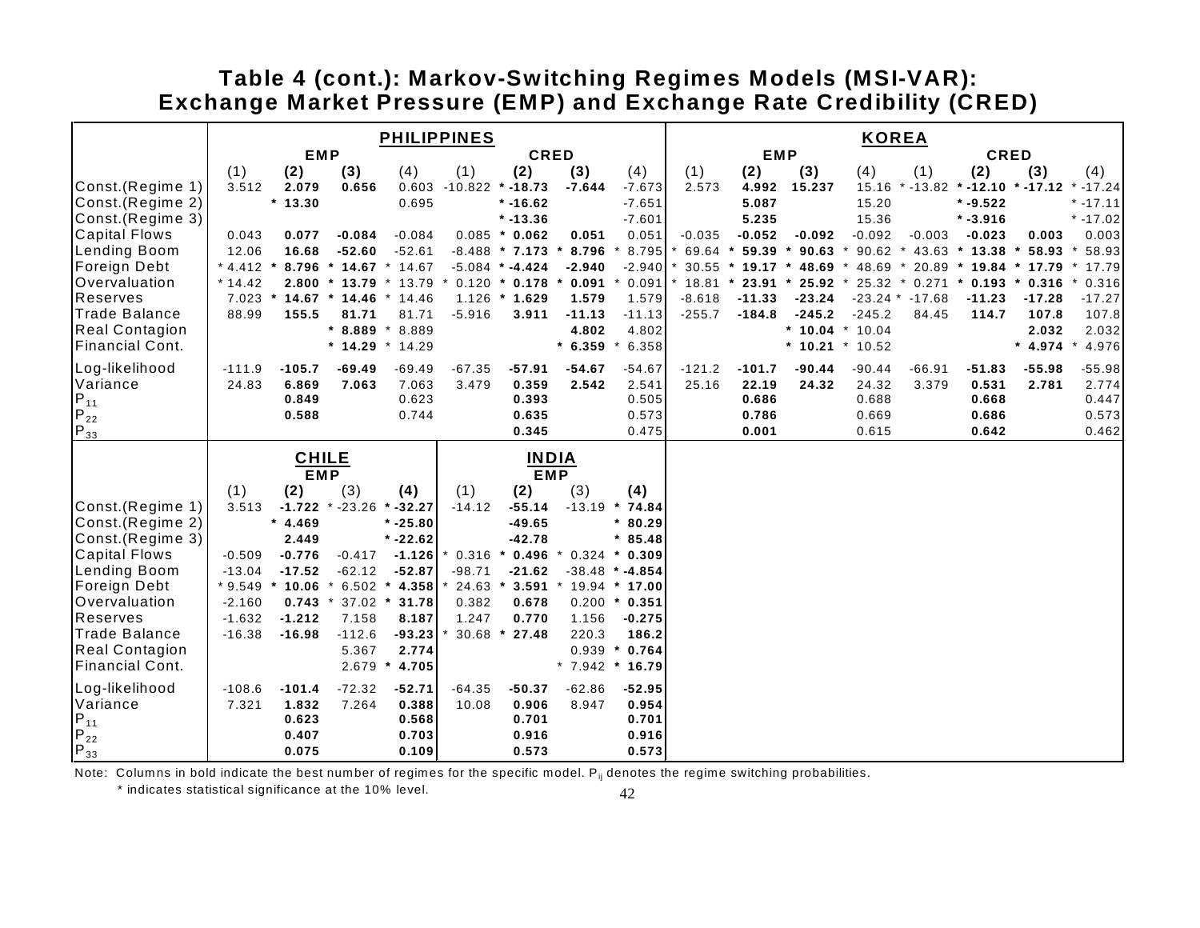# Table 4 (cont.): Markov-Switching Regimes Models (MSI-VAR): Exchange Market Pressure (EMP) and Exchange Rate Credibility (CRED)

| | PHILIPPINES | | | | | | | | KOREA | | | | | | | |
|---|---|---|---|---|---|---|---|---|---|---|---|---|---|---|---|---|
| | EMP | | | | CRED | | | | EMP | | | | CRED | | | |
| | (1) | **(2)** | **(3)** | (4) | (1) | **(2)** | **(3)** | (4) | (1) | **(2)** | **(3)** | (4) | (1) | **(2)** | **(3)** | (4) |
| Const.(Regime 1) | 3.512 | **2.079** | **0.656** | 0.603 | -10.822 | * **-18.73** | **-7.644** | -7.673 | 2.573 | **4.992** | **15.237** | 15.16 | * -13.82 | * **-12.10** | * **-17.12** | * -17.24 |
| Const.(Regime 2) | | * **13.30** | | 0.695 | | * **-16.62** | | -7.651 | | **5.087** | | 15.20 | | * **-9.522** | | * -17.11 |
| Const.(Regime 3) | | | | | | * **-13.36** | | -7.601 | | **5.235** | | 15.36 | | * **-3.916** | | * -17.02 |
| Capital Flows | 0.043 | **0.077** | **-0.084** | -0.084 | 0.085 | * **0.062** | **0.051** | 0.051 | -0.035 | **-0.052** | **-0.092** | -0.092 | -0.003 | **-0.023** | **0.003** | 0.003 |
| Lending Boom | 12.06 | **16.68** | **-52.60** | -52.61 | -8.488 | * **7.173** | * **8.796** | * 8.795 | * 69.64 | * **59.39** | * **90.63** | * 90.62 | * 43.63 | * **13.38** | * **58.93** | * 58.93 |
| Foreign Debt | * 4.412 | * **8.796** | * **14.67** | * 14.67 | -5.084 | * **-4.424** | **-2.940** | -2.940 | * 30.55 | * **19.17** | * **48.69** | * 48.69 | * 20.89 | * **19.84** | * **17.79** | * 17.79 |
| Overvaluation | * 14.42 | **2.800** | * **13.79** | * 13.79 | * 0.120 | * **0.178** | * **0.091** | * 0.091 | * 18.81 | * **23.91** | * **25.92** | * 25.32 | * 0.271 | * **0.193** | * **0.316** | * 0.316 |
| Reserves | 7.023 | * **14.67** | * **14.46** | * 14.46 | 1.126 | * **1.629** | **1.579** | 1.579 | -8.618 | **-11.33** | **-23.24** | -23.24 | * -17.68 | **-11.23** | **-17.28** | -17.27 |
| Trade Balance | 88.99 | **155.5** | **81.71** | 81.71 | -5.916 | **3.911** | **-11.13** | -11.13 | -255.7 | **-184.8** | **-245.2** | -245.2 | 84.45 | **114.7** | **107.8** | 107.8 |
| Real Contagion | | | * **8.889** | * 8.889 | | | **4.802** | 4.802 | | | * **10.04** | * 10.04 | | | **2.032** | 2.032 |
| Financial Cont. | | | * **14.29** | * 14.29 | | | * **6.359** | * 6.358 | | | * **10.21** | * 10.52 | | | * **4.974** | * 4.976 |
| Log-likelihood | -111.9 | **-105.7** | **-69.49** | -69.49 | -67.35 | **-57.91** | **-54.67** | -54.67 | -121.2 | **-101.7** | **-90.44** | -90.44 | -66.91 | **-51.83** | **-55.98** | -55.98 |
| Variance | 24.83 | **6.869** | **7.063** | 7.063 | 3.479 | **0.359** | **2.542** | 2.541 | 25.16 | **22.19** | **24.32** | 24.32 | 3.379 | **0.531** | **2.781** | 2.774 |
| $P_{11}$ | | **0.849** | | 0.623 | | **0.393** | | 0.505 | | **0.686** | | 0.688 | | **0.668** | | 0.447 |
| $P_{22}$ | | **0.588** | | 0.744 | | **0.635** | | 0.573 | | **0.786** | | 0.669 | | **0.686** | | 0.573 |
| $P_{33}$ | | | | | | **0.345** | | 0.475 | | **0.001** | | 0.615 | | **0.642** | | 0.462 |

| | CHILE | | | | INDIA | | | |
|---|---|---|---|---|---|---|---|---|
| | EMP | | | | EMP | | | |
| | (1) | **(2)** | (3) | **(4)** | (1) | **(2)** | (3) | **(4)** |
| Const.(Regime 1) | 3.513 | **-1.722** | * -23.26 | * **-32.27** | -14.12 | **-55.14** | -13.19 | * **74.84** |
| Const.(Regime 2) | | * **4.469** | | * **-25.80** | | **-49.65** | | * **80.29** |
| Const.(Regime 3) | | **2.449** | | * **-22.62** | | **-42.78** | | * **85.48** |
| Capital Flows | -0.509 | **-0.776** | -0.417 | **-1.126** | * 0.316 | * **0.496** | * 0.324 | * **0.309** |
| Lending Boom | -13.04 | **-17.52** | -62.12 | **-52.87** | -98.71 | **-21.62** | -38.48 | * **-4.854** |
| Foreign Debt | * 9.549 | * **10.06** | * 6.502 | * **4.358** | * 24.63 | * **3.591** | * 19.94 | * **17.00** |
| Overvaluation | -2.160 | **0.743** | * 37.02 | * **31.78** | 0.382 | **0.678** | 0.200 | * **0.351** |
| Reserves | -1.632 | **-1.212** | 7.158 | **8.187** | 1.247 | **0.770** | 1.156 | **-0.275** |
| Trade Balance | -16.38 | **-16.98** | -112.6 | **-93.23** | * 30.68 | * **27.48** | 220.3 | **186.2** |
| Real Contagion | | | 5.367 | **2.774** | | | 0.939 | * **0.764** |
| Financial Cont. | | | 2.679 | * **4.705** | | | * 7.942 | * **16.79** |
| Log-likelihood | -108.6 | **-101.4** | -72.32 | **-52.71** | -64.35 | **-50.37** | -62.86 | **-52.95** |
| Variance | 7.321 | **1.832** | 7.264 | **0.388** | 10.08 | **0.906** | 8.947 | **0.954** |
| $P_{11}$ | | **0.623** | | **0.568** | | **0.701** | | **0.701** |
| $P_{22}$ | | **0.407** | | **0.703** | | **0.916** | | **0.916** |
| $P_{33}$ | | **0.075** | | **0.109** | | **0.573** | | **0.573** |

Note: Columns in bold indicate the best number of regimes for the specific model. $P_{ij}$ denotes the regime switching probabilities.

\* indicates statistical significance at the 10% level.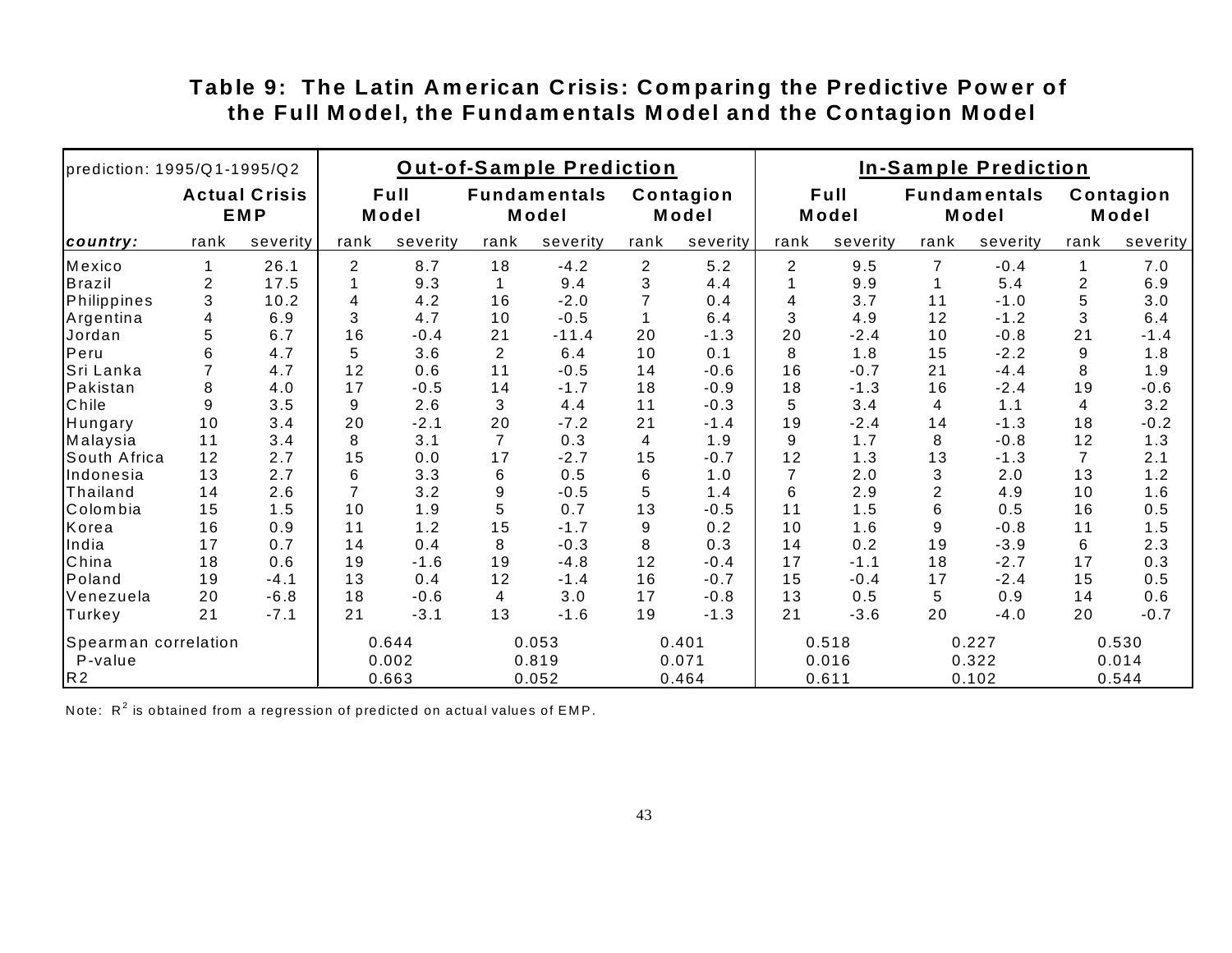# Table 9: The Latin American Crisis: Comparing the Predictive Power of the Full Model, the Fundamentals Model and the Contagion Model

| prediction: 1995/Q1-1995/Q2 | | | Out-of-Sample Prediction | | | | | | In-Sample Prediction | | | | | |
|---|---|---|---|---|---|---|---|---|---|---|---|---|---|---|
| | Actual Crisis EMP | | Full Model | | Fundamentals Model | | Contagion Model | | Full Model | | Fundamentals Model | | Contagion Model | |
| ***country:*** | rank | severity | rank | severity | rank | severity | rank | severity | rank | severity | rank | severity | rank | severity |
| Mexico | 1 | 26.1 | 2 | 8.7 | 18 | -4.2 | 2 | 5.2 | 2 | 9.5 | 7 | -0.4 | 1 | 7.0 |
| Brazil | 2 | 17.5 | 1 | 9.3 | 1 | 9.4 | 3 | 4.4 | 1 | 9.9 | 1 | 5.4 | 2 | 6.9 |
| Philippines | 3 | 10.2 | 4 | 4.2 | 16 | -2.0 | 7 | 0.4 | 4 | 3.7 | 11 | -1.0 | 5 | 3.0 |
| Argentina | 4 | 6.9 | 3 | 4.7 | 10 | -0.5 | 1 | 6.4 | 3 | 4.9 | 12 | -1.2 | 3 | 6.4 |
| Jordan | 5 | 6.7 | 16 | -0.4 | 21 | -11.4 | 20 | -1.3 | 20 | -2.4 | 10 | -0.8 | 21 | -1.4 |
| Peru | 6 | 4.7 | 5 | 3.6 | 2 | 6.4 | 10 | 0.1 | 8 | 1.8 | 15 | -2.2 | 9 | 1.8 |
| Sri Lanka | 7 | 4.7 | 12 | 0.6 | 11 | -0.5 | 14 | -0.6 | 16 | -0.7 | 21 | -4.4 | 8 | 1.9 |
| Pakistan | 8 | 4.0 | 17 | -0.5 | 14 | -1.7 | 18 | -0.9 | 18 | -1.3 | 16 | -2.4 | 19 | -0.6 |
| Chile | 9 | 3.5 | 9 | 2.6 | 3 | 4.4 | 11 | -0.3 | 5 | 3.4 | 4 | 1.1 | 4 | 3.2 |
| Hungary | 10 | 3.4 | 20 | -2.1 | 20 | -7.2 | 21 | -1.4 | 19 | -2.4 | 14 | -1.3 | 18 | -0.2 |
| Malaysia | 11 | 3.4 | 8 | 3.1 | 7 | 0.3 | 4 | 1.9 | 9 | 1.7 | 8 | -0.8 | 12 | 1.3 |
| South Africa | 12 | 2.7 | 15 | 0.0 | 17 | -2.7 | 15 | -0.7 | 12 | 1.3 | 13 | -1.3 | 7 | 2.1 |
| Indonesia | 13 | 2.7 | 6 | 3.3 | 6 | 0.5 | 6 | 1.0 | 7 | 2.0 | 3 | 2.0 | 13 | 1.2 |
| Thailand | 14 | 2.6 | 7 | 3.2 | 9 | -0.5 | 5 | 1.4 | 6 | 2.9 | 2 | 4.9 | 10 | 1.6 |
| Colombia | 15 | 1.5 | 10 | 1.9 | 5 | 0.7 | 13 | -0.5 | 11 | 1.5 | 6 | 0.5 | 16 | 0.5 |
| Korea | 16 | 0.9 | 11 | 1.2 | 15 | -1.7 | 9 | 0.2 | 10 | 1.6 | 9 | -0.8 | 11 | 1.5 |
| India | 17 | 0.7 | 14 | 0.4 | 8 | -0.3 | 8 | 0.3 | 14 | 0.2 | 19 | -3.9 | 6 | 2.3 |
| China | 18 | 0.6 | 19 | -1.6 | 19 | -4.8 | 12 | -0.4 | 17 | -1.1 | 18 | -2.7 | 17 | 0.3 |
| Poland | 19 | -4.1 | 13 | 0.4 | 12 | -1.4 | 16 | -0.7 | 15 | -0.4 | 17 | -2.4 | 15 | 0.5 |
| Venezuela | 20 | -6.8 | 18 | -0.6 | 4 | 3.0 | 17 | -0.8 | 13 | 0.5 | 5 | 0.9 | 14 | 0.6 |
| Turkey | 21 | -7.1 | 21 | -3.1 | 13 | -1.6 | 19 | -1.3 | 21 | -3.6 | 20 | -4.0 | 20 | -0.7 |
| Spearman correlation | | | 0.644 | | 0.053 | | 0.401 | | 0.518 | | 0.227 | | 0.530 | |
| P-value | | | 0.002 | | 0.819 | | 0.071 | | 0.016 | | 0.322 | | 0.014 | |
| R2 | | | 0.663 | | 0.052 | | 0.464 | | 0.611 | | 0.102 | | 0.544 | |

Note: $R^2$ is obtained from a regression of predicted on actual values of EMP.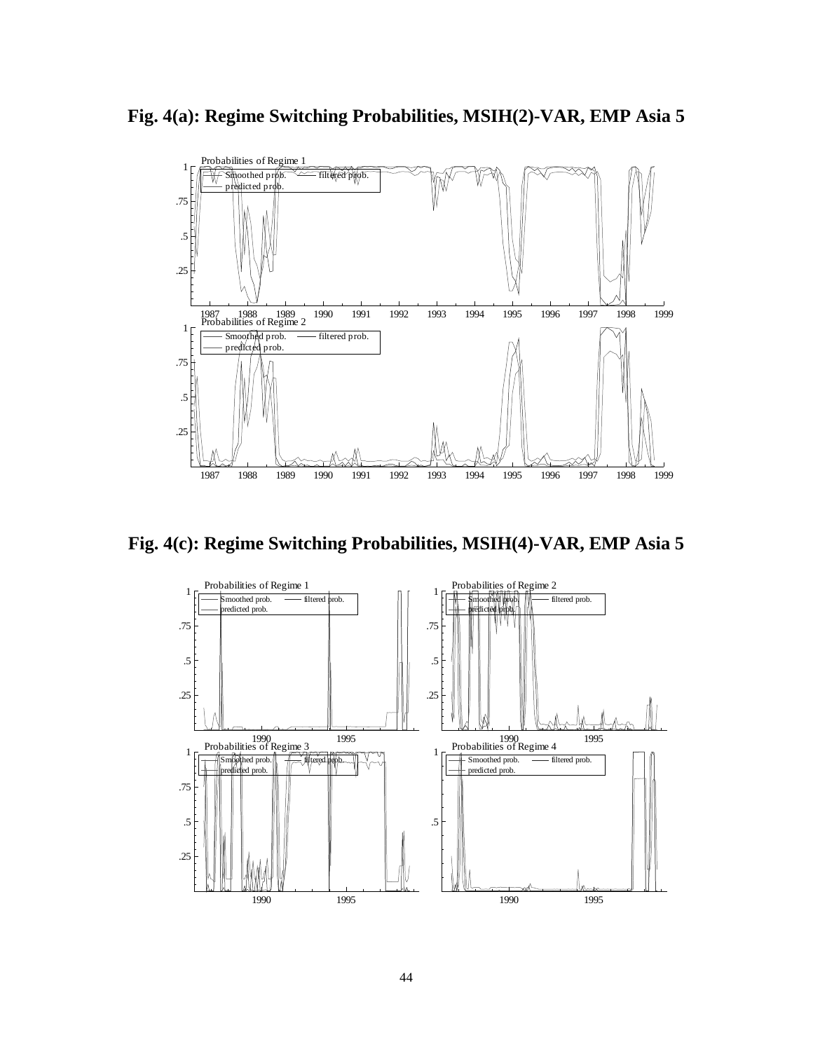**Fig. 4(a): Regime Switching Probabilities, MSIH(2)-VAR, EMP Asia 5**

**Fig. 4(c): Regime Switching Probabilities, MSIH(4)-VAR, EMP Asia 5**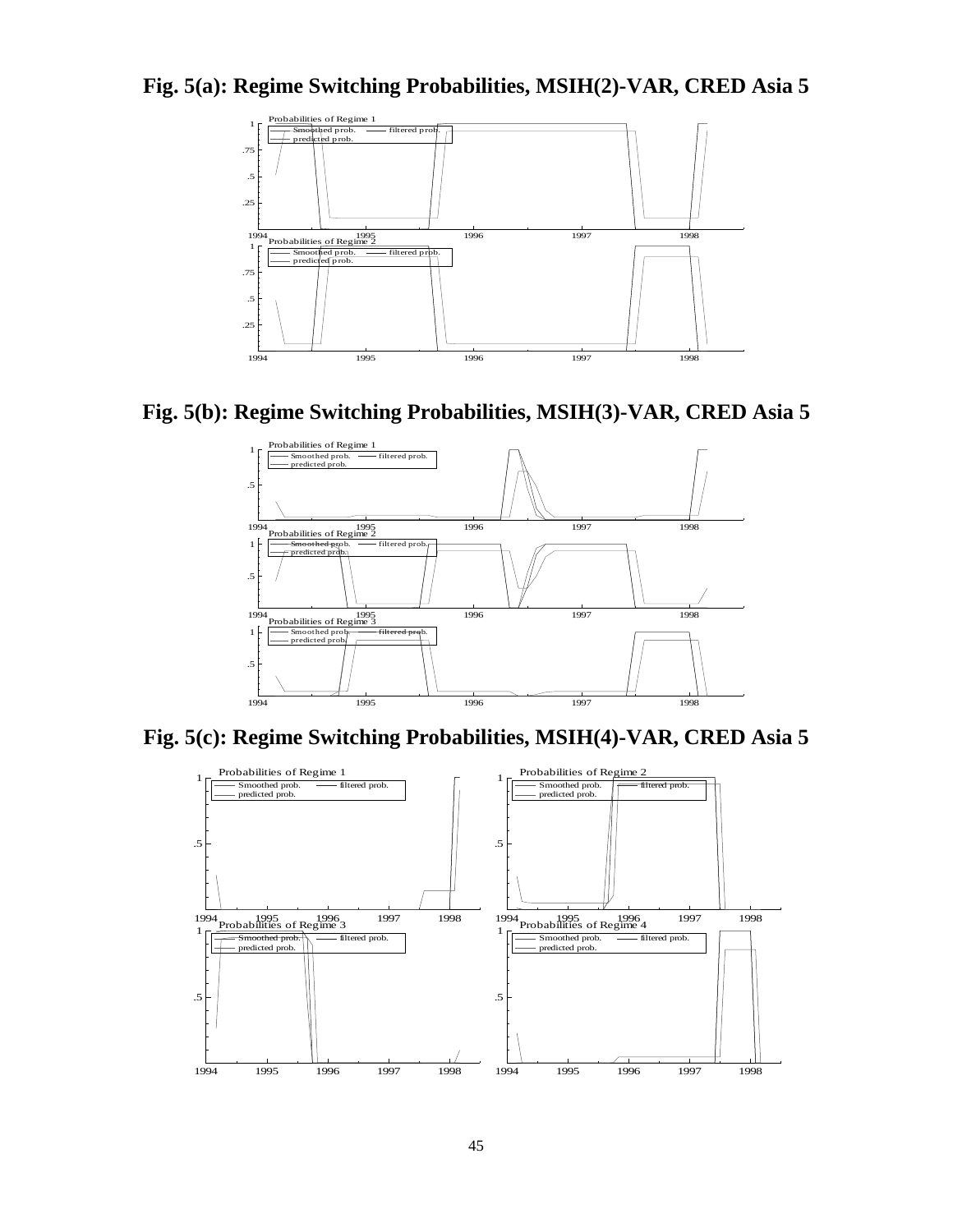**Fig. 5(a): Regime Switching Probabilities, MSIH(2)-VAR, CRED Asia 5**

Probabilities of Regime 1
Smoothed prob.
filtered prob.
predicted prob.
1
.75
.5
.25
1994
1995
1996
1997
1998

Probabilities of Regime 2
Smoothed prob.
filtered prob.
predicted prob.
1
.75
.5
.25
1994
1995
1996
1997
1998

**Fig. 5(b): Regime Switching Probabilities, MSIH(3)-VAR, CRED Asia 5**

Probabilities of Regime 1
Smoothed prob.
filtered prob.
predicted prob.
1
.5
1994
1995
1996
1997
1998

Probabilities of Regime 2
Smoothed prob.
filtered prob.
predicted prob.
1
.5
1994
1995
1996
1997
1998

Probabilities of Regime 3
Smoothed prob.
filtered prob.
predicted prob.
1
.5
1994
1995
1996
1997
1998

**Fig. 5(c): Regime Switching Probabilities, MSIH(4)-VAR, CRED Asia 5**

Probabilities of Regime 1
Smoothed prob.
filtered prob.
predicted prob.
1
.5
1994
1995
1996
1997
1998

Probabilities of Regime 2
Smoothed prob.
filtered prob.
predicted prob.
1
.5
1994
1995
1996
1997
1998

Probabilities of Regime 3
Smoothed prob.
filtered prob.
predicted prob.
1
.5
1994
1995
1996
1997
1998

Probabilities of Regime 4
Smoothed prob.
filtered prob.
predicted prob.
1
.5
1994
1995
1996
1997
1998